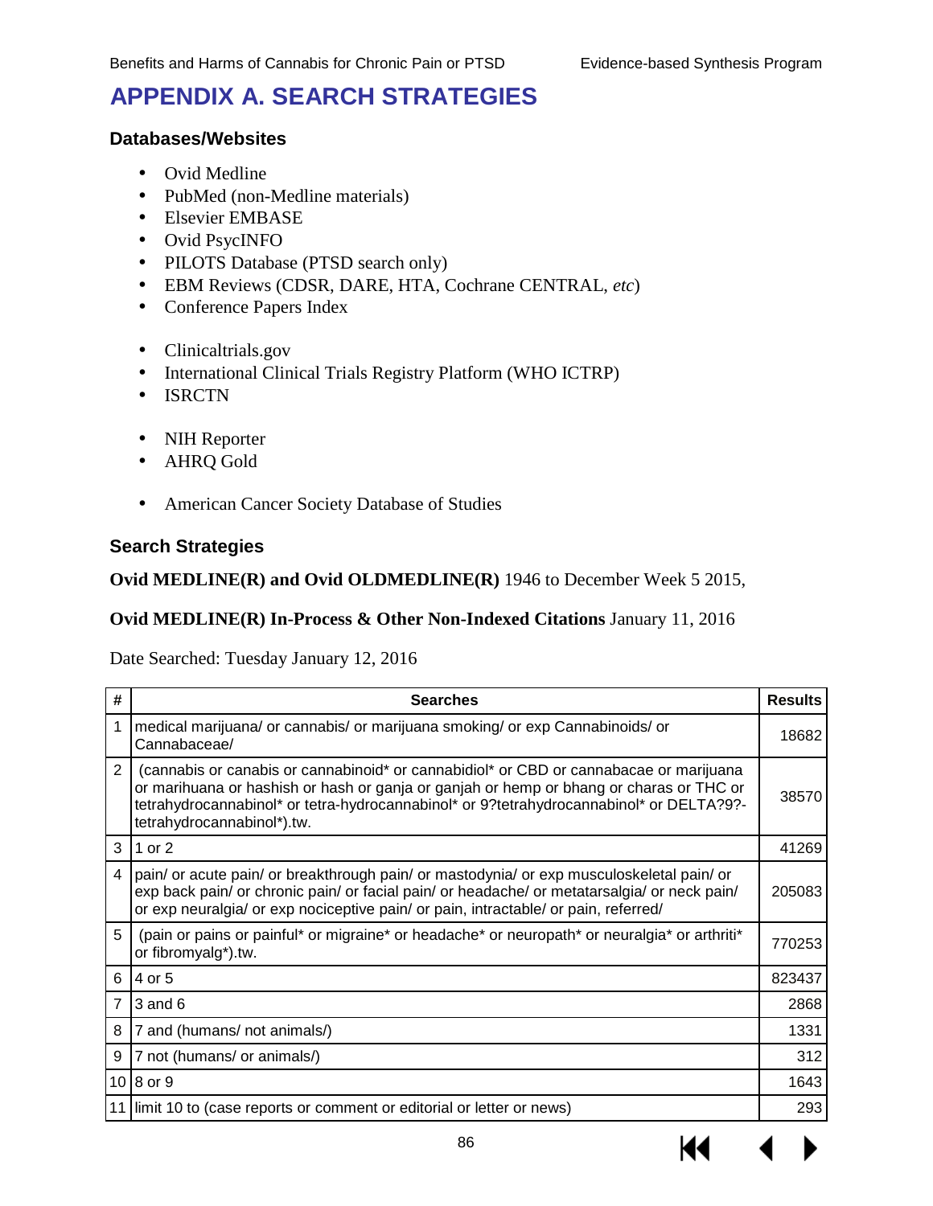# APPENDIX A. SEARCH STRATEGIES

### Databases/Websites

- Ovid Medline
- PubMed (non-Medline materials)
- Elsevier EMBASE
- Ovid PsycINFO
- PILOTS Database (PTSD search only)
- EBM Reviews (CDSR, DARE, HTA, Cochrane CENTRAL, *etc*)
- Conference Papers Index

- Clinicaltrials.gov
- International Clinical Trials Registry Platform (WHO ICTRP)
- ISRCTN

- NIH Reporter
- AHRQ Gold

- American Cancer Society Database of Studies

### Search Strategies

**Ovid MEDLINE(R) and Ovid OLDMEDLINE(R)** 1946 to December Week 5 2015,

**Ovid MEDLINE(R) In-Process & Other Non-Indexed Citations** January 11, 2016

Date Searched: Tuesday January 12, 2016

| # | Searches | Results |
|---|---|---|
| 1 | medical marijuana/ or cannabis/ or marijuana smoking/ or exp Cannabinoids/ or Cannabaceae/ | 18682 |
| 2 | (cannabis or canabis or cannabinoid* or cannabidiol* or CBD or cannabacae or marijuana or marihuana or hashish or hash or ganja or ganjah or hemp or bhang or charas or THC or tetrahydrocannabinol* or tetra-hydrocannabinol* or 9?tetrahydrocannabinol* or DELTA?9?-tetrahydrocannabinol*).tw. | 38570 |
| 3 | 1 or 2 | 41269 |
| 4 | pain/ or acute pain/ or breakthrough pain/ or mastodynia/ or exp musculoskeletal pain/ or exp back pain/ or chronic pain/ or facial pain/ or headache/ or metatarsalgia/ or neck pain/ or exp neuralgia/ or exp nociceptive pain/ or pain, intractable/ or pain, referred/ | 205083 |
| 5 | (pain or pains or painful* or migraine* or headache* or neuropath* or neuralgia* or arthriti* or fibromyalg*).tw. | 770253 |
| 6 | 4 or 5 | 823437 |
| 7 | 3 and 6 | 2868 |
| 8 | 7 and (humans/ not animals/) | 1331 |
| 9 | 7 not (humans/ or animals/) | 312 |
| 10 | 8 or 9 | 1643 |
| 11 | limit 10 to (case reports or comment or editorial or letter or news) | 293 |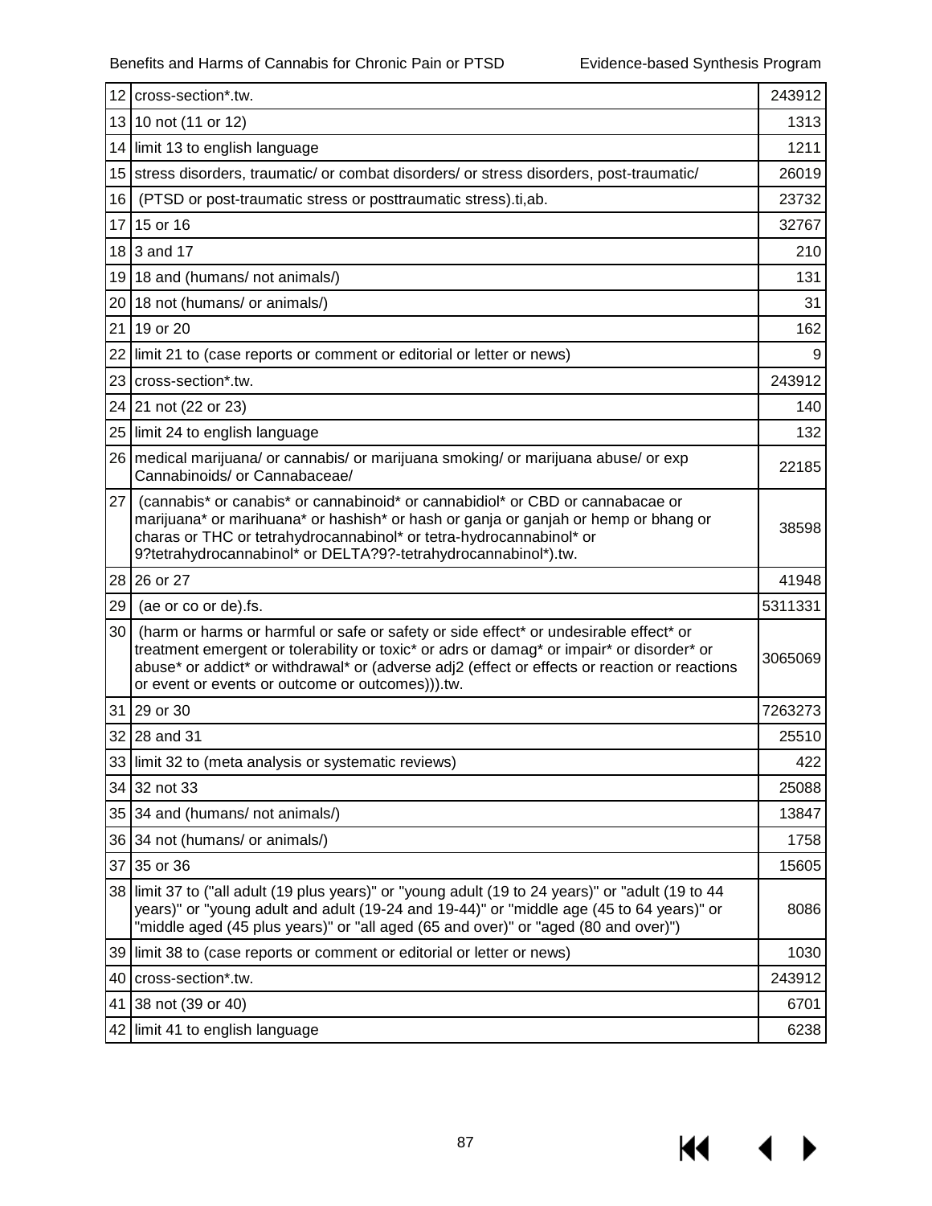| | | |
|---|---|---|
| 12 | cross-section*.tw. | 243912 |
| 13 | 10 not (11 or 12) | 1313 |
| 14 | limit 13 to english language | 1211 |
| 15 | stress disorders, traumatic/ or combat disorders/ or stress disorders, post-traumatic/ | 26019 |
| 16 | (PTSD or post-traumatic stress or posttraumatic stress).ti,ab. | 23732 |
| 17 | 15 or 16 | 32767 |
| 18 | 3 and 17 | 210 |
| 19 | 18 and (humans/ not animals/) | 131 |
| 20 | 18 not (humans/ or animals/) | 31 |
| 21 | 19 or 20 | 162 |
| 22 | limit 21 to (case reports or comment or editorial or letter or news) | 9 |
| 23 | cross-section*.tw. | 243912 |
| 24 | 21 not (22 or 23) | 140 |
| 25 | limit 24 to english language | 132 |
| 26 | medical marijuana/ or cannabis/ or marijuana smoking/ or marijuana abuse/ or exp Cannabinoids/ or Cannabaceae/ | 22185 |
| 27 | (cannabis* or canabis* or cannabinoid* or cannabidiol* or CBD or cannabacae or marijuana* or marihuana* or hashish* or hash or ganja or ganjah or hemp or bhang or charas or THC or tetrahydrocannabinol* or tetra-hydrocannabinol* or 9?tetrahydrocannabinol* or DELTA?9?-tetrahydrocannabinol*).tw. | 38598 |
| 28 | 26 or 27 | 41948 |
| 29 | (ae or co or de).fs. | 5311331 |
| 30 | (harm or harms or harmful or safe or safety or side effect* or undesirable effect* or treatment emergent or tolerability or toxic* or adrs or damag* or impair* or disorder* or abuse* or addict* or withdrawal* or (adverse adj2 (effect or effects or reaction or reactions or event or events or outcome or outcomes))).tw. | 3065069 |
| 31 | 29 or 30 | 7263273 |
| 32 | 28 and 31 | 25510 |
| 33 | limit 32 to (meta analysis or systematic reviews) | 422 |
| 34 | 32 not 33 | 25088 |
| 35 | 34 and (humans/ not animals/) | 13847 |
| 36 | 34 not (humans/ or animals/) | 1758 |
| 37 | 35 or 36 | 15605 |
| 38 | limit 37 to ("all adult (19 plus years)" or "young adult (19 to 24 years)" or "adult (19 to 44 years)" or "young adult and adult (19-24 and 19-44)" or "middle age (45 to 64 years)" or "middle aged (45 plus years)" or "all aged (65 and over)" or "aged (80 and over)") | 8086 |
| 39 | limit 38 to (case reports or comment or editorial or letter or news) | 1030 |
| 40 | cross-section*.tw. | 243912 |
| 41 | 38 not (39 or 40) | 6701 |
| 42 | limit 41 to english language | 6238 |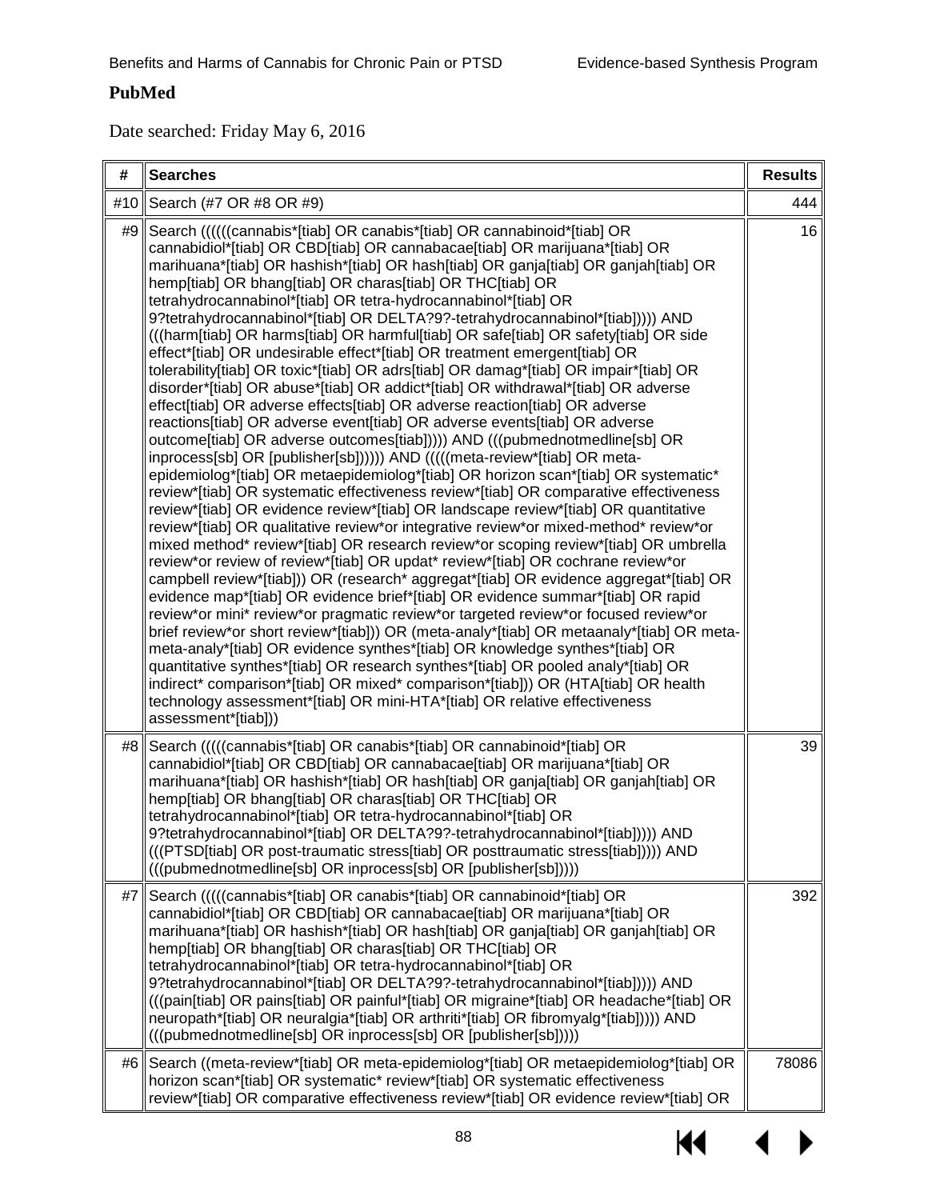## PubMed

Date searched: Friday May 6, 2016

| # | Searches | Results |
|---|---|---|
| #10 | Search (#7 OR #8 OR #9) | 444 |
| #9 | Search ((((((cannabis*[tiab] OR canabis*[tiab] OR cannabinoid*[tiab] OR cannabidiol*[tiab] OR CBD[tiab] OR cannabacae[tiab] OR marijuana*[tiab] OR marihuana*[tiab] OR hashish*[tiab] OR hash[tiab] OR ganja[tiab] OR ganjah[tiab] OR hemp[tiab] OR bhang[tiab] OR charas[tiab] OR THC[tiab] OR tetrahydrocannabinol*[tiab] OR tetra-hydrocannabinol*[tiab] OR 9?tetrahydrocannabinol*[tiab] OR DELTA?9?-tetrahydrocannabinol*[tiab])))) AND (((harm[tiab] OR harms[tiab] OR harmful[tiab] OR safe[tiab] OR safety[tiab] OR side effect*[tiab] OR undesirable effect*[tiab] OR treatment emergent[tiab] OR tolerability[tiab] OR toxic*[tiab] OR adrs[tiab] OR damag*[tiab] OR impair*[tiab] OR disorder*[tiab] OR abuse*[tiab] OR addict*[tiab] OR withdrawal*[tiab] OR adverse effect[tiab] OR adverse effects[tiab] OR adverse reaction[tiab] OR adverse reactions[tiab] OR adverse event[tiab] OR adverse events[tiab] OR adverse outcome[tiab] OR adverse outcomes[tiab])))) AND (((pubmednotmedline[sb] OR inprocess[sb] OR [publisher[sb]))))) AND (((((meta-review*[tiab] OR meta-epidemiolog*[tiab] OR metaepidemiolog*[tiab] OR horizon scan*[tiab] OR systematic* review*[tiab] OR systematic effectiveness review*[tiab] OR comparative effectiveness review*[tiab] OR evidence review*[tiab] OR landscape review*[tiab] OR quantitative review*[tiab] OR qualitative review*or integrative review*or mixed-method* review*or mixed method* review*[tiab] OR research review*[tiab] OR scoping review*[tiab] OR umbrella review*or review of review*[tiab] OR updat* review*[tiab] OR cochrane review*or campbell review*[tiab])) OR (research* aggregat*[tiab] OR evidence aggregat*[tiab] OR evidence map*[tiab] OR evidence brief*[tiab] OR evidence summar*[tiab] OR rapid review*or mini* review*or pragmatic review*or targeted review*or focused review*or brief review*or short review*[tiab])) OR (meta-analy*[tiab] OR metaanaly*[tiab] OR meta-meta-analy*[tiab] OR evidence synthes*[tiab] OR knowledge synthes*[tiab] OR quantitative synthes*[tiab] OR research synthes*[tiab] OR pooled analy*[tiab] OR indirect* comparison*[tiab] OR mixed* comparison*[tiab])) OR (HTA[tiab] OR health technology assessment*[tiab] OR mini-HTA*[tiab] OR relative effectiveness assessment*[tiab])) | 16 |
| #8 | Search (((((cannabis*[tiab] OR canabis*[tiab] OR cannabinoid*[tiab] OR cannabidiol*[tiab] OR CBD[tiab] OR cannabacae[tiab] OR marijuana*[tiab] OR marihuana*[tiab] OR hashish*[tiab] OR hash[tiab] OR ganja[tiab] OR ganjah[tiab] OR hemp[tiab] OR bhang[tiab] OR charas[tiab] OR THC[tiab] OR tetrahydrocannabinol*[tiab] OR tetra-hydrocannabinol*[tiab] OR 9?tetrahydrocannabinol*[tiab] OR DELTA?9?-tetrahydrocannabinol*[tiab])))) AND (((PTSD[tiab] OR post-traumatic stress[tiab] OR posttraumatic stress[tiab])))) AND (((pubmednotmedline[sb] OR inprocess[sb] OR [publisher[sb])))) | 39 |
| #7 | Search (((((cannabis*[tiab] OR canabis*[tiab] OR cannabinoid*[tiab] OR cannabidiol*[tiab] OR CBD[tiab] OR cannabacae[tiab] OR marijuana*[tiab] OR marihuana*[tiab] OR hashish*[tiab] OR hash[tiab] OR ganja[tiab] OR ganjah[tiab] OR hemp[tiab] OR bhang[tiab] OR charas[tiab] OR THC[tiab] OR tetrahydrocannabinol*[tiab] OR tetra-hydrocannabinol*[tiab] OR 9?tetrahydrocannabinol*[tiab] OR DELTA?9?-tetrahydrocannabinol*[tiab])))) AND (((pain[tiab] OR pains[tiab] OR painful*[tiab] OR migraine*[tiab] OR headache*[tiab] OR neuropath*[tiab] OR neuralgia*[tiab] OR arthriti*[tiab] OR fibromyalg*[tiab])))) AND (((pubmednotmedline[sb] OR inprocess[sb] OR [publisher[sb])))) | 392 |
| #6 | Search ((meta-review*[tiab] OR meta-epidemiolog*[tiab] OR metaepidemiolog*[tiab] OR horizon scan*[tiab] OR systematic* review*[tiab] OR systematic effectiveness review*[tiab] OR comparative effectiveness review*[tiab] OR evidence review*[tiab] OR | 78086 |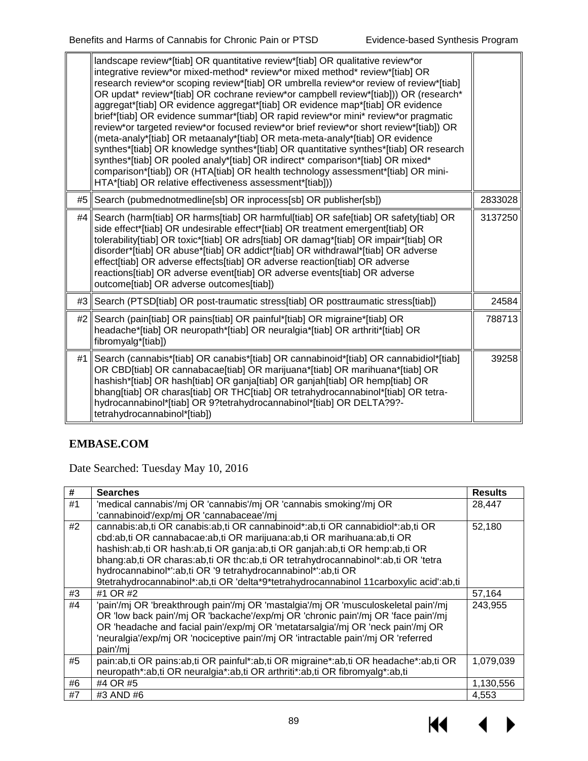|  | landscape review*[tiab] OR quantitative review*[tiab] OR qualitative review*or integrative review*or mixed-method* review*or mixed method* review*[tiab] OR research review*or scoping review*[tiab] OR umbrella review*or review of review*[tiab] OR updat* review*[tiab] OR cochrane review*or campbell review*[tiab])) OR (research* aggregat*[tiab] OR evidence aggregat*[tiab] OR evidence map*[tiab] OR evidence brief*[tiab] OR evidence summar*[tiab] OR rapid review*or mini* review*or pragmatic review*or targeted review*or focused review*or brief review*or short review*[tiab]) OR (meta-analy*[tiab] OR metaanaly*[tiab] OR meta-meta-analy*[tiab] OR evidence synthes*[tiab] OR knowledge synthes*[tiab] OR quantitative synthes*[tiab] OR research synthes*[tiab] OR pooled analy*[tiab] OR indirect* comparison*[tiab] OR mixed* comparison*[tiab]) OR (HTA[tiab] OR health technology assessment*[tiab] OR mini-HTA*[tiab] OR relative effectiveness assessment*[tiab])) |  |
|---|---|---|
| #5 | Search (pubmednotmedline[sb] OR inprocess[sb] OR publisher[sb]) | 2833028 |
| #4 | Search (harm[tiab] OR harms[tiab] OR harmful[tiab] OR safe[tiab] OR safety[tiab] OR side effect*[tiab] OR undesirable effect*[tiab] OR treatment emergent[tiab] OR tolerability[tiab] OR toxic*[tiab] OR adrs[tiab] OR damag*[tiab] OR impair*[tiab] OR disorder*[tiab] OR abuse*[tiab] OR addict*[tiab] OR withdrawal*[tiab] OR adverse effect[tiab] OR adverse effects[tiab] OR adverse reaction[tiab] OR adverse reactions[tiab] OR adverse event[tiab] OR adverse events[tiab] OR adverse outcome[tiab] OR adverse outcomes[tiab]) | 3137250 |
| #3 | Search (PTSD[tiab] OR post-traumatic stress[tiab] OR posttraumatic stress[tiab]) | 24584 |
| #2 | Search (pain[tiab] OR pains[tiab] OR painful*[tiab] OR migraine*[tiab] OR headache*[tiab] OR neuropath*[tiab] OR neuralgia*[tiab] OR arthriti*[tiab] OR fibromyalg*[tiab]) | 788713 |
| #1 | Search (cannabis*[tiab] OR canabis*[tiab] OR cannabinoid*[tiab] OR cannabidiol*[tiab] OR CBD[tiab] OR cannabacae[tiab] OR marijuana*[tiab] OR marihuana*[tiab] OR hashish*[tiab] OR hash[tiab] OR ganja[tiab] OR ganjah[tiab] OR hemp[tiab] OR bhang[tiab] OR charas[tiab] OR THC[tiab] OR tetrahydrocannabinol*[tiab] OR tetra-hydrocannabinol*[tiab] OR 9?tetrahydrocannabinol*[tiab] OR DELTA?9?-tetrahydrocannabinol*[tiab]) | 39258 |

## EMBASE.COM

Date Searched: Tuesday May 10, 2016

| # | Searches | Results |
|---|---|---|
| #1 | 'medical cannabis'/mj OR 'cannabis'/mj OR 'cannabis smoking'/mj OR 'cannabinoid'/exp/mj OR 'cannabaceae'/mj | 28,447 |
| #2 | cannabis:ab,ti OR canabis:ab,ti OR cannabinoid*:ab,ti OR cannabidiol*:ab,ti OR cbd:ab,ti OR cannabacae:ab,ti OR marijuana:ab,ti OR marihuana:ab,ti OR hashish:ab,ti OR hash:ab,ti OR ganja:ab,ti OR ganjah:ab,ti OR hemp:ab,ti OR bhang:ab,ti OR charas:ab,ti OR thc:ab,ti OR tetrahydrocannabinol*:ab,ti OR 'tetra hydrocannabinol*':ab,ti OR '9 tetrahydrocannabinol*':ab,ti OR 9tetrahydrocannabinol*:ab,ti OR 'delta*9*tetrahydrocannabinol 11carboxylic acid':ab,ti | 52,180 |
| #3 | #1 OR #2 | 57,164 |
| #4 | 'pain'/mj OR 'breakthrough pain'/mj OR 'mastalgia'/mj OR 'musculoskeletal pain'/mj OR 'low back pain'/mj OR 'backache'/exp/mj OR 'chronic pain'/mj OR 'face pain'/mj OR 'headache and facial pain'/exp/mj OR 'metatarsalgia'/mj OR 'neck pain'/mj OR 'neuralgia'/exp/mj OR 'nociceptive pain'/mj OR 'intractable pain'/mj OR 'referred pain'/mj | 243,955 |
| #5 | pain:ab,ti OR pains:ab,ti OR painful*:ab,ti OR migraine*:ab,ti OR headache*:ab,ti OR neuropath*:ab,ti OR neuralgia*:ab,ti OR arthriti*:ab,ti OR fibromyalg*:ab,ti | 1,079,039 |
| #6 | #4 OR #5 | 1,130,556 |
| #7 | #3 AND #6 | 4,553 |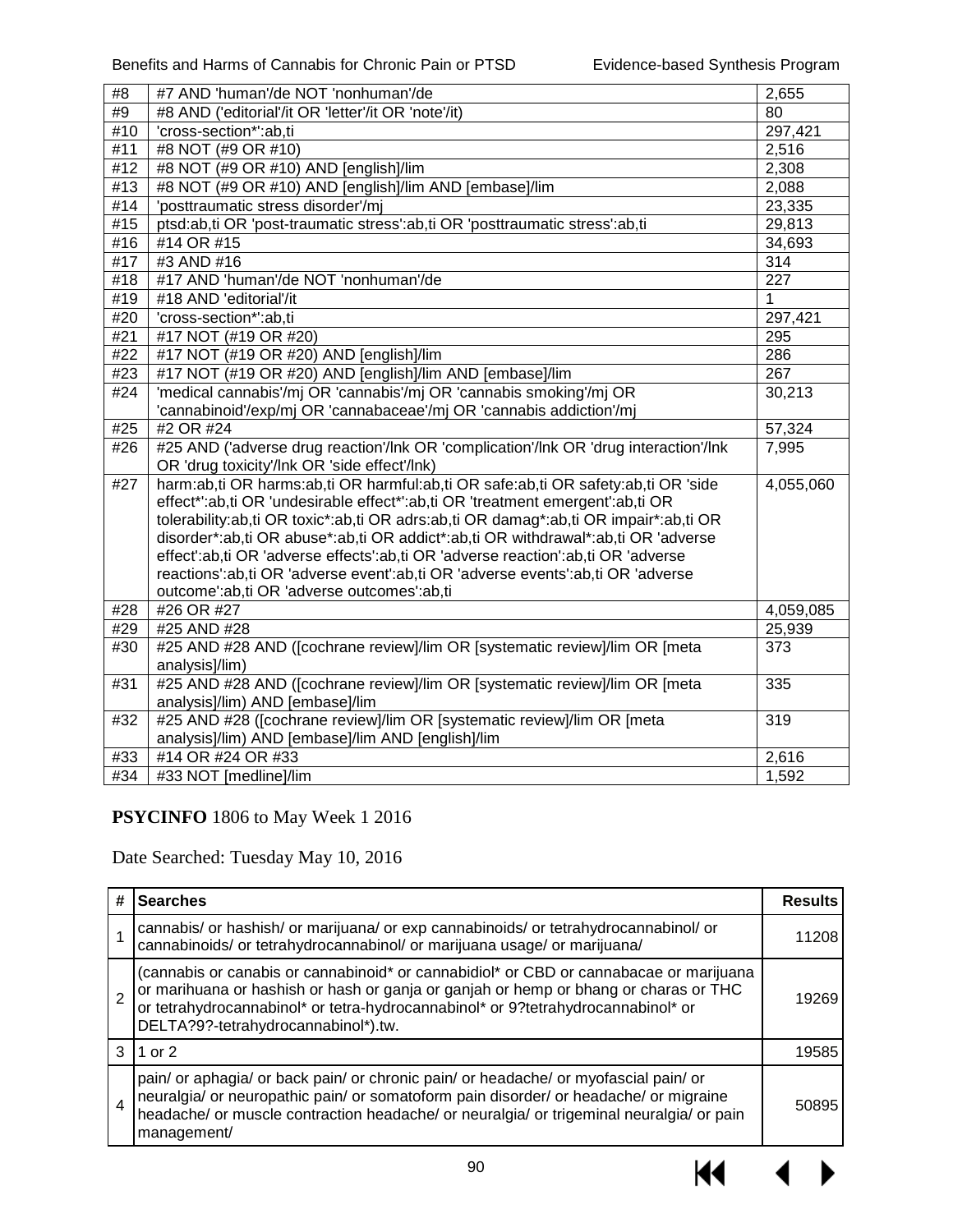| #8 | #7 AND 'human'/de NOT 'nonhuman'/de | 2,655 |
|---|---|---|
| #9 | #8 AND ('editorial'/it OR 'letter'/it OR 'note'/it) | 80 |
| #10 | 'cross-section*':ab,ti | 297,421 |
| #11 | #8 NOT (#9 OR #10) | 2,516 |
| #12 | #8 NOT (#9 OR #10) AND [english]/lim | 2,308 |
| #13 | #8 NOT (#9 OR #10) AND [english]/lim AND [embase]/lim | 2,088 |
| #14 | 'posttraumatic stress disorder'/mj | 23,335 |
| #15 | ptsd:ab,ti OR 'post-traumatic stress':ab,ti OR 'posttraumatic stress':ab,ti | 29,813 |
| #16 | #14 OR #15 | 34,693 |
| #17 | #3 AND #16 | 314 |
| #18 | #17 AND 'human'/de NOT 'nonhuman'/de | 227 |
| #19 | #18 AND 'editorial'/it | 1 |
| #20 | 'cross-section*':ab,ti | 297,421 |
| #21 | #17 NOT (#19 OR #20) | 295 |
| #22 | #17 NOT (#19 OR #20) AND [english]/lim | 286 |
| #23 | #17 NOT (#19 OR #20) AND [english]/lim AND [embase]/lim | 267 |
| #24 | 'medical cannabis'/mj OR 'cannabis'/mj OR 'cannabis smoking'/mj OR 'cannabinoid'/exp/mj OR 'cannabaceae'/mj OR 'cannabis addiction'/mj | 30,213 |
| #25 | #2 OR #24 | 57,324 |
| #26 | #25 AND ('adverse drug reaction'/lnk OR 'complication'/lnk OR 'drug interaction'/lnk OR 'drug toxicity'/lnk OR 'side effect'/lnk) | 7,995 |
| #27 | harm:ab,ti OR harms:ab,ti OR harmful:ab,ti OR safe:ab,ti OR safety:ab,ti OR 'side effect*':ab,ti OR 'undesirable effect*':ab,ti OR 'treatment emergent':ab,ti OR tolerability:ab,ti OR toxic*:ab,ti OR adrs:ab,ti OR damag*:ab,ti OR impair*:ab,ti OR disorder*:ab,ti OR abuse*:ab,ti OR addict*:ab,ti OR withdrawal*:ab,ti OR 'adverse effect':ab,ti OR 'adverse effects':ab,ti OR 'adverse reaction':ab,ti OR 'adverse reactions':ab,ti OR 'adverse event':ab,ti OR 'adverse events':ab,ti OR 'adverse outcome':ab,ti OR 'adverse outcomes':ab,ti | 4,055,060 |
| #28 | #26 OR #27 | 4,059,085 |
| #29 | #25 AND #28 | 25,939 |
| #30 | #25 AND #28 AND ([cochrane review]/lim OR [systematic review]/lim OR [meta analysis]/lim) | 373 |
| #31 | #25 AND #28 AND ([cochrane review]/lim OR [systematic review]/lim OR [meta analysis]/lim) AND [embase]/lim | 335 |
| #32 | #25 AND #28 ([cochrane review]/lim OR [systematic review]/lim OR [meta analysis]/lim) AND [embase]/lim AND [english]/lim | 319 |
| #33 | #14 OR #24 OR #33 | 2,616 |
| #34 | #33 NOT [medline]/lim | 1,592 |

**PSYCINFO** 1806 to May Week 1 2016

Date Searched: Tuesday May 10, 2016

| # | Searches | Results |
|---|---|---|
| 1 | cannabis/ or hashish/ or marijuana/ or exp cannabinoids/ or tetrahydrocannabinol/ or cannabinoids/ or tetrahydrocannabinol/ or marijuana usage/ or marijuana/ | 11208 |
| 2 | (cannabis or canabis or cannabinoid* or cannabidiol* or CBD or cannabacae or marijuana or marihuana or hashish or hash or ganja or ganjah or hemp or bhang or charas or THC or tetrahydrocannabinol* or tetra-hydrocannabinol* or 9?tetrahydrocannabinol* or DELTA?9?-tetrahydrocannabinol*).tw. | 19269 |
| 3 | 1 or 2 | 19585 |
| 4 | pain/ or aphagia/ or back pain/ or chronic pain/ or headache/ or myofascial pain/ or neuralgia/ or neuropathic pain/ or somatoform pain disorder/ or headache/ or migraine headache/ or muscle contraction headache/ or neuralgia/ or trigeminal neuralgia/ or pain management/ | 50895 |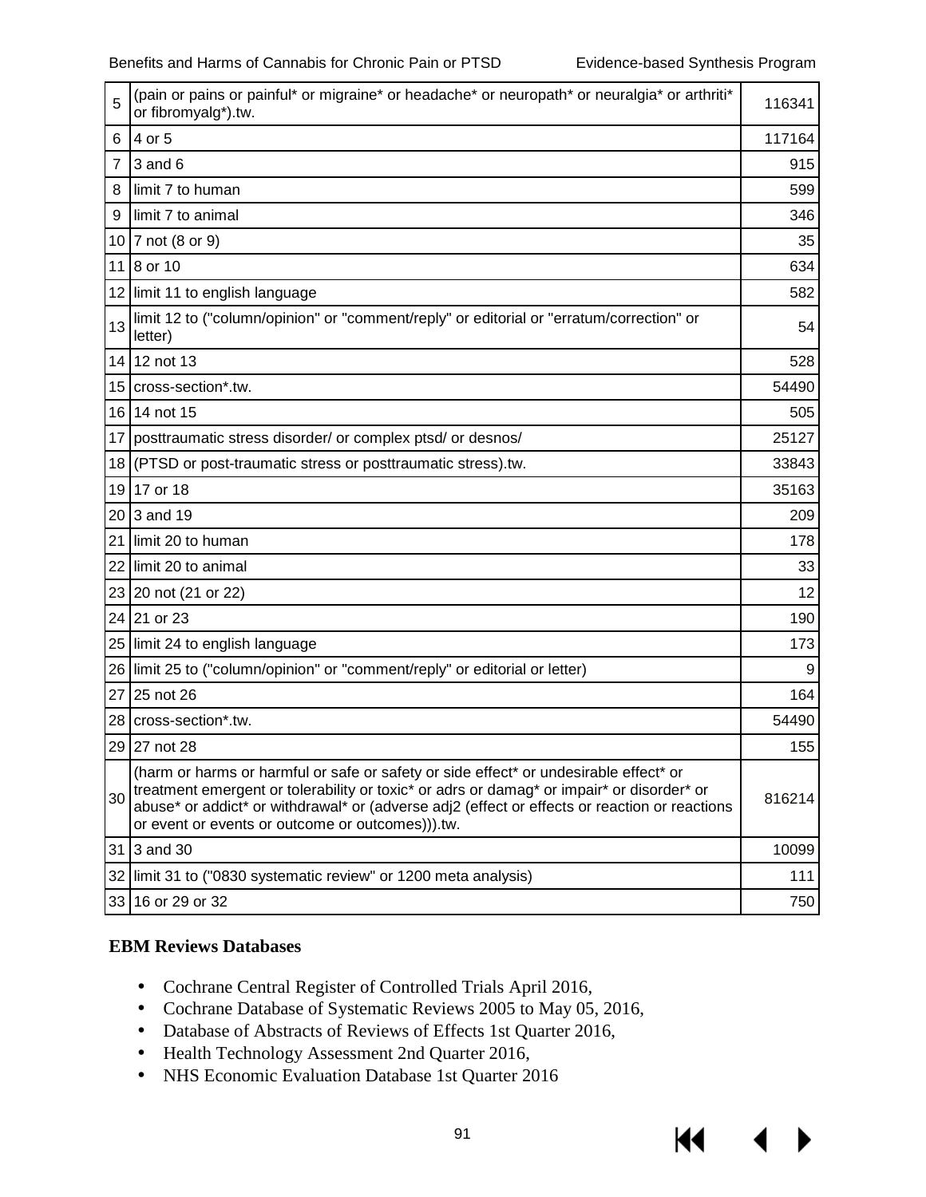| | | |
|---|---|---|
| 5 | (pain or pains or painful* or migraine* or headache* or neuropath* or neuralgia* or arthriti* or fibromyalg*).tw. | 116341 |
| 6 | 4 or 5 | 117164 |
| 7 | 3 and 6 | 915 |
| 8 | limit 7 to human | 599 |
| 9 | limit 7 to animal | 346 |
| 10 | 7 not (8 or 9) | 35 |
| 11 | 8 or 10 | 634 |
| 12 | limit 11 to english language | 582 |
| 13 | limit 12 to ("column/opinion" or "comment/reply" or editorial or "erratum/correction" or letter) | 54 |
| 14 | 12 not 13 | 528 |
| 15 | cross-section*.tw. | 54490 |
| 16 | 14 not 15 | 505 |
| 17 | posttraumatic stress disorder/ or complex ptsd/ or desnos/ | 25127 |
| 18 | (PTSD or post-traumatic stress or posttraumatic stress).tw. | 33843 |
| 19 | 17 or 18 | 35163 |
| 20 | 3 and 19 | 209 |
| 21 | limit 20 to human | 178 |
| 22 | limit 20 to animal | 33 |
| 23 | 20 not (21 or 22) | 12 |
| 24 | 21 or 23 | 190 |
| 25 | limit 24 to english language | 173 |
| 26 | limit 25 to ("column/opinion" or "comment/reply" or editorial or letter) | 9 |
| 27 | 25 not 26 | 164 |
| 28 | cross-section*.tw. | 54490 |
| 29 | 27 not 28 | 155 |
| 30 | (harm or harms or harmful or safe or safety or side effect* or undesirable effect* or treatment emergent or tolerability or toxic* or adrs or damag* or impair* or disorder* or abuse* or addict* or withdrawal* or (adverse adj2 (effect or effects or reaction or reactions or event or events or outcome or outcomes))).tw. | 816214 |
| 31 | 3 and 30 | 10099 |
| 32 | limit 31 to ("0830 systematic review" or 1200 meta analysis) | 111 |
| 33 | 16 or 29 or 32 | 750 |

**EBM Reviews Databases**

- Cochrane Central Register of Controlled Trials April 2016,
- Cochrane Database of Systematic Reviews 2005 to May 05, 2016,
- Database of Abstracts of Reviews of Effects 1st Quarter 2016,
- Health Technology Assessment 2nd Quarter 2016,
- NHS Economic Evaluation Database 1st Quarter 2016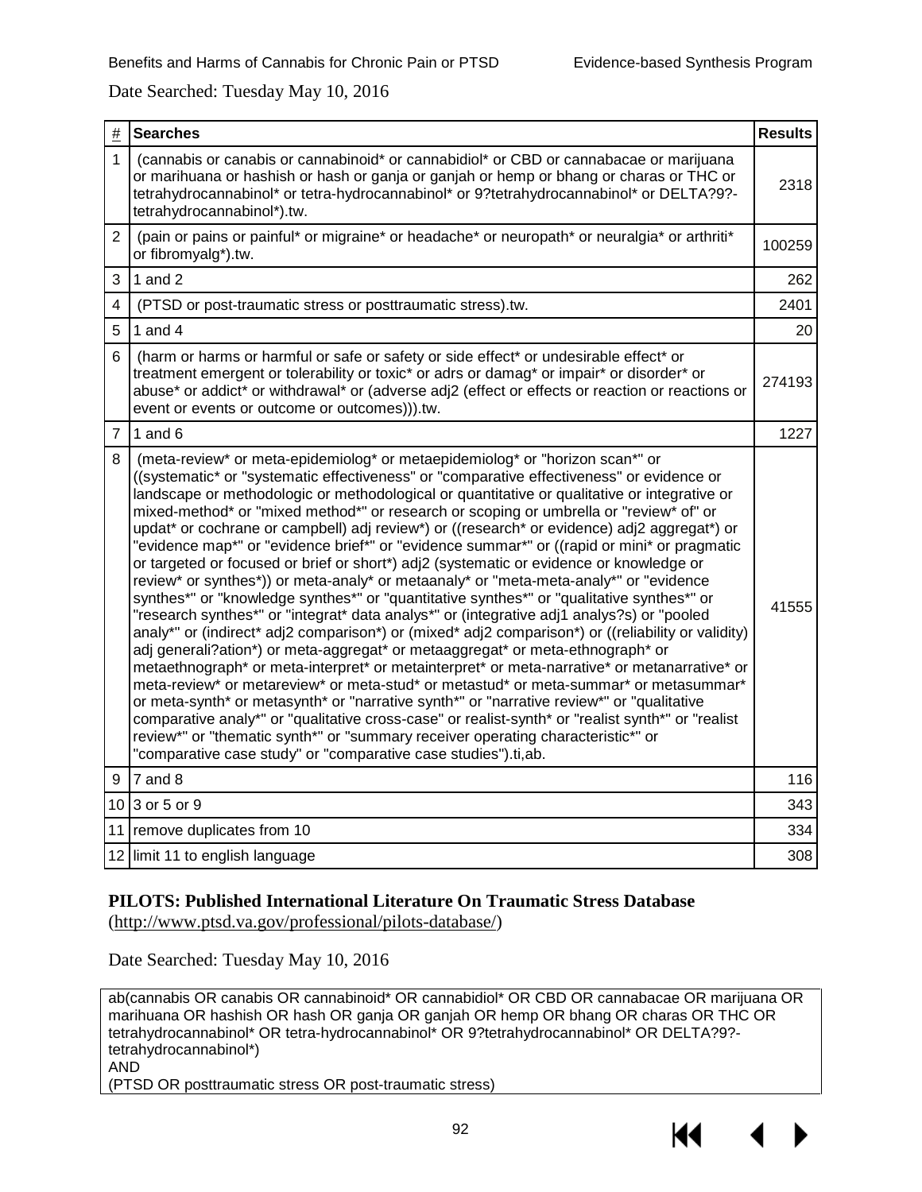Date Searched: Tuesday May 10, 2016

| # | Searches | Results |
|---|---|---|
| 1 | (cannabis or canabis or cannabinoid* or cannabidiol* or CBD or cannabacae or marijuana or marihuana or hashish or hash or ganja or ganjah or hemp or bhang or charas or THC or tetrahydrocannabinol* or tetra-hydrocannabinol* or 9?tetrahydrocannabinol* or DELTA?9?-tetrahydrocannabinol*).tw. | 2318 |
| 2 | (pain or pains or painful* or migraine* or headache* or neuropath* or neuralgia* or arthriti* or fibromyalg*).tw. | 100259 |
| 3 | 1 and 2 | 262 |
| 4 | (PTSD or post-traumatic stress or posttraumatic stress).tw. | 2401 |
| 5 | 1 and 4 | 20 |
| 6 | (harm or harms or harmful or safe or safety or side effect* or undesirable effect* or treatment emergent or tolerability or toxic* or adrs or damag* or impair* or disorder* or abuse* or addict* or withdrawal* or (adverse adj2 (effect or effects or reaction or reactions or event or events or outcome or outcomes))).tw. | 274193 |
| 7 | 1 and 6 | 1227 |
| 8 | (meta-review* or meta-epidemiolog* or metaepidemiolog* or "horizon scan*" or ((systematic* or "systematic effectiveness" or "comparative effectiveness" or evidence or landscape or methodologic or methodological or quantitative or qualitative or integrative or mixed-method* or "mixed method*" or research or scoping or umbrella or "review* of" or updat* or cochrane or campbell) adj review*) or ((research* or evidence) adj2 aggregat*) or "evidence map*" or "evidence brief*" or "evidence summar*" or ((rapid or mini* or pragmatic or targeted or focused or brief or short*) adj2 (systematic or evidence or knowledge or review* or synthes*)) or meta-analy* or metaanaly* or "meta-meta-analy*" or "evidence synthes*" or "knowledge synthes*" or "quantitative synthes*" or "qualitative synthes*" or "research synthes*" or "integrat* data analys*" or (integrative adj1 analys?s) or "pooled analy*" or (indirect* adj2 comparison*) or (mixed* adj2 comparison*) or ((reliability or validity) adj generali?ation*) or meta-aggregat* or metaaggregat* or meta-ethnograph* or metaethnograph* or meta-interpret* or metainterpret* or meta-narrative* or metanarrative* or meta-review* or metareview* or meta-stud* or metastud* or meta-summar* or metasummar* or meta-synth* or metasynth* or "narrative synth*" or "narrative review*" or "qualitative comparative analy*" or "qualitative cross-case" or realist-synth* or "realist synth*" or "realist review*" or "thematic synth*" or "summary receiver operating characteristic*" or "comparative case study" or "comparative case studies").ti,ab. | 41555 |
| 9 | 7 and 8 | 116 |
| 10 | 3 or 5 or 9 | 343 |
| 11 | remove duplicates from 10 | 334 |
| 12 | limit 11 to english language | 308 |

**PILOTS: Published International Literature On Traumatic Stress Database**
(http://www.ptsd.va.gov/professional/pilots-database/)

Date Searched: Tuesday May 10, 2016

```
ab(cannabis OR canabis OR cannabinoid* OR cannabidiol* OR CBD OR cannabacae OR marijuana OR
marihuana OR hashish OR hash OR ganja OR ganjah OR hemp OR bhang OR charas OR THC OR
tetrahydrocannabinol* OR tetra-hydrocannabinol* OR 9?tetrahydrocannabinol* OR DELTA?9?-
tetrahydrocannabinol*)
AND
(PTSD OR posttraumatic stress OR post-traumatic stress)
```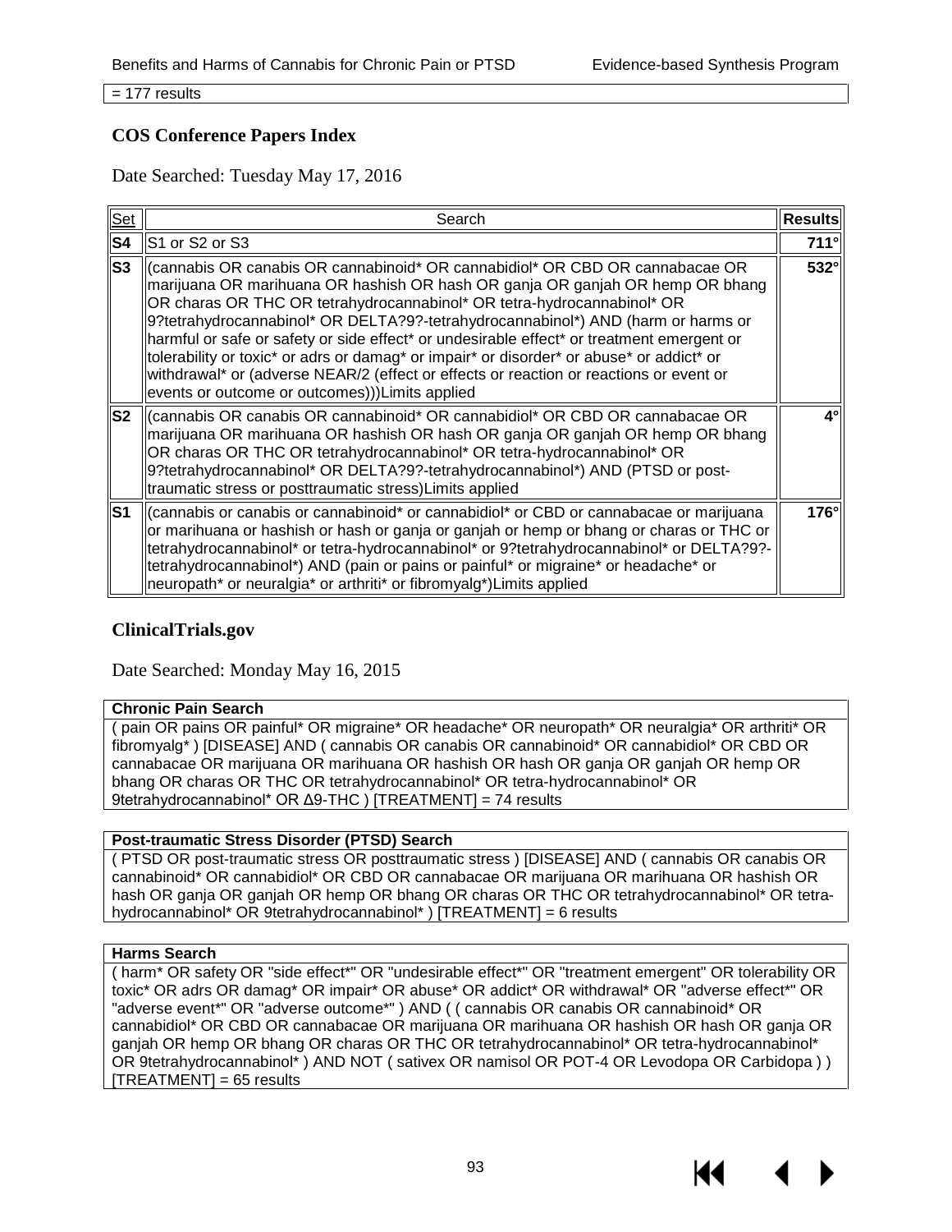= 177 results

## COS Conference Papers Index

Date Searched: Tuesday May 17, 2016

| Set | Search | Results |
|---|---|---|
| S4 | S1 or S2 or S3 | 711° |
| S3 | (cannabis OR canabis OR cannabinoid* OR cannabidiol* OR CBD OR cannabacae OR marijuana OR marihuana OR hashish OR hash OR ganja OR ganjah OR hemp OR bhang OR charas OR THC OR tetrahydrocannabinol* OR tetra-hydrocannabinol* OR 9?tetrahydrocannabinol* OR DELTA?9?-tetrahydrocannabinol*) AND (harm or harms or harmful or safe or safety or side effect* or undesirable effect* or treatment emergent or tolerability or toxic* or adrs or damag* or impair* or disorder* or abuse* or addict* or withdrawal* or (adverse NEAR/2 (effect or effects or reaction or reactions or event or events or outcome or outcomes)))Limits applied | 532° |
| S2 | (cannabis OR canabis OR cannabinoid* OR cannabidiol* OR CBD OR cannabacae OR marijuana OR marihuana OR hashish OR hash OR ganja OR ganjah OR hemp OR bhang OR charas OR THC OR tetrahydrocannabinol* OR tetra-hydrocannabinol* OR 9?tetrahydrocannabinol* OR DELTA?9?-tetrahydrocannabinol*) AND (PTSD or post-traumatic stress or posttraumatic stress)Limits applied | 4° |
| S1 | (cannabis or canabis or cannabinoid* or cannabidiol* or CBD or cannabacae or marijuana or marihuana or hashish or hash or ganja or ganjah or hemp or bhang or charas or THC or tetrahydrocannabinol* or tetra-hydrocannabinol* or 9?tetrahydrocannabinol* or DELTA?9?-tetrahydrocannabinol*) AND (pain or pains or painful* or migraine* or headache* or neuropath* or neuralgia* or arthriti* or fibromyalg*)Limits applied | 176° |

## ClinicalTrials.gov

Date Searched: Monday May 16, 2015

| Chronic Pain Search |
|---|
| ( pain OR pains OR painful* OR migraine* OR headache* OR neuropath* OR neuralgia* OR arthriti* OR fibromyalg* ) [DISEASE] AND ( cannabis OR canabis OR cannabinoid* OR cannabidiol* OR CBD OR cannabacae OR marijuana OR marihuana OR hashish OR hash OR ganja OR ganjah OR hemp OR bhang OR charas OR THC OR tetrahydrocannabinol* OR tetra-hydrocannabinol* OR 9tetrahydrocannabinol* OR Δ9-THC ) [TREATMENT] = 74 results |

| Post-traumatic Stress Disorder (PTSD) Search |
|---|
| ( PTSD OR post-traumatic stress OR posttraumatic stress ) [DISEASE] AND ( cannabis OR canabis OR cannabinoid* OR cannabidiol* OR CBD OR cannabacae OR marijuana OR marihuana OR hashish OR hash OR ganja OR ganjah OR hemp OR bhang OR charas OR THC OR tetrahydrocannabinol* OR tetra-hydrocannabinol* OR 9tetrahydrocannabinol* ) [TREATMENT] = 6 results |

| Harms Search |
|---|
| ( harm* OR safety OR "side effect*" OR "undesirable effect*" OR "treatment emergent" OR tolerability OR toxic* OR adrs OR damag* OR impair* OR abuse* OR addict* OR withdrawal* OR "adverse effect*" OR "adverse event*" OR "adverse outcome*" ) AND ( ( cannabis OR canabis OR cannabinoid* OR cannabidiol* OR CBD OR cannabacae OR marijuana OR marihuana OR hashish OR hash OR ganja OR ganjah OR hemp OR bhang OR charas OR THC OR tetrahydrocannabinol* OR tetra-hydrocannabinol* OR 9tetrahydrocannabinol* ) AND NOT ( sativex OR namisol OR POT-4 OR Levodopa OR Carbidopa ) ) [TREATMENT] = 65 results |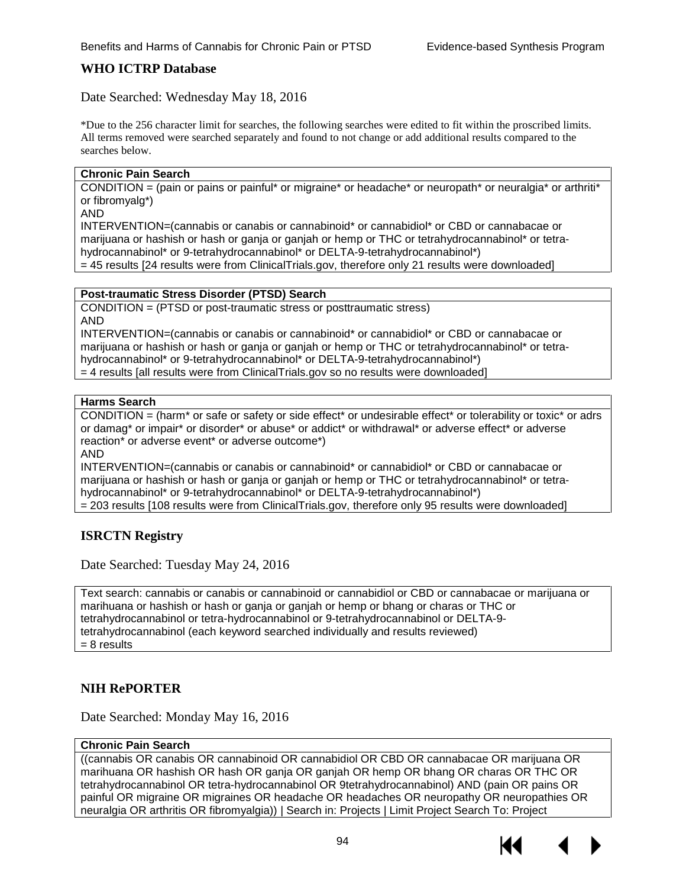## WHO ICTRP Database

Date Searched: Wednesday May 18, 2016

*Due to the 256 character limit for searches, the following searches were edited to fit within the proscribed limits. All terms removed were searched separately and found to not change or add additional results compared to the searches below.

| **Chronic Pain Search** |
|---|
| CONDITION = (pain or pains or painful* or migraine* or headache* or neuropath* or neuralgia* or arthriti* or fibromyalg*)<br>AND<br>INTERVENTION=(cannabis or canabis or cannabinoid* or cannabidiol* or CBD or cannabacae or marijuana or hashish or hash or ganja or ganjah or hemp or THC or tetrahydrocannabinol* or tetra-hydrocannabinol* or 9-tetrahydrocannabinol* or DELTA-9-tetrahydrocannabinol*)<br>= 45 results [24 results were from ClinicalTrials.gov, therefore only 21 results were downloaded] |

| **Post-traumatic Stress Disorder (PTSD) Search** |
|---|
| CONDITION = (PTSD or post-traumatic stress or posttraumatic stress)<br>AND<br>INTERVENTION=(cannabis or canabis or cannabinoid* or cannabidiol* or CBD or cannabacae or marijuana or hashish or hash or ganja or ganjah or hemp or THC or tetrahydrocannabinol* or tetra-hydrocannabinol* or 9-tetrahydrocannabinol* or DELTA-9-tetrahydrocannabinol*)<br>= 4 results [all results were from ClinicalTrials.gov so no results were downloaded] |

| **Harms Search** |
|---|
| CONDITION = (harm* or safe or safety or side effect* or undesirable effect* or tolerability or toxic* or adrs or damag* or impair* or disorder* or abuse* or addict* or withdrawal* or adverse effect* or adverse reaction* or adverse event* or adverse outcome*)<br>AND<br>INTERVENTION=(cannabis or canabis or cannabinoid* or cannabidiol* or CBD or cannabacae or marijuana or hashish or hash or ganja or ganjah or hemp or THC or tetrahydrocannabinol* or tetra-hydrocannabinol* or 9-tetrahydrocannabinol* or DELTA-9-tetrahydrocannabinol*)<br>= 203 results [108 results were from ClinicalTrials.gov, therefore only 95 results were downloaded] |

## ISRCTN Registry

Date Searched: Tuesday May 24, 2016

| Text search: cannabis or canabis or cannabinoid or cannabidiol or CBD or cannabacae or marijuana or marihuana or hashish or hash or ganja or ganjah or hemp or bhang or charas or THC or tetrahydrocannabinol or tetra-hydrocannabinol or 9-tetrahydrocannabinol or DELTA-9-tetrahydrocannabinol (each keyword searched individually and results reviewed)<br>= 8 results |
|---|

## NIH RePORTER

Date Searched: Monday May 16, 2016

| **Chronic Pain Search** |
|---|
| ((cannabis OR canabis OR cannabinoid OR cannabidiol OR CBD OR cannabacae OR marijuana OR marihuana OR hashish OR hash OR ganja OR ganjah OR hemp OR bhang OR charas OR THC OR tetrahydrocannabinol OR tetra-hydrocannabinol OR 9tetrahydrocannabinol) AND (pain OR pains OR painful OR migraine OR migraines OR headache OR headaches OR neuropathy OR neuropathies OR neuralgia OR arthritis OR fibromyalgia)) \| Search in: Projects \| Limit Project Search To: Project |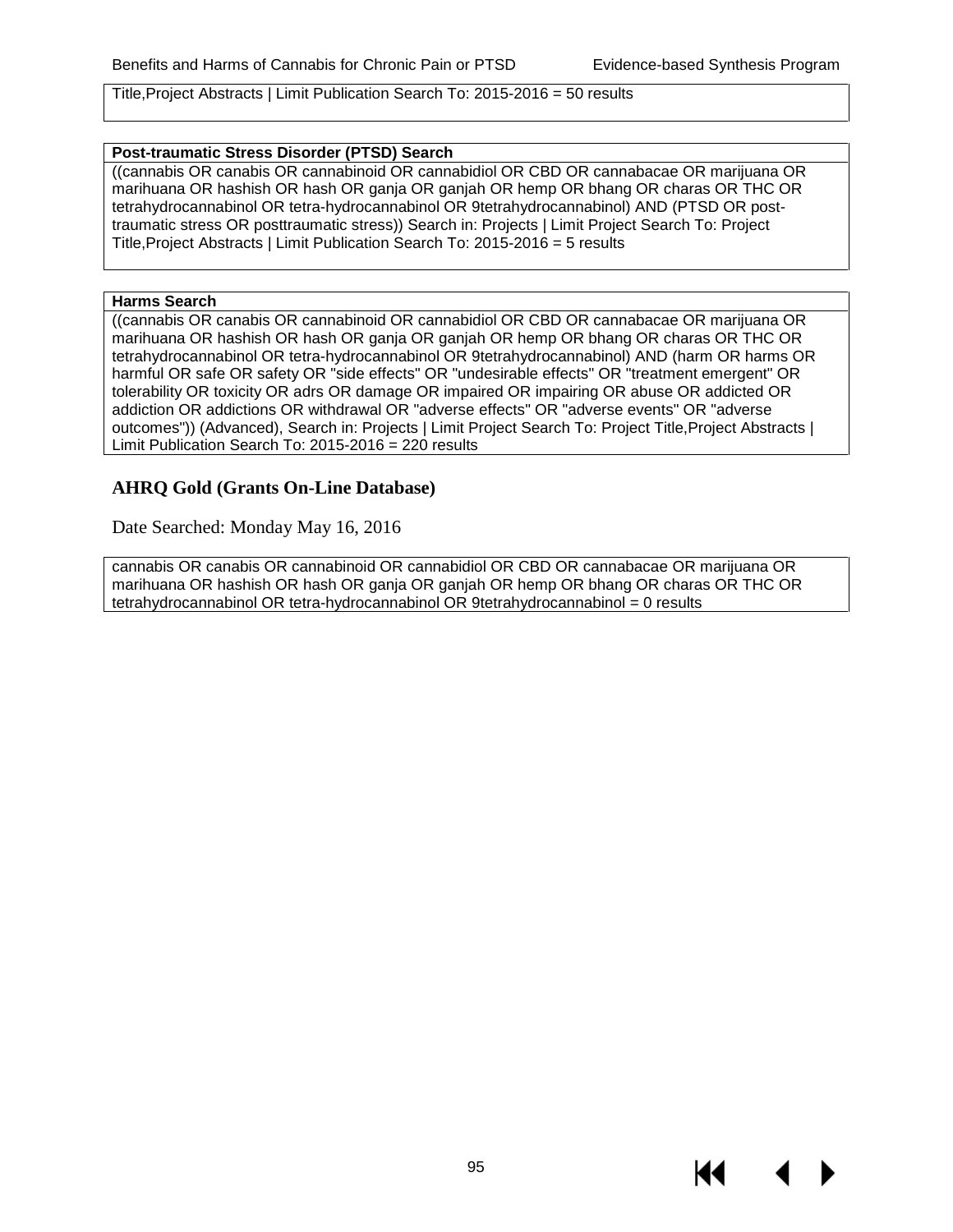Title,Project Abstracts | Limit Publication Search To: 2015-2016 = 50 results

| **Post-traumatic Stress Disorder (PTSD) Search** |
| --- |
| ((cannabis OR canabis OR cannabinoid OR cannabidiol OR CBD OR cannabacae OR marijuana OR marihuana OR hashish OR hash OR ganja OR ganjah OR hemp OR bhang OR charas OR THC OR tetrahydrocannabinol OR tetra-hydrocannabinol OR 9tetrahydrocannabinol) AND (PTSD OR post-traumatic stress OR posttraumatic stress)) Search in: Projects \| Limit Project Search To: Project Title,Project Abstracts \| Limit Publication Search To: 2015-2016 = 5 results |

| **Harms Search** |
| --- |
| ((cannabis OR canabis OR cannabinoid OR cannabidiol OR CBD OR cannabacae OR marijuana OR marihuana OR hashish OR hash OR ganja OR ganjah OR hemp OR bhang OR charas OR THC OR tetrahydrocannabinol OR tetra-hydrocannabinol OR 9tetrahydrocannabinol) AND (harm OR harms OR harmful OR safe OR safety OR "side effects" OR "undesirable effects" OR "treatment emergent" OR tolerability OR toxicity OR adrs OR damage OR impaired OR impairing OR abuse OR addicted OR addiction OR addictions OR withdrawal OR "adverse effects" OR "adverse events" OR "adverse outcomes")) (Advanced), Search in: Projects \| Limit Project Search To: Project Title,Project Abstracts \| Limit Publication Search To: 2015-2016 = 220 results |

## AHRQ Gold (Grants On-Line Database)

Date Searched: Monday May 16, 2016

| cannabis OR canabis OR cannabinoid OR cannabidiol OR CBD OR cannabacae OR marijuana OR marihuana OR hashish OR hash OR ganja OR ganjah OR hemp OR bhang OR charas OR THC OR tetrahydrocannabinol OR tetra-hydrocannabinol OR 9tetrahydrocannabinol = 0 results |
| --- |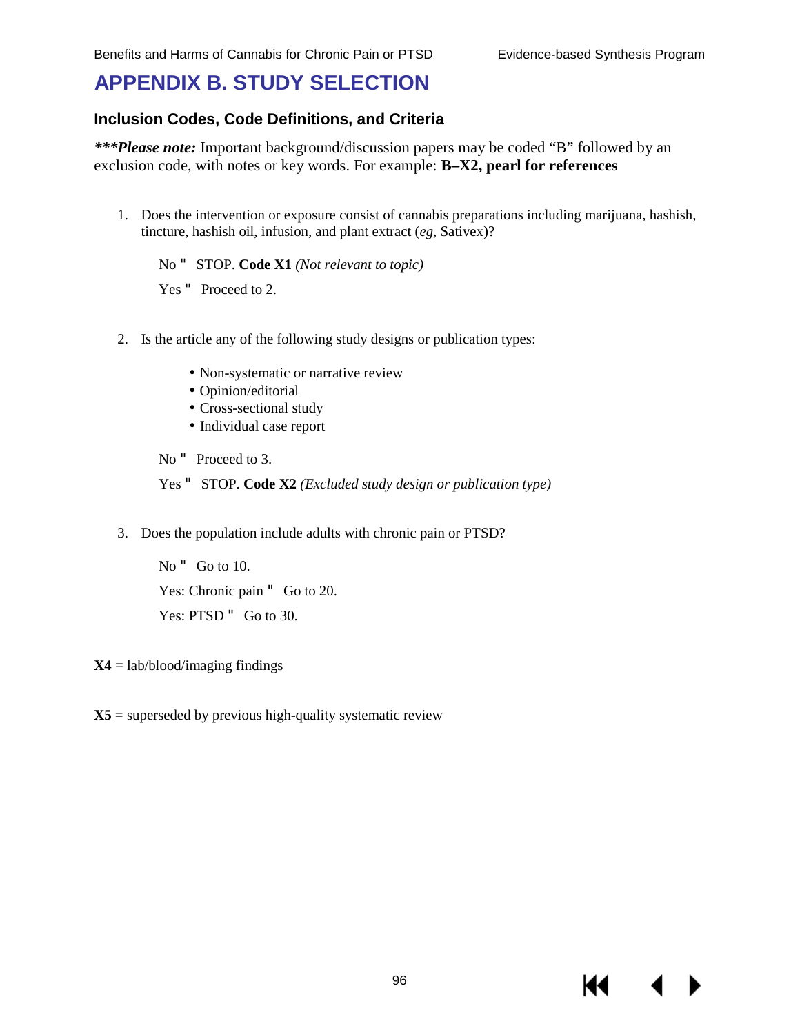# APPENDIX B. STUDY SELECTION

### Inclusion Codes, Code Definitions, and Criteria

***\*\*\*Please note:*** Important background/discussion papers may be coded “B” followed by an exclusion code, with notes or key words. For example: **B–X2, pearl for references**

1. Does the intervention or exposure consist of cannabis preparations including marijuana, hashish, tincture, hashish oil, infusion, and plant extract (*eg*, Sativex)?

   No " STOP. **Code X1** *(Not relevant to topic)*

   Yes " Proceed to 2.

2. Is the article any of the following study designs or publication types:

   - Non-systematic or narrative review
   - Opinion/editorial
   - Cross-sectional study
   - Individual case report

   No " Proceed to 3.

   Yes " STOP. **Code X2** *(Excluded study design or publication type)*

3. Does the population include adults with chronic pain or PTSD?

   No " Go to 10.

   Yes: Chronic pain " Go to 20.

   Yes: PTSD " Go to 30.

**X4** = lab/blood/imaging findings

**X5** = superseded by previous high-quality systematic review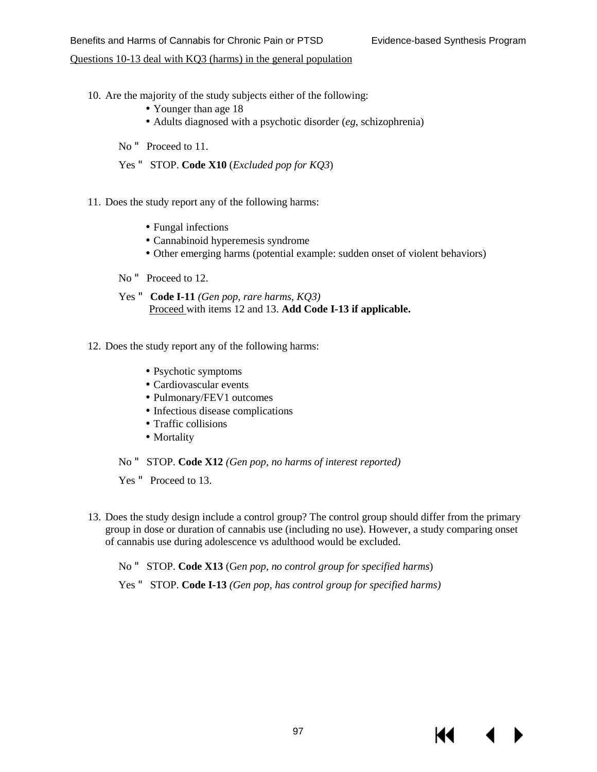<u>Questions 10-13 deal with KQ3 (harms) in the general population</u>

10. Are the majority of the study subjects either of the following:
    - Younger than age 18
    - Adults diagnosed with a psychotic disorder (*eg*, schizophrenia)

    No " Proceed to 11.

    Yes " STOP. **Code X10** (*Excluded pop for KQ3*)

11. Does the study report any of the following harms:
    - Fungal infections
    - Cannabinoid hyperemesis syndrome
    - Other emerging harms (potential example: sudden onset of violent behaviors)

    No " Proceed to 12.

    Yes " **Code I-11** *(Gen pop, rare harms, KQ3)*
    <u>Proceed</u> with items 12 and 13. **Add Code I-13 if applicable.**

12. Does the study report any of the following harms:
    - Psychotic symptoms
    - Cardiovascular events
    - Pulmonary/FEV1 outcomes
    - Infectious disease complications
    - Traffic collisions
    - Mortality

    No " STOP. **Code X12** *(Gen pop, no harms of interest reported)*

    Yes " Proceed to 13.

13. Does the study design include a control group? The control group should differ from the primary group in dose or duration of cannabis use (including no use). However, a study comparing onset of cannabis use during adolescence vs adulthood would be excluded.

    No " STOP. **Code X13** (G*en pop, no control group for specified harms*)

    Yes " STOP. **Code I-13** *(Gen pop, has control group for specified harms)*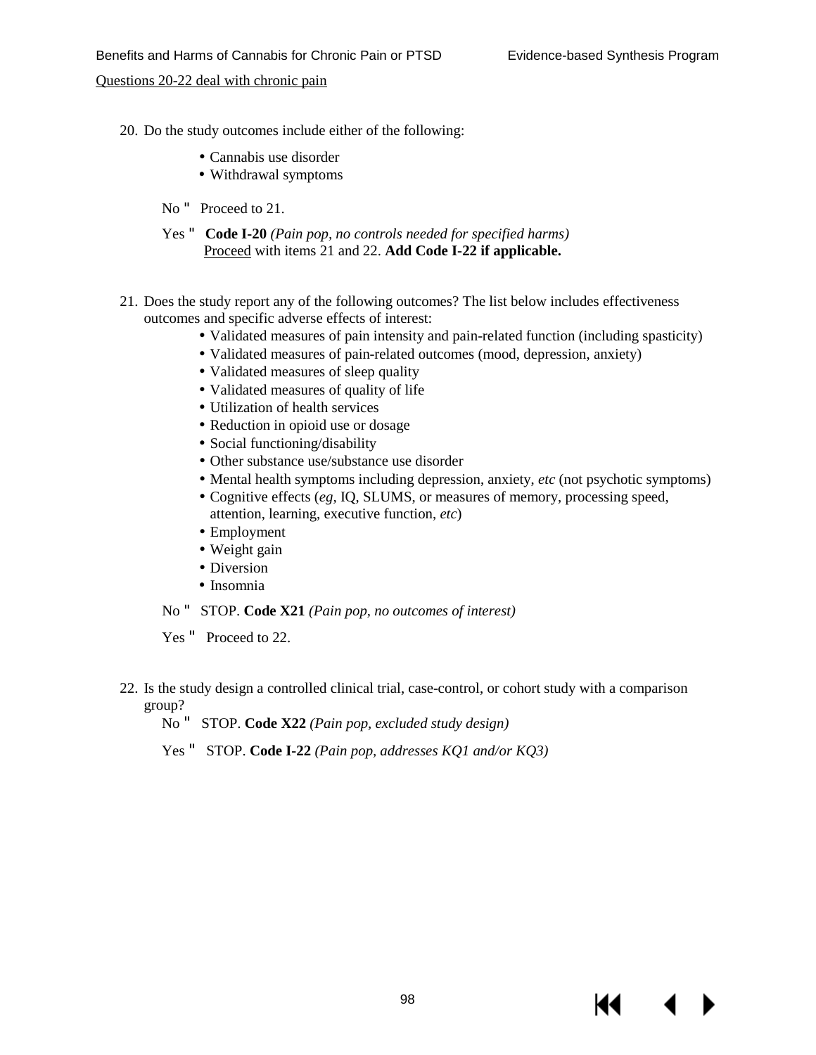Questions 20-22 deal with chronic pain

20. Do the study outcomes include either of the following:
    - Cannabis use disorder
    - Withdrawal symptoms

    No " Proceed to 21.

    Yes " **Code I-20** *(Pain pop, no controls needed for specified harms)* Proceed with items 21 and 22. **Add Code I-22 if applicable.**

21. Does the study report any of the following outcomes? The list below includes effectiveness outcomes and specific adverse effects of interest:
    - Validated measures of pain intensity and pain-related function (including spasticity)
    - Validated measures of pain-related outcomes (mood, depression, anxiety)
    - Validated measures of sleep quality
    - Validated measures of quality of life
    - Utilization of health services
    - Reduction in opioid use or dosage
    - Social functioning/disability
    - Other substance use/substance use disorder
    - Mental health symptoms including depression, anxiety, *etc* (not psychotic symptoms)
    - Cognitive effects (*eg,* IQ, SLUMS, or measures of memory, processing speed, attention, learning, executive function, *etc*)
    - Employment
    - Weight gain
    - Diversion
    - Insomnia

    No " STOP. **Code X21** *(Pain pop, no outcomes of interest)*

    Yes " Proceed to 22.

22. Is the study design a controlled clinical trial, case-control, or cohort study with a comparison group?

    No " STOP. **Code X22** *(Pain pop, excluded study design)*

    Yes " STOP. **Code I-22** *(Pain pop, addresses KQ1 and/or KQ3)*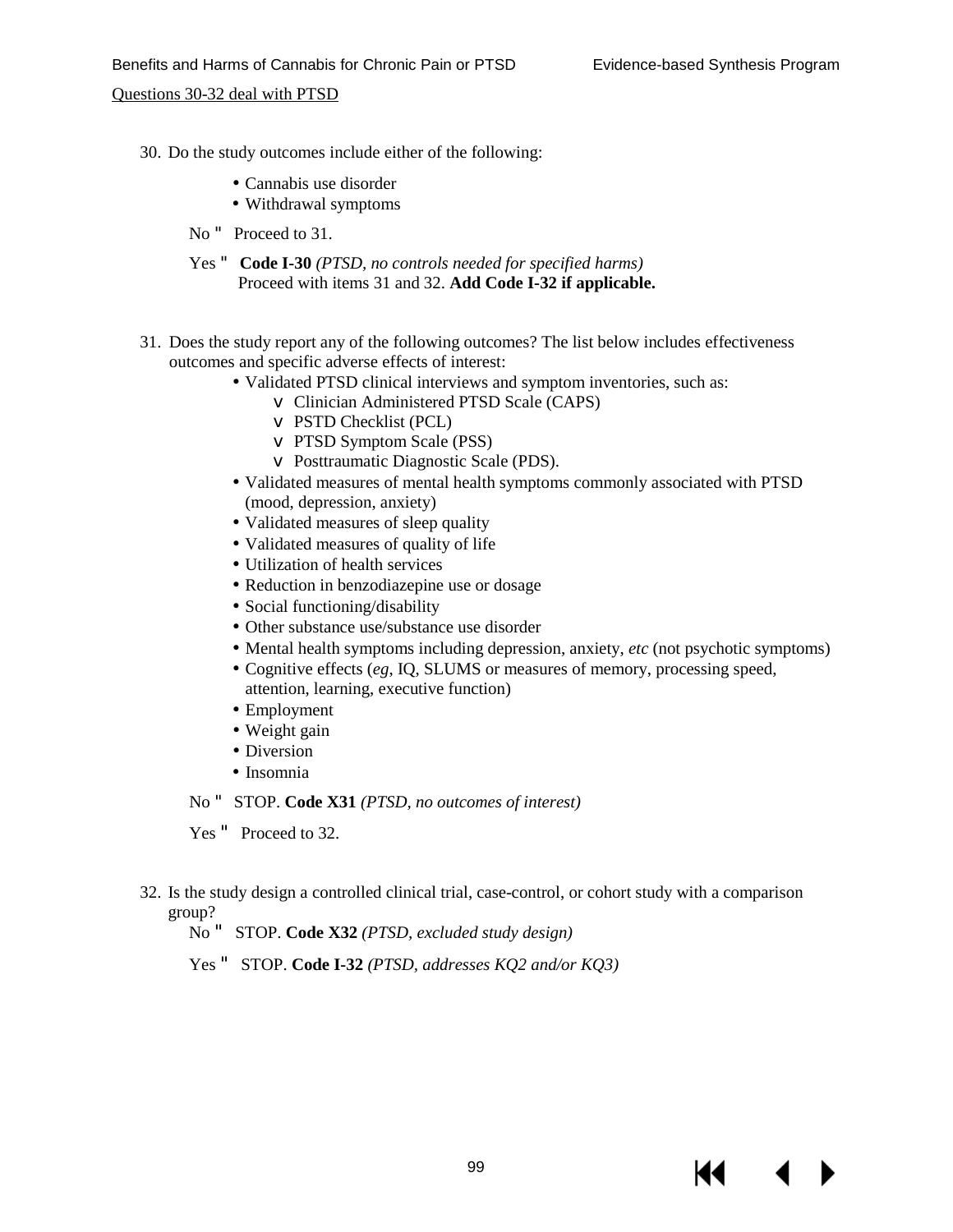Questions 30-32 deal with PTSD

30. Do the study outcomes include either of the following:

    - Cannabis use disorder
    - Withdrawal symptoms

    No " Proceed to 31.

    Yes " **Code I-30** *(PTSD, no controls needed for specified harms)*
    Proceed with items 31 and 32. **Add Code I-32 if applicable.**

31. Does the study report any of the following outcomes? The list below includes effectiveness outcomes and specific adverse effects of interest:

    - Validated PTSD clinical interviews and symptom inventories, such as:
        - Clinician Administered PTSD Scale (CAPS)
        - PSTD Checklist (PCL)
        - PTSD Symptom Scale (PSS)
        - Posttraumatic Diagnostic Scale (PDS).
    - Validated measures of mental health symptoms commonly associated with PTSD (mood, depression, anxiety)
    - Validated measures of sleep quality
    - Validated measures of quality of life
    - Utilization of health services
    - Reduction in benzodiazepine use or dosage
    - Social functioning/disability
    - Other substance use/substance use disorder
    - Mental health symptoms including depression, anxiety, *etc* (not psychotic symptoms)
    - Cognitive effects (*eg*, IQ, SLUMS or measures of memory, processing speed, attention, learning, executive function)
    - Employment
    - Weight gain
    - Diversion
    - Insomnia

    No " STOP. **Code X31** *(PTSD, no outcomes of interest)*

    Yes " Proceed to 32.

32. Is the study design a controlled clinical trial, case-control, or cohort study with a comparison group?

    No " STOP. **Code X32** *(PTSD, excluded study design)*

    Yes " STOP. **Code I-32** *(PTSD, addresses KQ2 and/or KQ3)*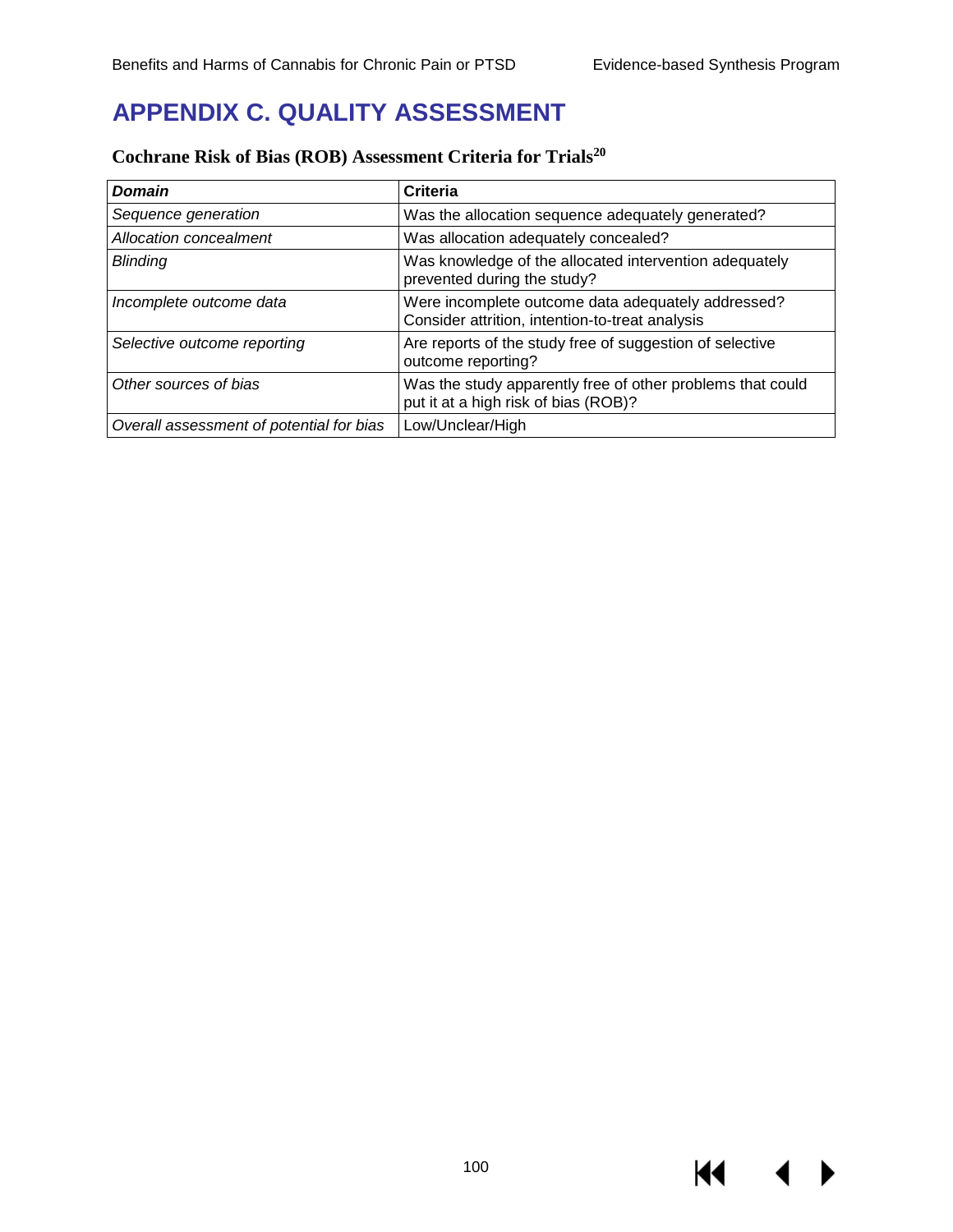# APPENDIX C. QUALITY ASSESSMENT

### Cochrane Risk of Bias (ROB) Assessment Criteria for Trials[20]

| ***Domain*** | **Criteria** |
|---|---|
| *Sequence generation* | Was the allocation sequence adequately generated? |
| *Allocation concealment* | Was allocation adequately concealed? |
| *Blinding* | Was knowledge of the allocated intervention adequately prevented during the study? |
| *Incomplete outcome data* | Were incomplete outcome data adequately addressed? Consider attrition, intention-to-treat analysis |
| *Selective outcome reporting* | Are reports of the study free of suggestion of selective outcome reporting? |
| *Other sources of bias* | Was the study apparently free of other problems that could put it at a high risk of bias (ROB)? |
| *Overall assessment of potential for bias* | Low/Unclear/High |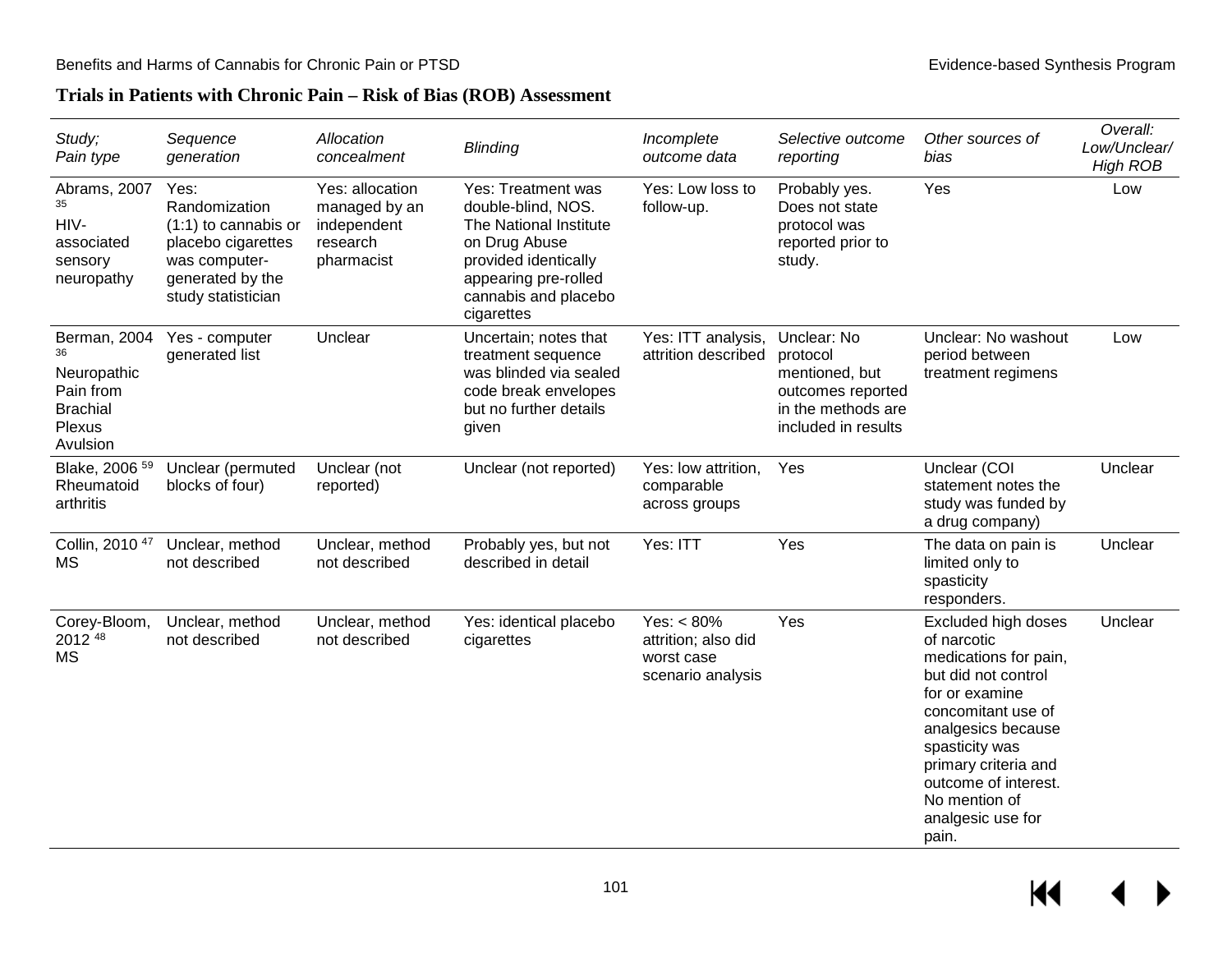### Trials in Patients with Chronic Pain – Risk of Bias (ROB) Assessment

| *Study; Pain type* | *Sequence generation* | *Allocation concealment* | *Blinding* | *Incomplete outcome data* | *Selective outcome reporting* | *Other sources of bias* | *Overall: Low/Unclear/ High ROB* |
|---|---|---|---|---|---|---|---|
| Abrams, 2007 [35] HIV-associated sensory neuropathy | Yes: Randomization (1:1) to cannabis or placebo cigarettes was computer-generated by the study statistician | Yes: allocation managed by an independent research pharmacist | Yes: Treatment was double-blind, NOS. The National Institute on Drug Abuse provided identically appearing pre-rolled cannabis and placebo cigarettes | Yes: Low loss to follow-up. | Probably yes. Does not state protocol was reported prior to study. | Yes | Low |
| Berman, 2004 [36] Neuropathic Pain from Brachial Plexus Avulsion | Yes - computer generated list | Unclear | Uncertain; notes that treatment sequence was blinded via sealed code break envelopes but no further details given | Yes: ITT analysis, attrition described | Unclear: No protocol mentioned, but outcomes reported in the methods are included in results | Unclear: No washout period between treatment regimens | Low |
| Blake, 2006 [59] Rheumatoid arthritis | Unclear (permuted blocks of four) | Unclear (not reported) | Unclear (not reported) | Yes: low attrition, comparable across groups | Yes | Unclear (COI statement notes the study was funded by a drug company) | Unclear |
| Collin, 2010 [47] MS | Unclear, method not described | Unclear, method not described | Probably yes, but not described in detail | Yes: ITT | Yes | The data on pain is limited only to spasticity responders. | Unclear |
| Corey-Bloom, 2012 [48] MS | Unclear, method not described | Unclear, method not described | Yes: identical placebo cigarettes | Yes: < 80% attrition; also did worst case scenario analysis | Yes | Excluded high doses of narcotic medications for pain, but did not control for or examine concomitant use of analgesics because spasticity was primary criteria and outcome of interest. No mention of analgesic use for pain. | Unclear |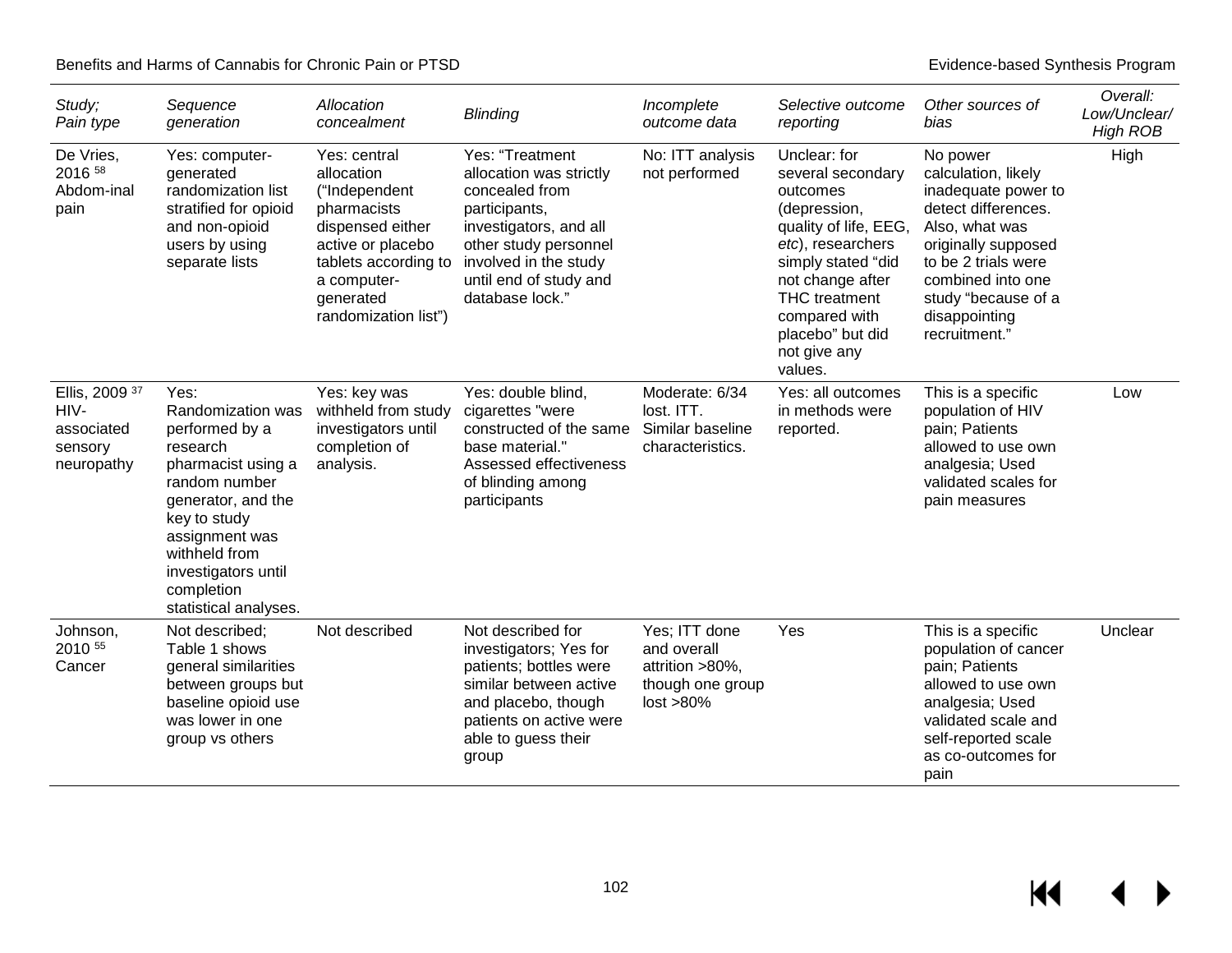| *Study; Pain type* | *Sequence generation* | *Allocation concealment* | *Blinding* | *Incomplete outcome data* | *Selective outcome reporting* | *Other sources of bias* | *Overall: Low/Unclear/ High ROB* |
|---|---|---|---|---|---|---|---|
| De Vries, 2016 [58] Abdom-inal pain | Yes: computer-generated randomization list stratified for opioid and non-opioid users by using separate lists | Yes: central allocation ("Independent pharmacists dispensed either active or placebo tablets according to a computer-generated randomization list") | Yes: "Treatment allocation was strictly concealed from participants, investigators, and all other study personnel involved in the study until end of study and database lock." | No: ITT analysis not performed | Unclear: for several secondary outcomes (depression, quality of life, EEG, *etc*), researchers simply stated "did not change after THC treatment compared with placebo" but did not give any values. | No power calculation, likely inadequate power to detect differences. Also, what was originally supposed to be 2 trials were combined into one study "because of a disappointing recruitment." | High |
| Ellis, 2009 [37] HIV-associated sensory neuropathy | Yes: Randomization was performed by a research pharmacist using a random number generator, and the key to study assignment was withheld from investigators until completion statistical analyses. | Yes: key was withheld from study investigators until completion of analysis. | Yes: double blind, cigarettes "were constructed of the same base material." Assessed effectiveness of blinding among participants | Moderate: 6/34 lost. ITT. Similar baseline characteristics. | Yes: all outcomes in methods were reported. | This is a specific population of HIV pain; Patients allowed to use own analgesia; Used validated scales for pain measures | Low |
| Johnson, 2010 [55] Cancer | Not described; Table 1 shows general similarities between groups but baseline opioid use was lower in one group vs others | Not described | Not described for investigators; Yes for patients; bottles were similar between active and placebo, though patients on active were able to guess their group | Yes; ITT done and overall attrition >80%, though one group lost >80% | Yes | This is a specific population of cancer pain; Patients allowed to use own analgesia; Used validated scale and self-reported scale as co-outcomes for pain | Unclear |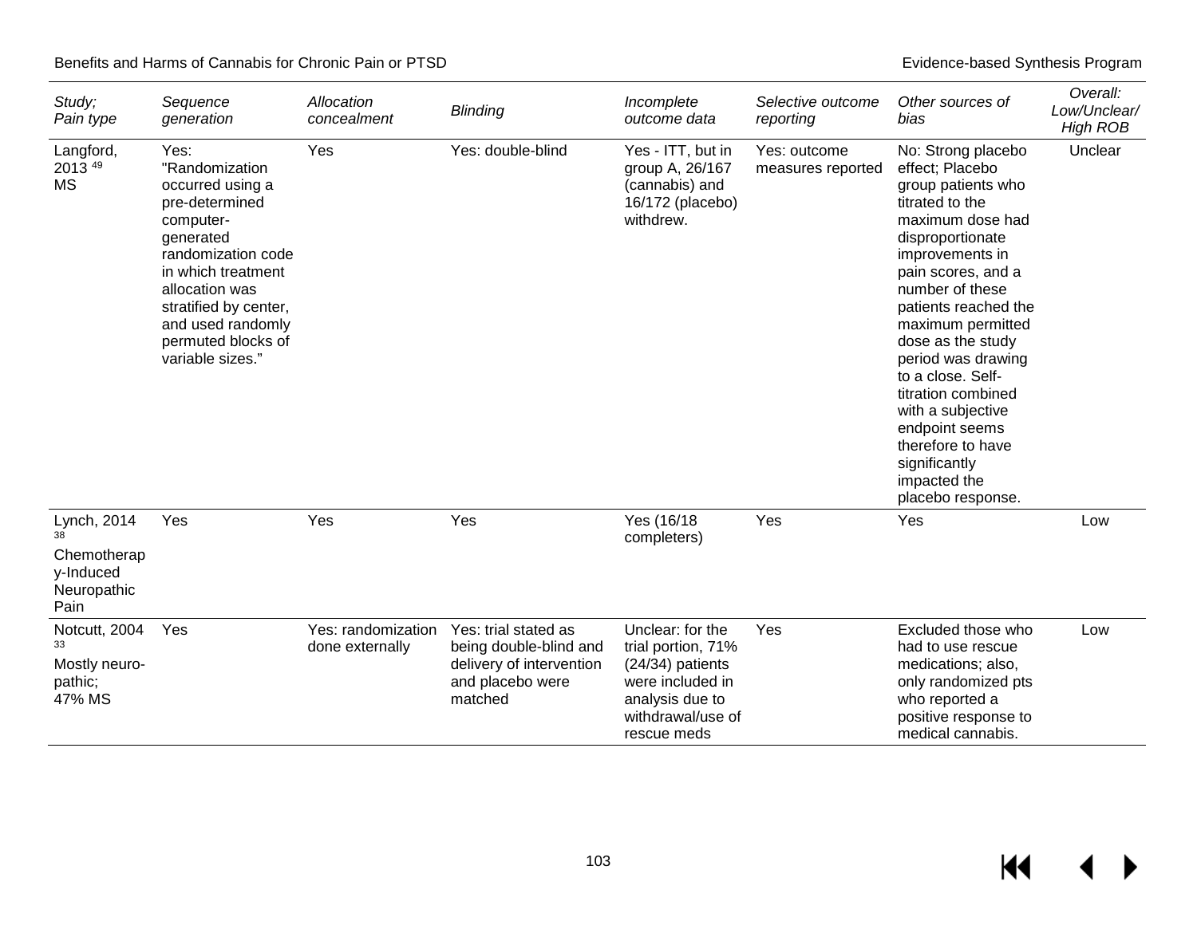| *Study; Pain type* | *Sequence generation* | *Allocation concealment* | *Blinding* | *Incomplete outcome data* | *Selective outcome reporting* | *Other sources of bias* | *Overall: Low/Unclear/ High ROB* |
|---|---|---|---|---|---|---|---|
| Langford, 2013 [49] MS | Yes: "Randomization occurred using a pre-determined computer-generated randomization code in which treatment allocation was stratified by center, and used randomly permuted blocks of variable sizes." | Yes | Yes: double-blind | Yes - ITT, but in group A, 26/167 (cannabis) and 16/172 (placebo) withdrew. | Yes: outcome measures reported | No: Strong placebo effect; Placebo group patients who titrated to the maximum dose had disproportionate improvements in pain scores, and a number of these patients reached the maximum permitted dose as the study period was drawing to a close. Self-titration combined with a subjective endpoint seems therefore to have significantly impacted the placebo response. | Unclear |
| Lynch, 2014 [38] Chemotherapy-Induced Neuropathic Pain | Yes | Yes | Yes | Yes (16/18 completers) | Yes | Yes | Low |
| Notcutt, 2004 [33] Mostly neuro-pathic; 47% MS | Yes | Yes: randomization done externally | Yes: trial stated as being double-blind and delivery of intervention and placebo were matched | Unclear: for the trial portion, 71% (24/34) patients were included in analysis due to withdrawal/use of rescue meds | Yes | Excluded those who had to use rescue medications; also, only randomized pts who reported a positive response to medical cannabis. | Low |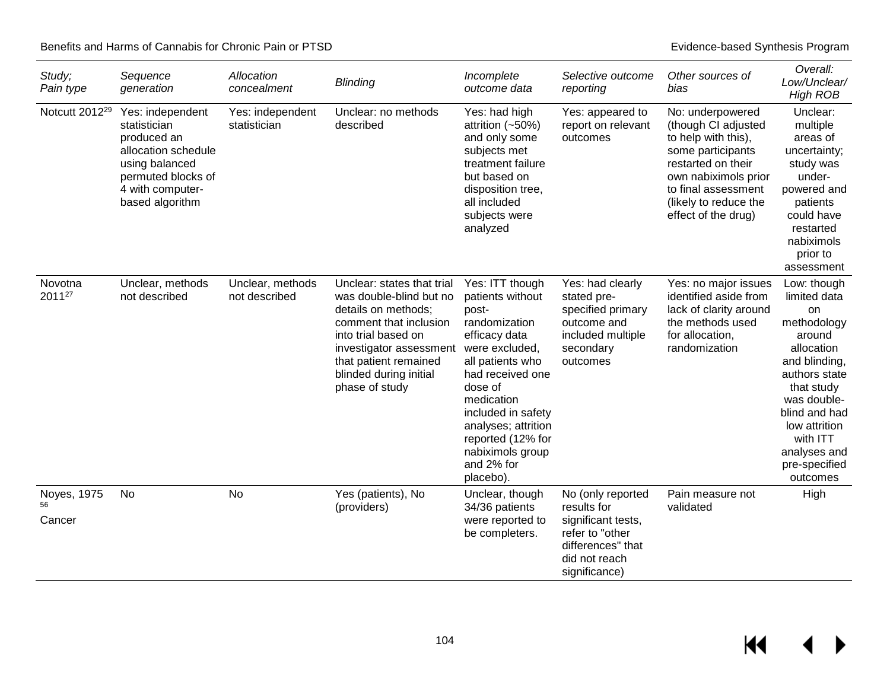| *Study; Pain type* | *Sequence generation* | *Allocation concealment* | *Blinding* | *Incomplete outcome data* | *Selective outcome reporting* | *Other sources of bias* | *Overall: Low/Unclear/ High ROB* |
|---|---|---|---|---|---|---|---|
| Notcutt 2012[29] | Yes: independent statistician produced an allocation schedule using balanced permuted blocks of 4 with computer-based algorithm | Yes: independent statistician | Unclear: no methods described | Yes: had high attrition (~50%) and only some subjects met treatment failure but based on disposition tree, all included subjects were analyzed | Yes: appeared to report on relevant outcomes | No: underpowered (though CI adjusted to help with this), some participants restarted on their own nabiximols prior to final assessment (likely to reduce the effect of the drug) | Unclear: multiple areas of uncertainty; study was under-powered and patients could have restarted nabiximols prior to assessment |
| Novotna 2011[27] | Unclear, methods not described | Unclear, methods not described | Unclear: states that trial was double-blind but no details on methods; comment that inclusion into trial based on investigator assessment that patient remained blinded during initial phase of study | Yes: ITT though patients without post-randomization efficacy data were excluded, all patients who had received one dose of medication included in safety analyses; attrition reported (12% for nabiximols group and 2% for placebo). | Yes: had clearly stated pre-specified primary outcome and included multiple secondary outcomes | Yes: no major issues identified aside from lack of clarity around the methods used for allocation, randomization | Low: though limited data on methodology around allocation and blinding, authors state that study was double-blind and had low attrition with ITT analyses and pre-specified outcomes |
| Noyes, 1975[56] Cancer | No | No | Yes (patients), No (providers) | Unclear, though 34/36 patients were reported to be completers. | No (only reported results for significant tests, refer to "other differences" that did not reach significance) | Pain measure not validated | High |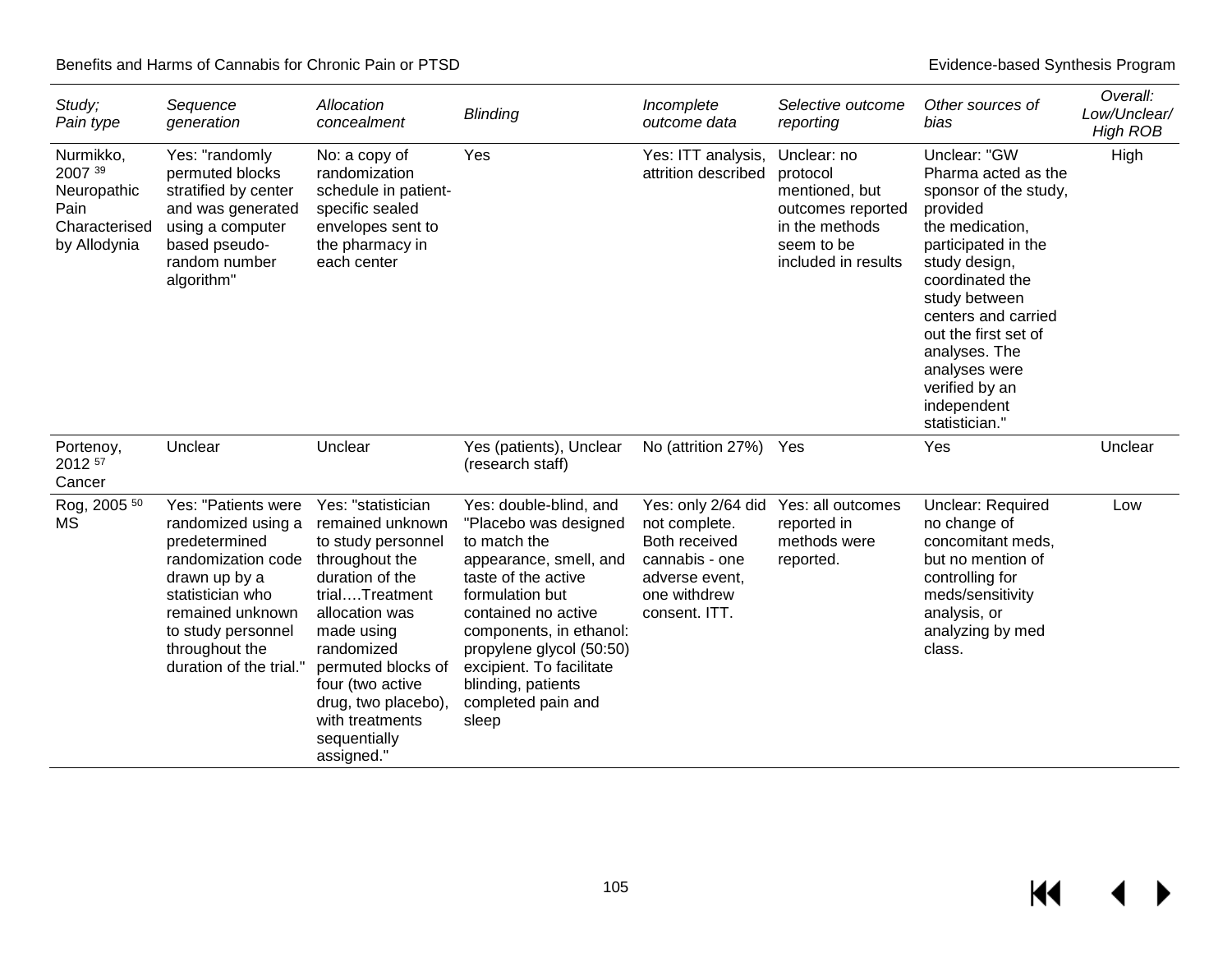| *Study; Pain type* | *Sequence generation* | *Allocation concealment* | *Blinding* | *Incomplete outcome data* | *Selective outcome reporting* | *Other sources of bias* | *Overall: Low/Unclear/ High ROB* |
|---|---|---|---|---|---|---|---|
| Nurmikko, 2007 [39] Neuropathic Pain Characterised by Allodynia | Yes: "randomly permuted blocks stratified by center and was generated using a computer based pseudo-random number algorithm" | No: a copy of randomization schedule in patient-specific sealed envelopes sent to the pharmacy in each center | Yes | Yes: ITT analysis, attrition described | Unclear: no protocol mentioned, but outcomes reported in the methods seem to be included in results | Unclear: "GW Pharma acted as the sponsor of the study, provided the medication, participated in the study design, coordinated the study between centers and carried out the first set of analyses. The analyses were verified by an independent statistician." | High |
| Portenoy, 2012 [57] Cancer | Unclear | Unclear | Yes (patients), Unclear (research staff) | No (attrition 27%) | Yes | Yes | Unclear |
| Rog, 2005 [50] MS | Yes: "Patients were randomized using a predetermined randomization code drawn up by a statistician who remained unknown to study personnel throughout the duration of the trial." | Yes: "statistician remained unknown to study personnel throughout the duration of the trial….Treatment allocation was made using randomized permuted blocks of four (two active drug, two placebo), with treatments sequentially assigned." | Yes: double-blind, and "Placebo was designed to match the appearance, smell, and taste of the active formulation but contained no active components, in ethanol: propylene glycol (50:50) excipient. To facilitate blinding, patients completed pain and sleep | Yes: only 2/64 did not complete. Both received cannabis - one adverse event, one withdrew consent. ITT. | Yes: all outcomes reported in methods were reported. | Unclear: Required no change of concomitant meds, but no mention of controlling for meds/sensitivity analysis, or analyzing by med class. | Low |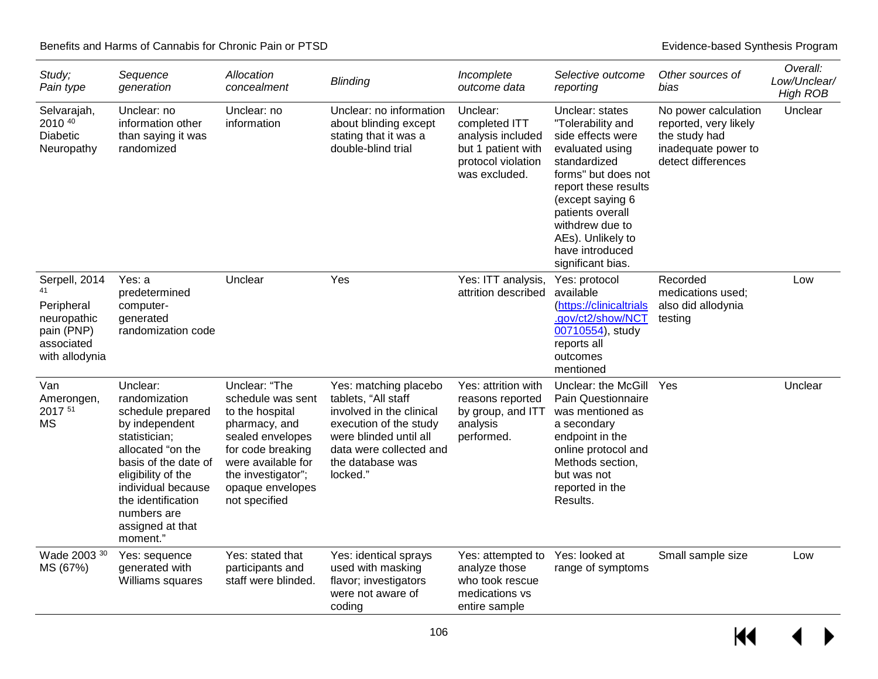| *Study; Pain type* | *Sequence generation* | *Allocation concealment* | *Blinding* | *Incomplete outcome data* | *Selective outcome reporting* | *Other sources of bias* | *Overall: Low/Unclear/ High ROB* |
|---|---|---|---|---|---|---|---|
| Selvarajah, 2010 [40] Diabetic Neuropathy | Unclear: no information other than saying it was randomized | Unclear: no information | Unclear: no information about blinding except stating that it was a double-blind trial | Unclear: completed ITT analysis included but 1 patient with protocol violation was excluded. | Unclear: states "Tolerability and side effects were evaluated using standardized forms" but does not report these results (except saying 6 patients overall withdrew due to AEs). Unlikely to have introduced significant bias. | No power calculation reported, very likely the study had inadequate power to detect differences | Unclear |
| Serpell, 2014 [41] Peripheral neuropathic pain (PNP) associated with allodynia | Yes: a predetermined computer-generated randomization code | Unclear | Yes | Yes: ITT analysis, attrition described | Yes: protocol available (https://clinicaltrials.gov/ct2/show/NCT00710554), study reports all outcomes mentioned | Recorded medications used; also did allodynia testing | Low |
| Van Amerongen, 2017 [51] MS | Unclear: randomization schedule prepared by independent statistician; allocated "on the basis of the date of eligibility of the individual because the identification numbers are assigned at that moment." | Unclear: "The schedule was sent to the hospital pharmacy, and sealed envelopes for code breaking were available for the investigator"; opaque envelopes not specified | Yes: matching placebo tablets, "All staff involved in the clinical execution of the study were blinded until all data were collected and the database was locked." | Yes: attrition with reasons reported by group, and ITT analysis performed. | Unclear: the McGill Pain Questionnaire was mentioned as a secondary endpoint in the online protocol and Methods section, but was not reported in the Results. | Yes | Unclear |
| Wade 2003 [30] MS (67%) | Yes: sequence generated with Williams squares | Yes: stated that participants and staff were blinded. | Yes: identical sprays used with masking flavor; investigators were not aware of coding | Yes: attempted to analyze those who took rescue medications vs entire sample | Yes: looked at range of symptoms | Small sample size | Low |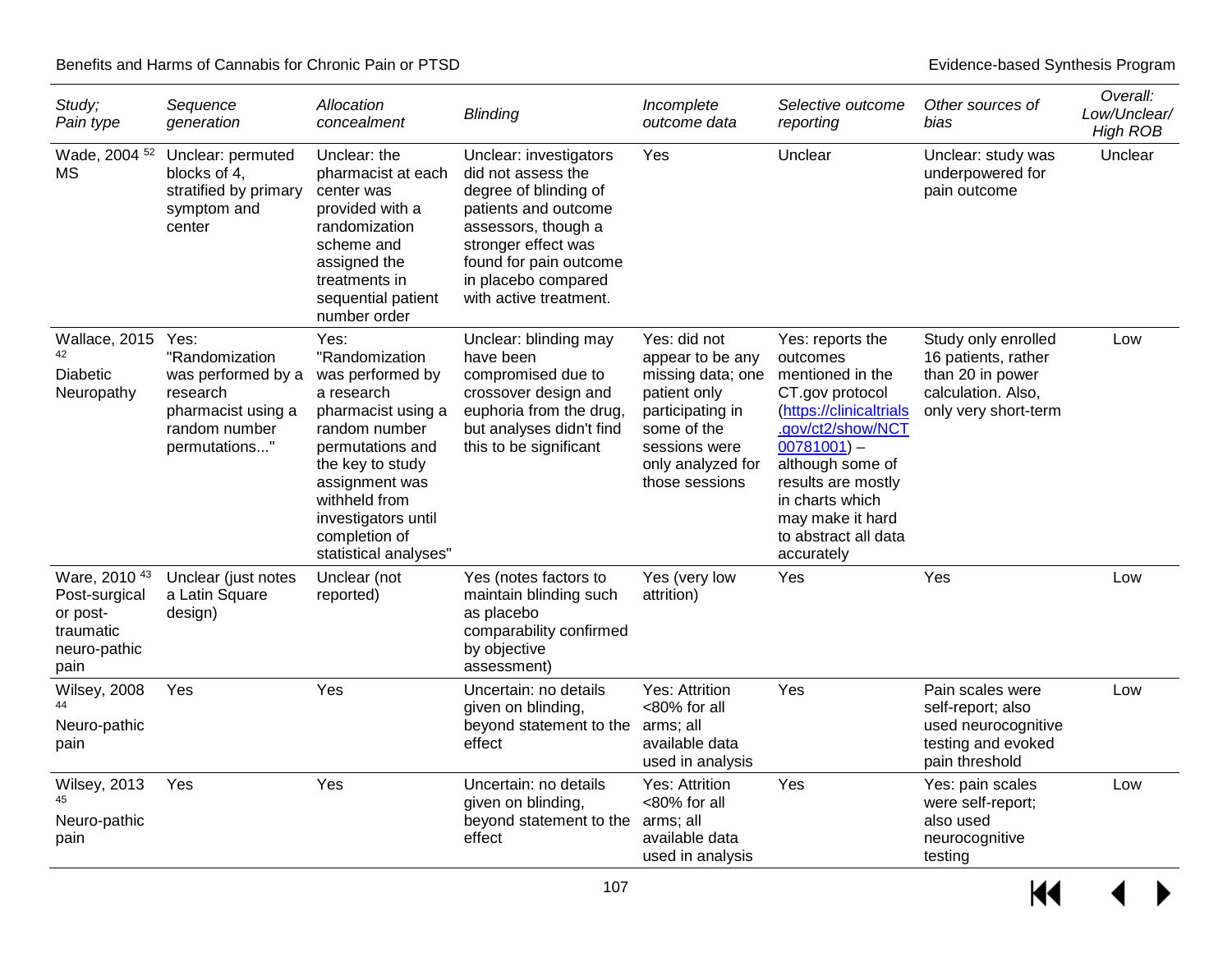| *Study; Pain type* | *Sequence generation* | *Allocation concealment* | *Blinding* | *Incomplete outcome data* | *Selective outcome reporting* | *Other sources of bias* | *Overall: Low/Unclear/ High ROB* |
|---|---|---|---|---|---|---|---|
| Wade, 2004 [52] MS | Unclear: permuted blocks of 4, stratified by primary symptom and center | Unclear: the pharmacist at each center was provided with a randomization scheme and assigned the treatments in sequential patient number order | Unclear: investigators did not assess the degree of blinding of patients and outcome assessors, though a stronger effect was found for pain outcome in placebo compared with active treatment. | Yes | Unclear | Unclear: study was underpowered for pain outcome | Unclear |
| Wallace, 2015 [42] Diabetic Neuropathy | Yes: "Randomization was performed by a research pharmacist using a random number permutations..." | Yes: "Randomization was performed by a research pharmacist using a random number permutations and the key to study assignment was withheld from investigators until completion of statistical analyses" | Unclear: blinding may have been compromised due to crossover design and euphoria from the drug, but analyses didn't find this to be significant | Yes: did not appear to be any missing data; one patient only participating in some of the sessions were only analyzed for those sessions | Yes: reports the outcomes mentioned in the CT.gov protocol (https://clinicaltrials.gov/ct2/show/NCT00781001) – although some of results are mostly in charts which may make it hard to abstract all data accurately | Study only enrolled 16 patients, rather than 20 in power calculation. Also, only very short-term | Low |
| Ware, 2010 [43] Post-surgical or post-traumatic neuro-pathic pain | Unclear (just notes a Latin Square design) | Unclear (not reported) | Yes (notes factors to maintain blinding such as placebo comparability confirmed by objective assessment) | Yes (very low attrition) | Yes | Yes | Low |
| Wilsey, 2008 [44] Neuro-pathic pain | Yes | Yes | Uncertain: no details given on blinding, beyond statement to the effect | Yes: Attrition <80% for all arms; all available data used in analysis | Yes | Pain scales were self-report; also used neurocognitive testing and evoked pain threshold | Low |
| Wilsey, 2013 [45] Neuro-pathic pain | Yes | Yes | Uncertain: no details given on blinding, beyond statement to the effect | Yes: Attrition <80% for all arms; all available data used in analysis | Yes | Yes: pain scales were self-report; also used neurocognitive testing | Low |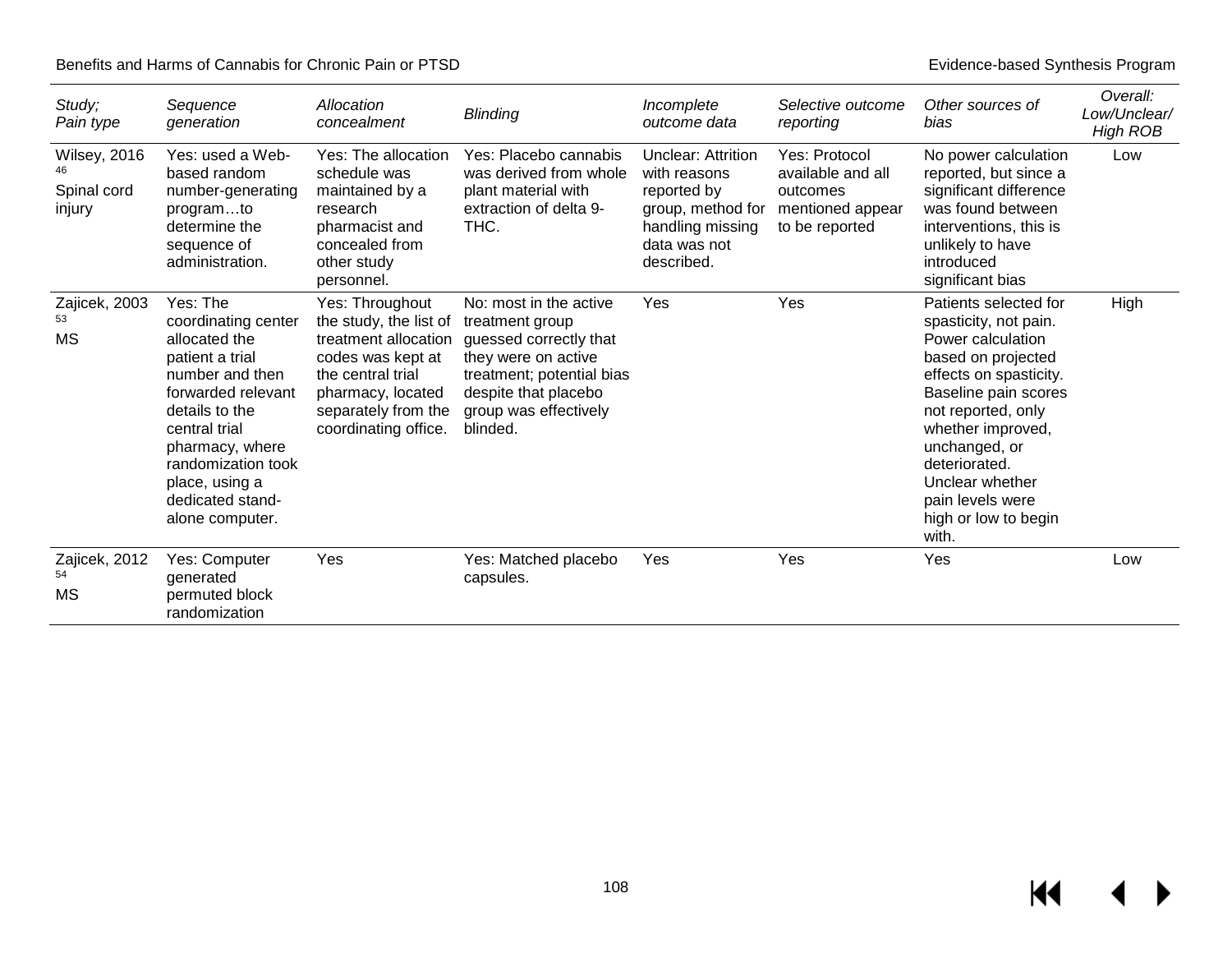| *Study; Pain type* | *Sequence generation* | *Allocation concealment* | *Blinding* | *Incomplete outcome data* | *Selective outcome reporting* | *Other sources of bias* | *Overall: Low/Unclear/ High ROB* |
|---|---|---|---|---|---|---|---|
| Wilsey, 2016 [46] Spinal cord injury | Yes: used a Web-based random number-generating program…to determine the sequence of administration. | Yes: The allocation schedule was maintained by a research pharmacist and concealed from other study personnel. | Yes: Placebo cannabis was derived from whole plant material with extraction of delta 9-THC. | Unclear: Attrition with reasons reported by group, method for handling missing data was not described. | Yes: Protocol available and all outcomes mentioned appear to be reported | No power calculation reported, but since a significant difference was found between interventions, this is unlikely to have introduced significant bias | Low |
| Zajicek, 2003 [53] MS | Yes: The coordinating center allocated the patient a trial number and then forwarded relevant details to the central trial pharmacy, where randomization took place, using a dedicated stand-alone computer. | Yes: Throughout the study, the list of treatment allocation codes was kept at the central trial pharmacy, located separately from the coordinating office. | No: most in the active treatment group guessed correctly that they were on active treatment; potential bias despite that placebo group was effectively blinded. | Yes | Yes | Patients selected for spasticity, not pain. Power calculation based on projected effects on spasticity. Baseline pain scores not reported, only whether improved, unchanged, or deteriorated. Unclear whether pain levels were high or low to begin with. | High |
| Zajicek, 2012 [54] MS | Yes: Computer generated permuted block randomization | Yes | Yes: Matched placebo capsules. | Yes | Yes | Yes | Low |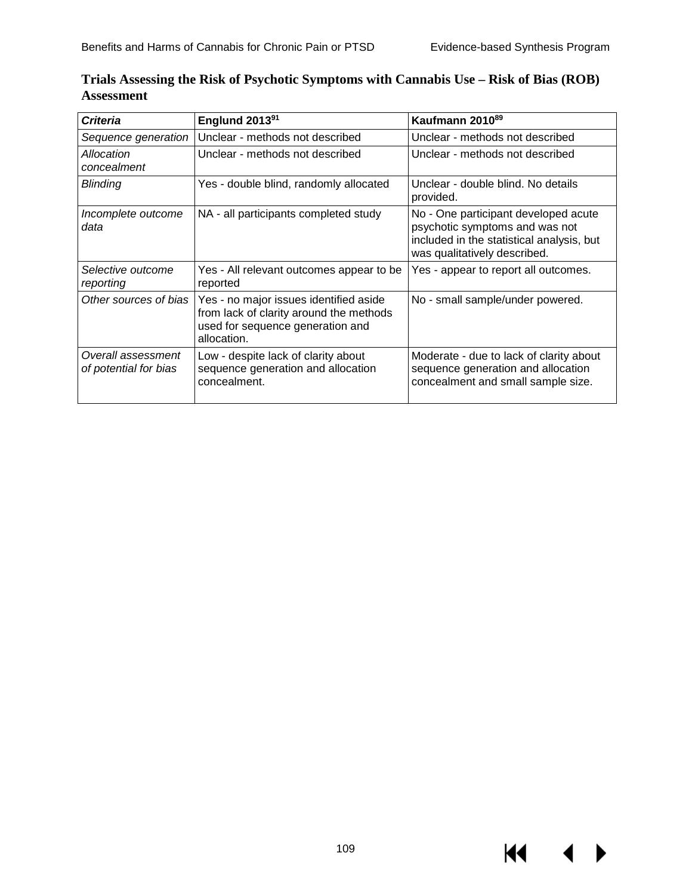## Trials Assessing the Risk of Psychotic Symptoms with Cannabis Use – Risk of Bias (ROB) Assessment

| *Criteria* | Englund 2013[91] | Kaufmann 2010[89] |
| --- | --- | --- |
| *Sequence generation* | Unclear - methods not described | Unclear - methods not described |
| *Allocation concealment* | Unclear - methods not described | Unclear - methods not described |
| *Blinding* | Yes - double blind, randomly allocated | Unclear - double blind. No details provided. |
| *Incomplete outcome data* | NA - all participants completed study | No - One participant developed acute psychotic symptoms and was not included in the statistical analysis, but was qualitatively described. |
| *Selective outcome reporting* | Yes - All relevant outcomes appear to be reported | Yes - appear to report all outcomes. |
| *Other sources of bias* | Yes - no major issues identified aside from lack of clarity around the methods used for sequence generation and allocation. | No - small sample/under powered. |
| *Overall assessment of potential for bias* | Low - despite lack of clarity about sequence generation and allocation concealment. | Moderate - due to lack of clarity about sequence generation and allocation concealment and small sample size. |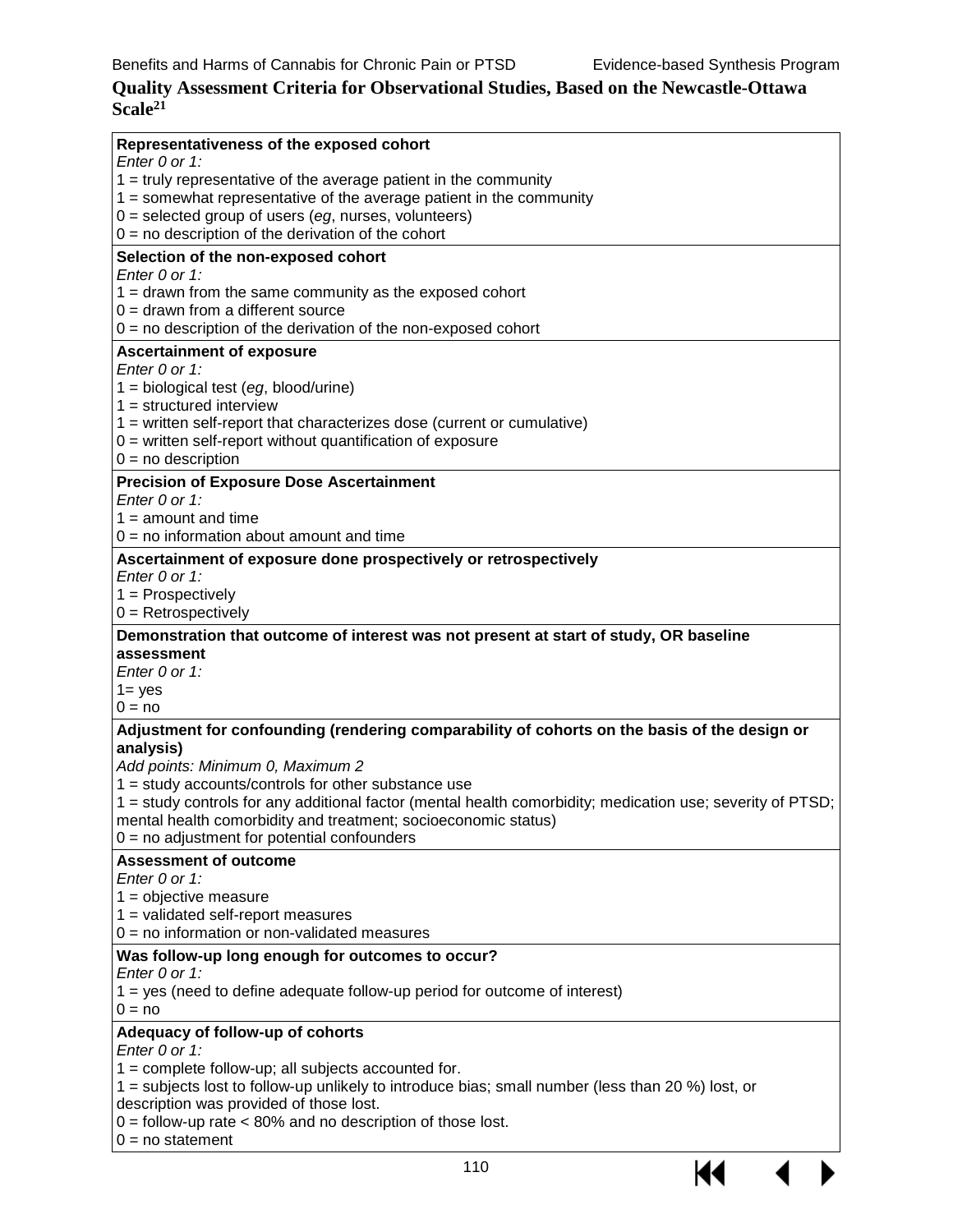### Quality Assessment Criteria for Observational Studies, Based on the Newcastle-Ottawa Scale[21]

| |
|---|
| **Representativeness of the exposed cohort**<br>*Enter 0 or 1:*<br>1 = truly representative of the average patient in the community<br>1 = somewhat representative of the average patient in the community<br>0 = selected group of users (*eg*, nurses, volunteers)<br>0 = no description of the derivation of the cohort |
| **Selection of the non-exposed cohort**<br>*Enter 0 or 1:*<br>1 = drawn from the same community as the exposed cohort<br>0 = drawn from a different source<br>0 = no description of the derivation of the non-exposed cohort |
| **Ascertainment of exposure**<br>*Enter 0 or 1:*<br>1 = biological test (*eg*, blood/urine)<br>1 = structured interview<br>1 = written self-report that characterizes dose (current or cumulative)<br>0 = written self-report without quantification of exposure<br>0 = no description |
| **Precision of Exposure Dose Ascertainment**<br>*Enter 0 or 1:*<br>1 = amount and time<br>0 = no information about amount and time |
| **Ascertainment of exposure done prospectively or retrospectively**<br>*Enter 0 or 1:*<br>1 = Prospectively<br>0 = Retrospectively |
| **Demonstration that outcome of interest was not present at start of study, OR baseline assessment**<br>*Enter 0 or 1:*<br>1= yes<br>0 = no |
| **Adjustment for confounding (rendering comparability of cohorts on the basis of the design or analysis)**<br>*Add points: Minimum 0, Maximum 2*<br>1 = study accounts/controls for other substance use<br>1 = study controls for any additional factor (mental health comorbidity; medication use; severity of PTSD; mental health comorbidity and treatment; socioeconomic status)<br>0 = no adjustment for potential confounders |
| **Assessment of outcome**<br>*Enter 0 or 1:*<br>1 = objective measure<br>1 = validated self-report measures<br>0 = no information or non-validated measures |
| **Was follow-up long enough for outcomes to occur?**<br>*Enter 0 or 1:*<br>1 = yes (need to define adequate follow-up period for outcome of interest)<br>0 = no |
| **Adequacy of follow-up of cohorts**<br>*Enter 0 or 1:*<br>1 = complete follow-up; all subjects accounted for.<br>1 = subjects lost to follow-up unlikely to introduce bias; small number (less than 20 %) lost, or description was provided of those lost.<br>0 = follow-up rate < 80% and no description of those lost.<br>0 = no statement |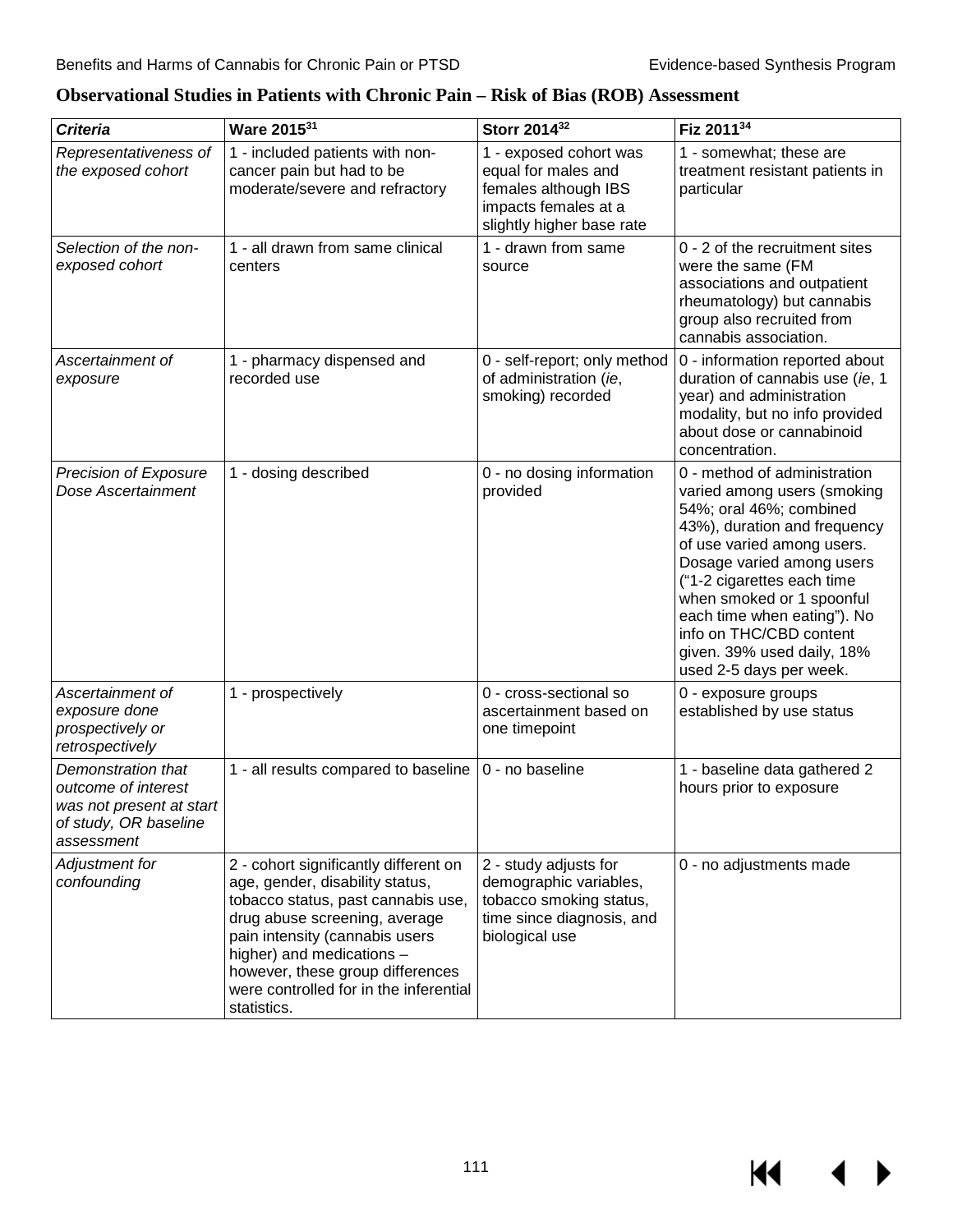**Observational Studies in Patients with Chronic Pain – Risk of Bias (ROB) Assessment**

| *Criteria* | Ware 2015[31] | Storr 2014[32] | Fiz 2011[34] |
|---|---|---|---|
| *Representativeness of the exposed cohort* | 1 - included patients with non-cancer pain but had to be moderate/severe and refractory | 1 - exposed cohort was equal for males and females although IBS impacts females at a slightly higher base rate | 1 - somewhat; these are treatment resistant patients in particular |
| *Selection of the non-exposed cohort* | 1 - all drawn from same clinical centers | 1 - drawn from same source | 0 - 2 of the recruitment sites were the same (FM associations and outpatient rheumatology) but cannabis group also recruited from cannabis association. |
| *Ascertainment of exposure* | 1 - pharmacy dispensed and recorded use | 0 - self-report; only method of administration (*ie*, smoking) recorded | 0 - information reported about duration of cannabis use (*ie*, 1 year) and administration modality, but no info provided about dose or cannabinoid concentration. |
| *Precision of Exposure Dose Ascertainment* | 1 - dosing described | 0 - no dosing information provided | 0 - method of administration varied among users (smoking 54%; oral 46%; combined 43%), duration and frequency of use varied among users. Dosage varied among users ("1-2 cigarettes each time when smoked or 1 spoonful each time when eating"). No info on THC/CBD content given. 39% used daily, 18% used 2-5 days per week. |
| *Ascertainment of exposure done prospectively or retrospectively* | 1 - prospectively | 0 - cross-sectional so ascertainment based on one timepoint | 0 - exposure groups established by use status |
| *Demonstration that outcome of interest was not present at start of study, OR baseline assessment* | 1 - all results compared to baseline | 0 - no baseline | 1 - baseline data gathered 2 hours prior to exposure |
| *Adjustment for confounding* | 2 - cohort significantly different on age, gender, disability status, tobacco status, past cannabis use, drug abuse screening, average pain intensity (cannabis users higher) and medications – however, these group differences were controlled for in the inferential statistics. | 2 - study adjusts for demographic variables, tobacco smoking status, time since diagnosis, and biological use | 0 - no adjustments made |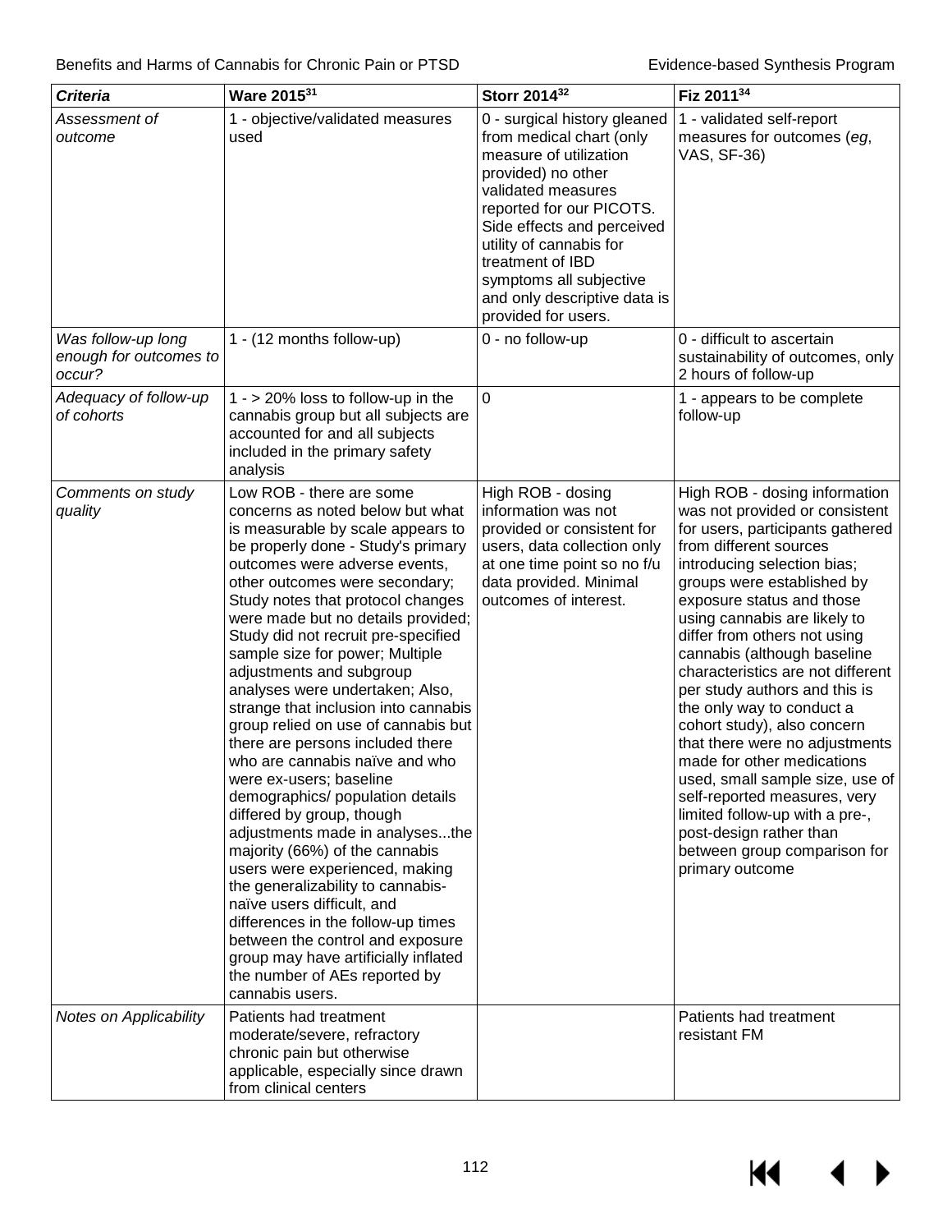| *Criteria* | Ware 2015[31] | Storr 2014[32] | Fiz 2011[34] |
|---|---|---|---|
| *Assessment of outcome* | 1 - objective/validated measures used | 0 - surgical history gleaned from medical chart (only measure of utilization provided) no other validated measures reported for our PICOTS. Side effects and perceived utility of cannabis for treatment of IBD symptoms all subjective and only descriptive data is provided for users. | 1 - validated self-report measures for outcomes (*eg*, VAS, SF-36) |
| *Was follow-up long enough for outcomes to occur?* | 1 - (12 months follow-up) | 0 - no follow-up | 0 - difficult to ascertain sustainability of outcomes, only 2 hours of follow-up |
| *Adequacy of follow-up of cohorts* | 1 - > 20% loss to follow-up in the cannabis group but all subjects are accounted for and all subjects included in the primary safety analysis | 0 | 1 - appears to be complete follow-up |
| *Comments on study quality* | Low ROB - there are some concerns as noted below but what is measurable by scale appears to be properly done - Study's primary outcomes were adverse events, other outcomes were secondary; Study notes that protocol changes were made but no details provided; Study did not recruit pre-specified sample size for power; Multiple adjustments and subgroup analyses were undertaken; Also, strange that inclusion into cannabis group relied on use of cannabis but there are persons included there who are cannabis naïve and who were ex-users; baseline demographics/ population details differed by group, though adjustments made in analyses...the majority (66%) of the cannabis users were experienced, making the generalizability to cannabis-naïve users difficult, and differences in the follow-up times between the control and exposure group may have artificially inflated the number of AEs reported by cannabis users. | High ROB - dosing information was not provided or consistent for users, data collection only at one time point so no f/u data provided. Minimal outcomes of interest. | High ROB - dosing information was not provided or consistent for users, participants gathered from different sources introducing selection bias; groups were established by exposure status and those using cannabis are likely to differ from others not using cannabis (although baseline characteristics are not different per study authors and this is the only way to conduct a cohort study), also concern that there were no adjustments made for other medications used, small sample size, use of self-reported measures, very limited follow-up with a pre-, post-design rather than between group comparison for primary outcome |
| *Notes on Applicability* | Patients had treatment moderate/severe, refractory chronic pain but otherwise applicable, especially since drawn from clinical centers | | Patients had treatment resistant FM |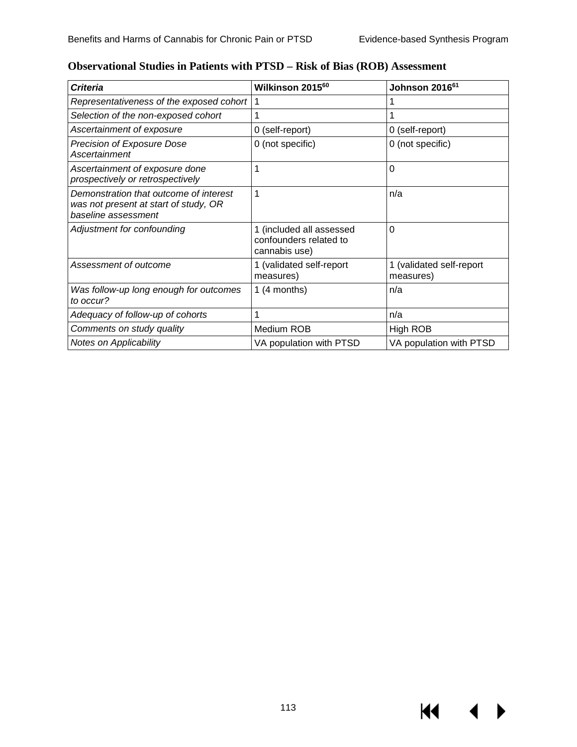## Observational Studies in Patients with PTSD – Risk of Bias (ROB) Assessment

| *Criteria* | Wilkinson 2015[60] | Johnson 2016[61] |
|---|---|---|
| *Representativeness of the exposed cohort* | 1 | 1 |
| *Selection of the non-exposed cohort* | 1 | 1 |
| *Ascertainment of exposure* | 0 (self-report) | 0 (self-report) |
| *Precision of Exposure Dose Ascertainment* | 0 (not specific) | 0 (not specific) |
| *Ascertainment of exposure done prospectively or retrospectively* | 1 | 0 |
| *Demonstration that outcome of interest was not present at start of study, OR baseline assessment* | 1 | n/a |
| *Adjustment for confounding* | 1 (included all assessed confounders related to cannabis use) | 0 |
| *Assessment of outcome* | 1 (validated self-report measures) | 1 (validated self-report measures) |
| *Was follow-up long enough for outcomes to occur?* | 1 (4 months) | n/a |
| *Adequacy of follow-up of cohorts* | 1 | n/a |
| *Comments on study quality* | Medium ROB | High ROB |
| *Notes on Applicability* | VA population with PTSD | VA population with PTSD |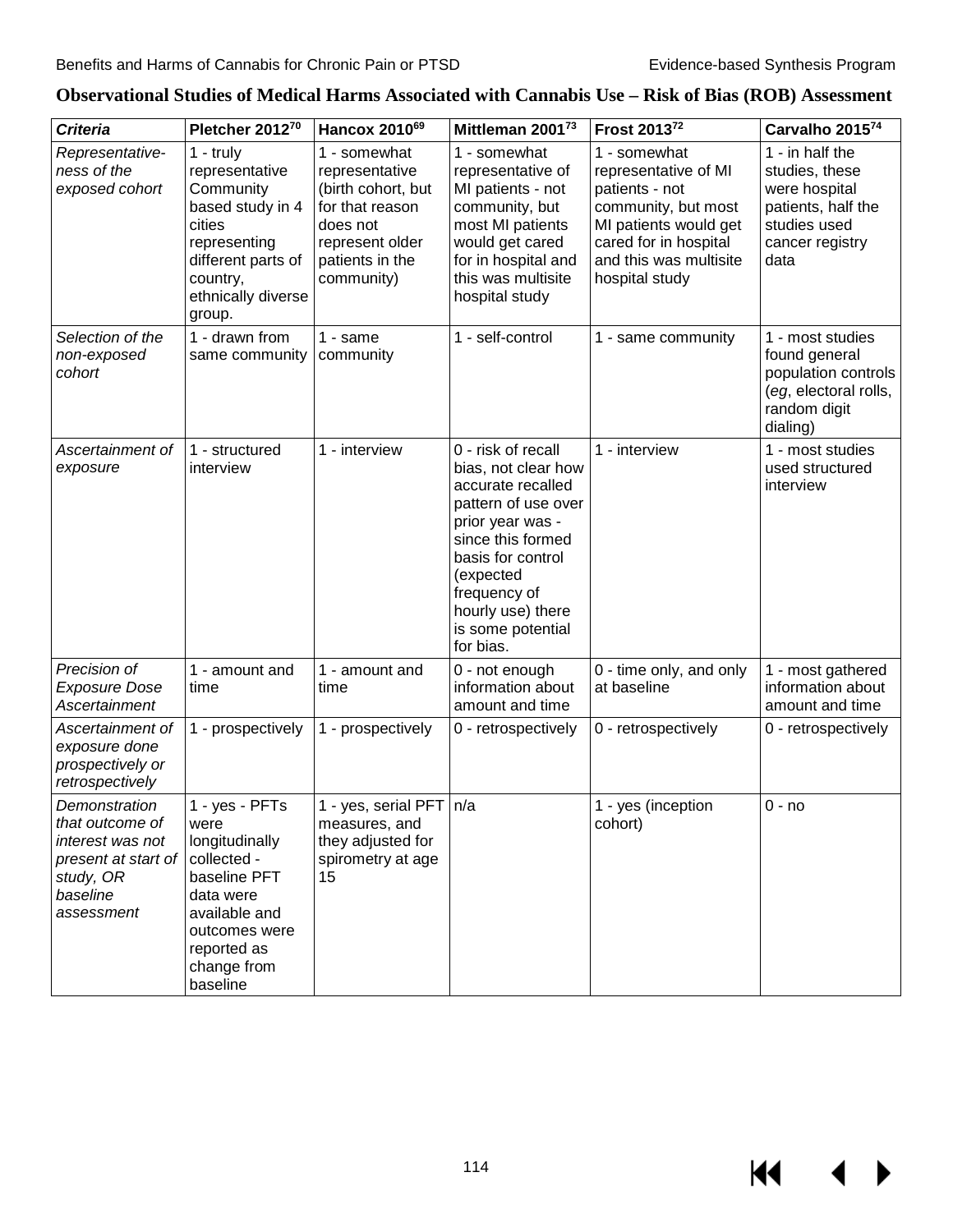**Observational Studies of Medical Harms Associated with Cannabis Use – Risk of Bias (ROB) Assessment**

| *Criteria* | Pletcher 2012[70] | Hancox 2010[69] | Mittleman 2001[73] | Frost 2013[72] | Carvalho 2015[74] |
|---|---|---|---|---|---|
| *Representative-ness of the exposed cohort* | 1 - truly representative Community based study in 4 cities representing different parts of country, ethnically diverse group. | 1 - somewhat representative (birth cohort, but for that reason does not represent older patients in the community) | 1 - somewhat representative of MI patients - not community, but most MI patients would get cared for in hospital and this was multisite hospital study | 1 - somewhat representative of MI patients - not community, but most MI patients would get cared for in hospital and this was multisite hospital study | 1 - in half the studies, these were hospital patients, half the studies used cancer registry data |
| *Selection of the non-exposed cohort* | 1 - drawn from same community | 1 - same community | 1 - self-control | 1 - same community | 1 - most studies found general population controls (*eg*, electoral rolls, random digit dialing) |
| *Ascertainment of exposure* | 1 - structured interview | 1 - interview | 0 - risk of recall bias, not clear how accurate recalled pattern of use over prior year was - since this formed basis for control (expected frequency of hourly use) there is some potential for bias. | 1 - interview | 1 - most studies used structured interview |
| *Precision of Exposure Dose Ascertainment* | 1 - amount and time | 1 - amount and time | 0 - not enough information about amount and time | 0 - time only, and only at baseline | 1 - most gathered information about amount and time |
| *Ascertainment of exposure done prospectively or retrospectively* | 1 - prospectively | 1 - prospectively | 0 - retrospectively | 0 - retrospectively | 0 - retrospectively |
| *Demonstration that outcome of interest was not present at start of study, OR baseline assessment* | 1 - yes - PFTs were longitudinally collected - baseline PFT data were available and outcomes were reported as change from baseline | 1 - yes, serial PFT measures, and they adjusted for spirometry at age 15 | n/a | 1 - yes (inception cohort) | 0 - no |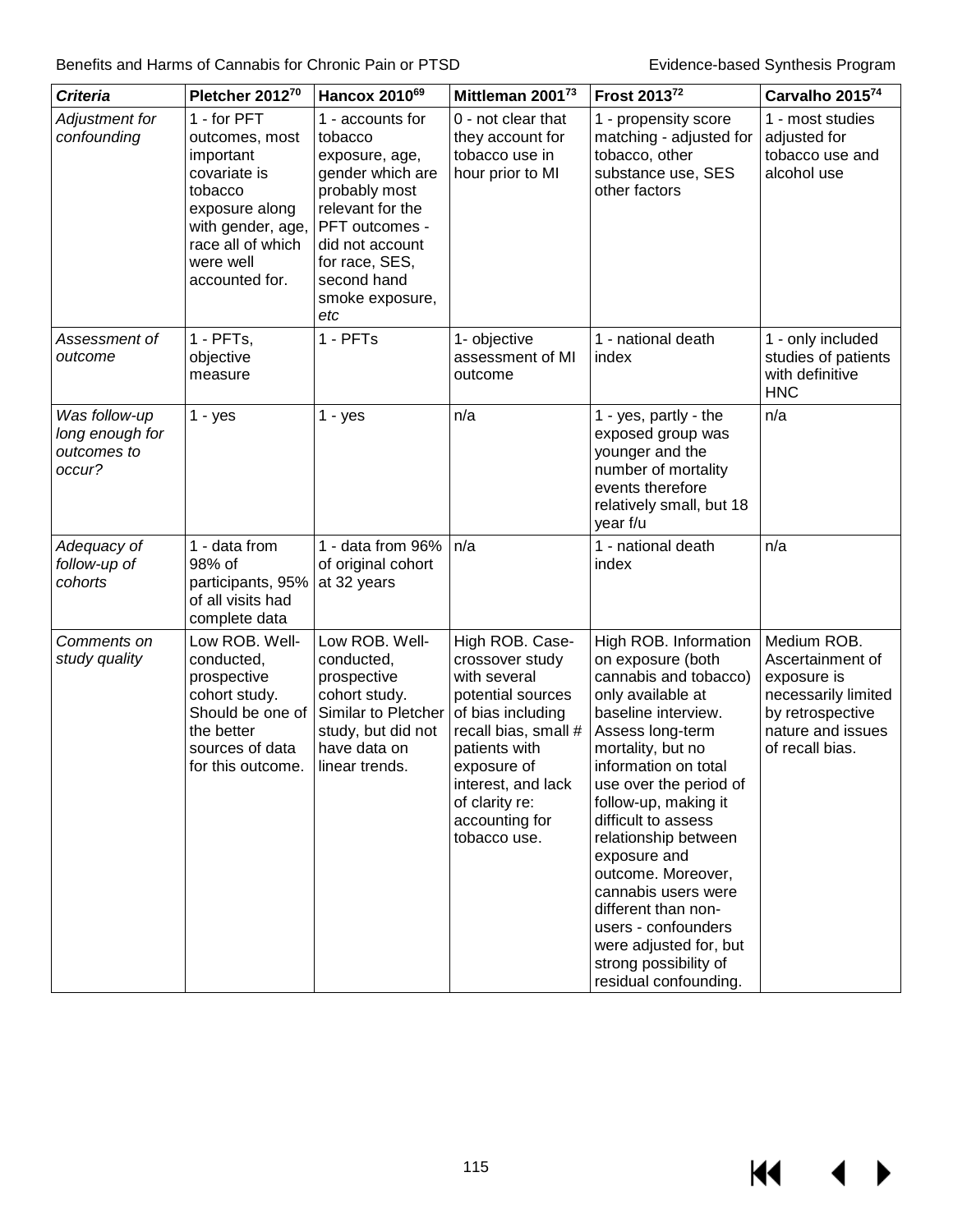| *Criteria* | Pletcher 2012[70] | Hancox 2010[69] | Mittleman 2001[73] | Frost 2013[72] | Carvalho 2015[74] |
|---|---|---|---|---|---|
| *Adjustment for confounding* | 1 - for PFT outcomes, most important covariate is tobacco exposure along with gender, age, race all of which were well accounted for. | 1 - accounts for tobacco exposure, age, gender which are probably most relevant for the PFT outcomes - did not account for race, SES, second hand smoke exposure, *etc* | 0 - not clear that they account for tobacco use in hour prior to MI | 1 - propensity score matching - adjusted for tobacco, other substance use, SES other factors | 1 - most studies adjusted for tobacco use and alcohol use |
| *Assessment of outcome* | 1 - PFTs, objective measure | 1 - PFTs | 1- objective assessment of MI outcome | 1 - national death index | 1 - only included studies of patients with definitive HNC |
| *Was follow-up long enough for outcomes to occur?* | 1 - yes | 1 - yes | n/a | 1 - yes, partly - the exposed group was younger and the number of mortality events therefore relatively small, but 18 year f/u | n/a |
| *Adequacy of follow-up of cohorts* | 1 - data from 98% of participants, 95% of all visits had complete data | 1 - data from 96% of original cohort at 32 years | n/a | 1 - national death index | n/a |
| *Comments on study quality* | Low ROB. Well-conducted, prospective cohort study. Should be one of the better sources of data for this outcome. | Low ROB. Well-conducted, prospective cohort study. Similar to Pletcher study, but did not have data on linear trends. | High ROB. Case-crossover study with several potential sources of bias including recall bias, small # patients with exposure of interest, and lack of clarity re: accounting for tobacco use. | High ROB. Information on exposure (both cannabis and tobacco) only available at baseline interview. Assess long-term mortality, but no information on total use over the period of follow-up, making it difficult to assess relationship between exposure and outcome. Moreover, cannabis users were different than non-users - confounders were adjusted for, but strong possibility of residual confounding. | Medium ROB. Ascertainment of exposure is necessarily limited by retrospective nature and issues of recall bias. |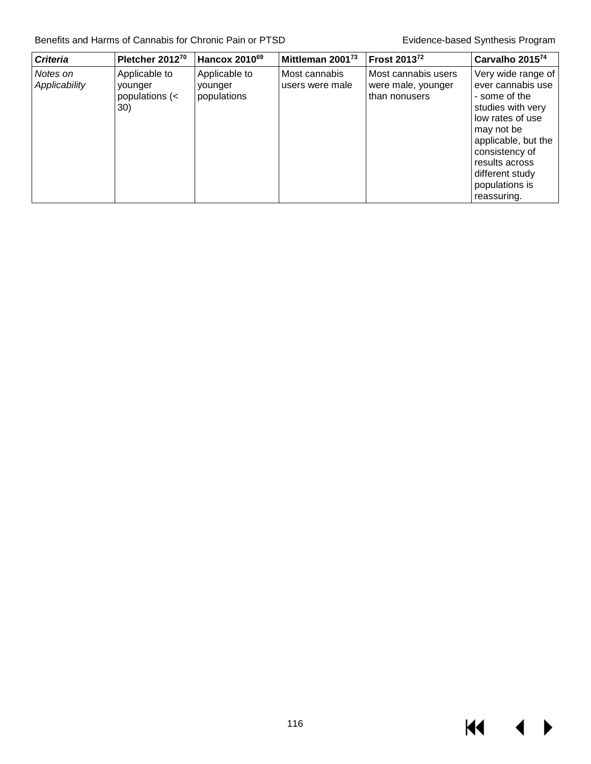| *Criteria* | Pletcher 2012[70] | Hancox 2010[69] | Mittleman 2001[73] | Frost 2013[72] | Carvalho 2015[74] |
|---|---|---|---|---|---|
| *Notes on Applicability* | Applicable to younger populations (< 30) | Applicable to younger populations | Most cannabis users were male | Most cannabis users were male, younger than nonusers | Very wide range of ever cannabis use - some of the studies with very low rates of use may not be applicable, but the consistency of results across different study populations is reassuring. |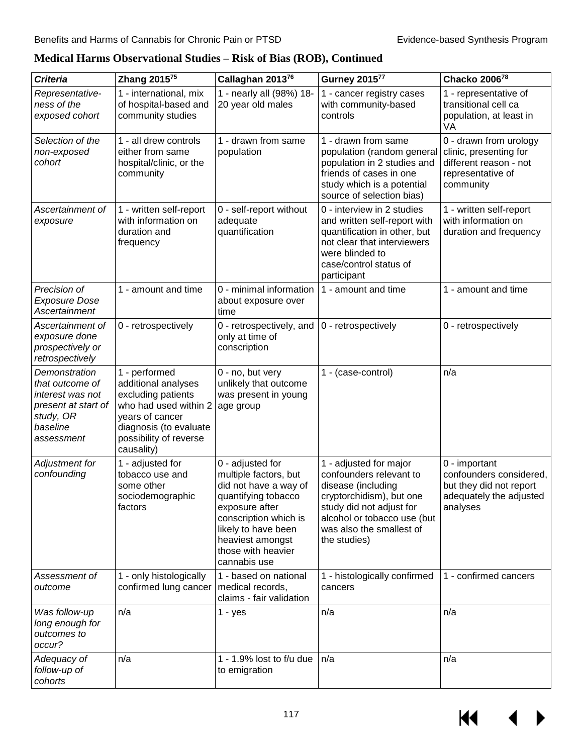## Medical Harms Observational Studies – Risk of Bias (ROB), Continued

| *Criteria* | Zhang 2015[75] | Callaghan 2013[76] | Gurney 2015[77] | Chacko 2006[78] |
|---|---|---|---|---|
| *Representative-ness of the exposed cohort* | 1 - international, mix of hospital-based and community studies | 1 - nearly all (98%) 18-20 year old males | 1 - cancer registry cases with community-based controls | 1 - representative of transitional cell ca population, at least in VA |
| *Selection of the non-exposed cohort* | 1 - all drew controls either from same hospital/clinic, or the community | 1 - drawn from same population | 1 - drawn from same population (random general population in 2 studies and friends of cases in one study which is a potential source of selection bias) | 0 - drawn from urology clinic, presenting for different reason - not representative of community |
| *Ascertainment of exposure* | 1 - written self-report with information on duration and frequency | 0 - self-report without adequate quantification | 0 - interview in 2 studies and written self-report with quantification in other, but not clear that interviewers were blinded to case/control status of participant | 1 - written self-report with information on duration and frequency |
| *Precision of Exposure Dose Ascertainment* | 1 - amount and time | 0 - minimal information about exposure over time | 1 - amount and time | 1 - amount and time |
| *Ascertainment of exposure done prospectively or retrospectively* | 0 - retrospectively | 0 - retrospectively, and only at time of conscription | 0 - retrospectively | 0 - retrospectively |
| *Demonstration that outcome of interest was not present at start of study, OR baseline assessment* | 1 - performed additional analyses excluding patients who had used within 2 years of cancer diagnosis (to evaluate possibility of reverse causality) | 0 - no, but very unlikely that outcome was present in young age group | 1 - (case-control) | n/a |
| *Adjustment for confounding* | 1 - adjusted for tobacco use and some other sociodemographic factors | 0 - adjusted for multiple factors, but did not have a way of quantifying tobacco exposure after conscription which is likely to have been heaviest amongst those with heavier cannabis use | 1 - adjusted for major confounders relevant to disease (including cryptorchidism), but one study did not adjust for alcohol or tobacco use (but was also the smallest of the studies) | 0 - important confounders considered, but they did not report adequately the adjusted analyses |
| *Assessment of outcome* | 1 - only histologically confirmed lung cancer | 1 - based on national medical records, claims - fair validation | 1 - histologically confirmed cancers | 1 - confirmed cancers |
| *Was follow-up long enough for outcomes to occur?* | n/a | 1 - yes | n/a | n/a |
| *Adequacy of follow-up of cohorts* | n/a | 1 - 1.9% lost to f/u due to emigration | n/a | n/a |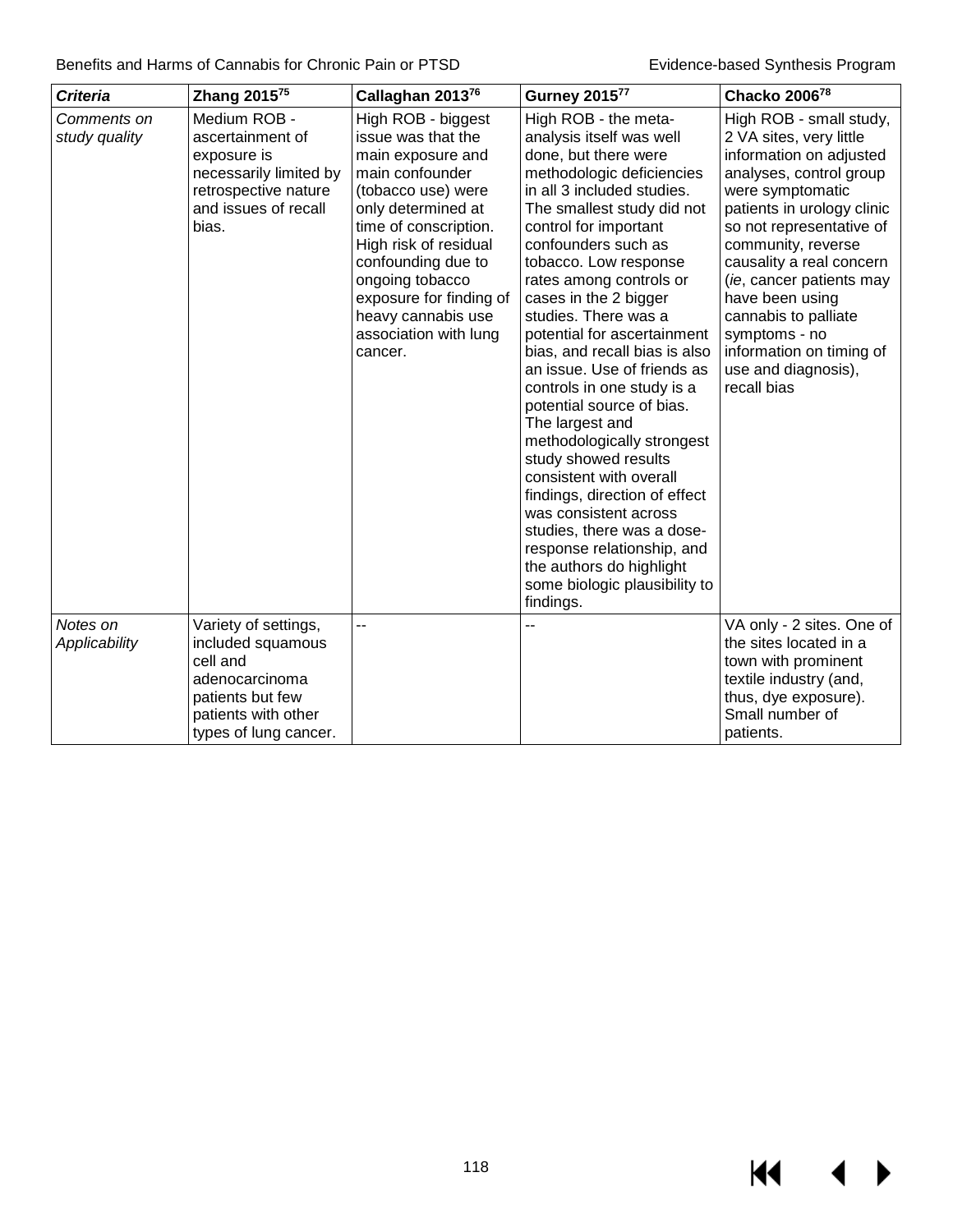| *Criteria* | Zhang 2015[75] | Callaghan 2013[76] | Gurney 2015[77] | Chacko 2006[78] |
|---|---|---|---|---|
| *Comments on study quality* | Medium ROB - ascertainment of exposure is necessarily limited by retrospective nature and issues of recall bias. | High ROB - biggest issue was that the main exposure and main confounder (tobacco use) were only determined at time of conscription. High risk of residual confounding due to ongoing tobacco exposure for finding of heavy cannabis use association with lung cancer. | High ROB - the meta-analysis itself was well done, but there were methodologic deficiencies in all 3 included studies. The smallest study did not control for important confounders such as tobacco. Low response rates among controls or cases in the 2 bigger studies. There was a potential for ascertainment bias, and recall bias is also an issue. Use of friends as controls in one study is a potential source of bias. The largest and methodologically strongest study showed results consistent with overall findings, direction of effect was consistent across studies, there was a dose-response relationship, and the authors do highlight some biologic plausibility to findings. | High ROB - small study, 2 VA sites, very little information on adjusted analyses, control group were symptomatic patients in urology clinic so not representative of community, reverse causality a real concern (*ie*, cancer patients may have been using cannabis to palliate symptoms - no information on timing of use and diagnosis), recall bias |
| *Notes on Applicability* | Variety of settings, included squamous cell and adenocarcinoma patients but few patients with other types of lung cancer. | -- | -- | VA only - 2 sites. One of the sites located in a town with prominent textile industry (and, thus, dye exposure). Small number of patients. |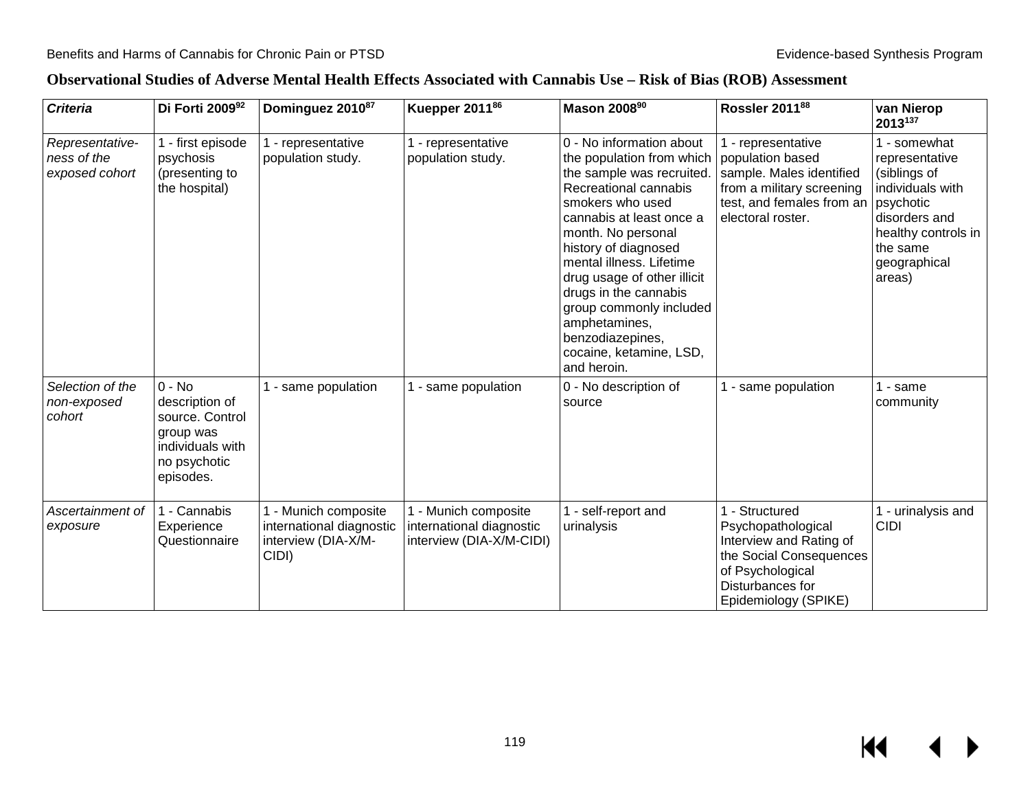**Observational Studies of Adverse Mental Health Effects Associated with Cannabis Use – Risk of Bias (ROB) Assessment**

| *Criteria* | Di Forti 2009[92] | Dominguez 2010[87] | Kuepper 2011[86] | Mason 2008[90] | Rossler 2011[88] | van Nierop 2013[137] |
|---|---|---|---|---|---|---|
| *Representativeness of the exposed cohort* | 1 - first episode psychosis (presenting to the hospital) | 1 - representative population study. | 1 - representative population study. | 0 - No information about the population from which the sample was recruited. Recreational cannabis smokers who used cannabis at least once a month. No personal history of diagnosed mental illness. Lifetime drug usage of other illicit drugs in the cannabis group commonly included amphetamines, benzodiazepines, cocaine, ketamine, LSD, and heroin. | 1 - representative population based sample. Males identified from a military screening test, and females from an electoral roster. | 1 - somewhat representative (siblings of individuals with psychotic disorders and healthy controls in the same geographical areas) |
| *Selection of the non-exposed cohort* | 0 - No description of source. Control group was individuals with no psychotic episodes. | 1 - same population | 1 - same population | 0 - No description of source | 1 - same population | 1 - same community |
| *Ascertainment of exposure* | 1 - Cannabis Experience Questionnaire | 1 - Munich composite international diagnostic interview (DIA-X/M-CIDI) | 1 - Munich composite international diagnostic interview (DIA-X/M-CIDI) | 1 - self-report and urinalysis | 1 - Structured Psychopathological Interview and Rating of the Social Consequences of Psychological Disturbances for Epidemiology (SPIKE) | 1 - urinalysis and CIDI |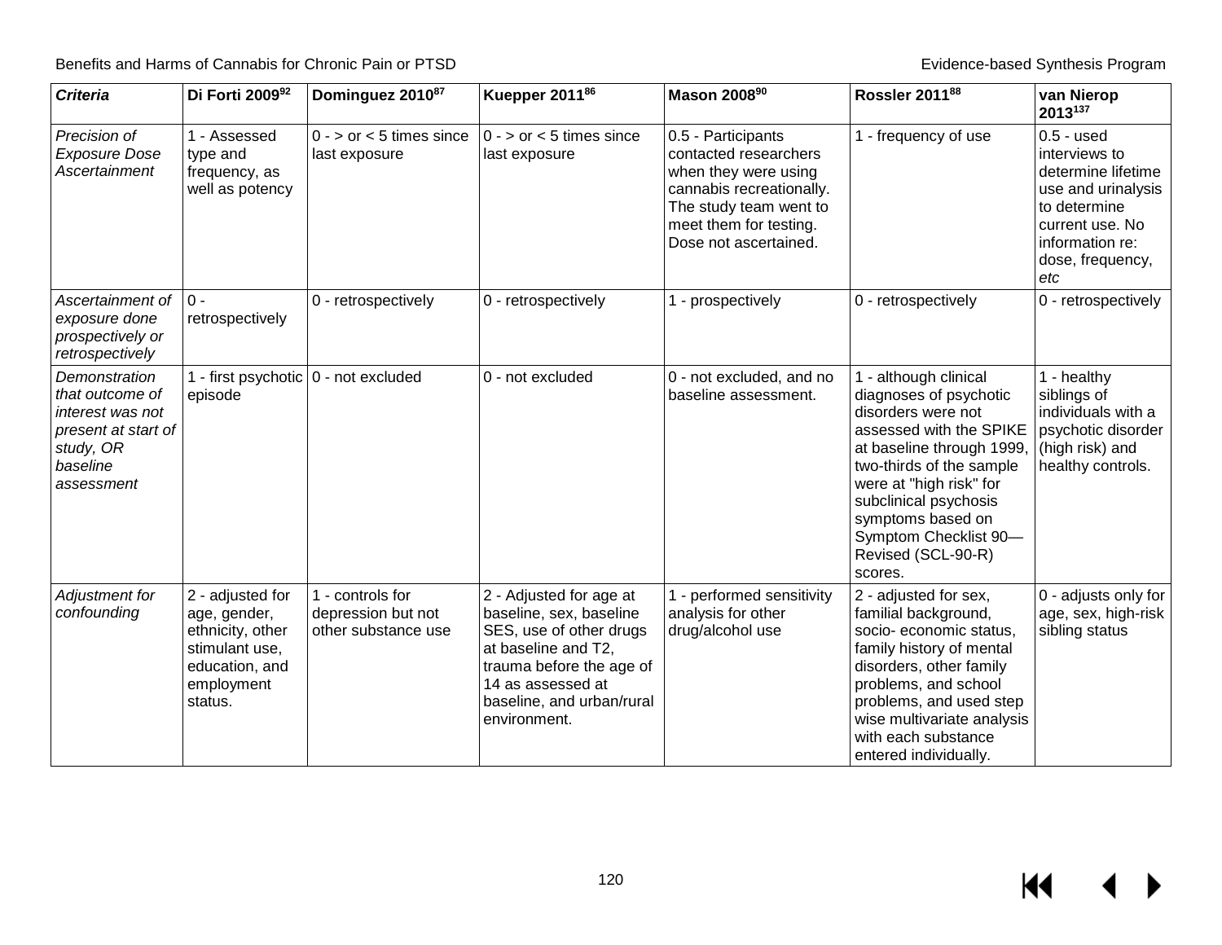| *Criteria* | Di Forti 2009[92] | Dominguez 2010[87] | Kuepper 2011[86] | Mason 2008[90] | Rossler 2011[88] | van Nierop 2013[137] |
|---|---|---|---|---|---|---|
| *Precision of Exposure Dose Ascertainment* | 1 - Assessed type and frequency, as well as potency | 0 - > or < 5 times since last exposure | 0 - > or < 5 times since last exposure | 0.5 - Participants contacted researchers when they were using cannabis recreationally. The study team went to meet them for testing. Dose not ascertained. | 1 - frequency of use | 0.5 - used interviews to determine lifetime use and urinalysis to determine current use. No information re: dose, frequency, etc |
| *Ascertainment of exposure done prospectively or retrospectively* | 0 - retrospectively | 0 - retrospectively | 0 - retrospectively | 1 - prospectively | 0 - retrospectively | 0 - retrospectively |
| *Demonstration that outcome of interest was not present at start of study, OR baseline assessment* | 1 - first psychotic episode | 0 - not excluded | 0 - not excluded | 0 - not excluded, and no baseline assessment. | 1 - although clinical diagnoses of psychotic disorders were not assessed with the SPIKE at baseline through 1999, two-thirds of the sample were at "high risk" for subclinical psychosis symptoms based on Symptom Checklist 90—Revised (SCL-90-R) scores. | 1 - healthy siblings of individuals with a psychotic disorder (high risk) and healthy controls. |
| *Adjustment for confounding* | 2 - adjusted for age, gender, ethnicity, other stimulant use, education, and employment status. | 1 - controls for depression but not other substance use | 2 - Adjusted for age at baseline, sex, baseline SES, use of other drugs at baseline and T2, trauma before the age of 14 as assessed at baseline, and urban/rural environment. | 1 - performed sensitivity analysis for other drug/alcohol use | 2 - adjusted for sex, familial background, socio- economic status, family history of mental disorders, other family problems, and school problems, and used step wise multivariate analysis with each substance entered individually. | 0 - adjusts only for age, sex, high-risk sibling status |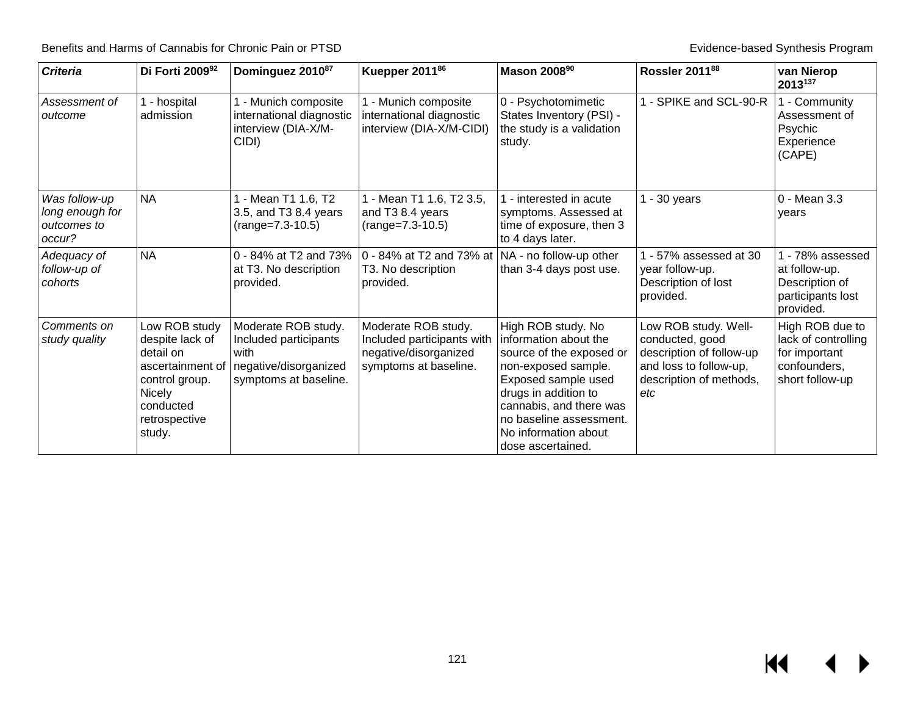| *Criteria* | Di Forti 2009[92] | Dominguez 2010[87] | Kuepper 2011[86] | Mason 2008[90] | Rossler 2011[88] | van Nierop 2013[137] |
|---|---|---|---|---|---|---|
| *Assessment of outcome* | 1 - hospital admission | 1 - Munich composite international diagnostic interview (DIA-X/M-CIDI) | 1 - Munich composite international diagnostic interview (DIA-X/M-CIDI) | 0 - Psychotomimetic States Inventory (PSI) - the study is a validation study. | 1 - SPIKE and SCL-90-R | 1 - Community Assessment of Psychic Experience (CAPE) |
| *Was follow-up long enough for outcomes to occur?* | NA | 1 - Mean T1 1.6, T2 3.5, and T3 8.4 years (range=7.3-10.5) | 1 - Mean T1 1.6, T2 3.5, and T3 8.4 years (range=7.3-10.5) | 1 - interested in acute symptoms. Assessed at time of exposure, then 3 to 4 days later. | 1 - 30 years | 0 - Mean 3.3 years |
| *Adequacy of follow-up of cohorts* | NA | 0 - 84% at T2 and 73% at T3. No description provided. | 0 - 84% at T2 and 73% at T3. No description provided. | NA - no follow-up other than 3-4 days post use. | 1 - 57% assessed at 30 year follow-up. Description of lost provided. | 1 - 78% assessed at follow-up. Description of participants lost provided. |
| *Comments on study quality* | Low ROB study despite lack of detail on ascertainment of control group. Nicely conducted retrospective study. | Moderate ROB study. Included participants with negative/disorganized symptoms at baseline. | Moderate ROB study. Included participants with negative/disorganized symptoms at baseline. | High ROB study. No information about the source of the exposed or non-exposed sample. Exposed sample used drugs in addition to cannabis, and there was no baseline assessment. No information about dose ascertained. | Low ROB study. Well-conducted, good description of follow-up and loss to follow-up, description of methods, *etc* | High ROB due to lack of controlling for important confounders, short follow-up |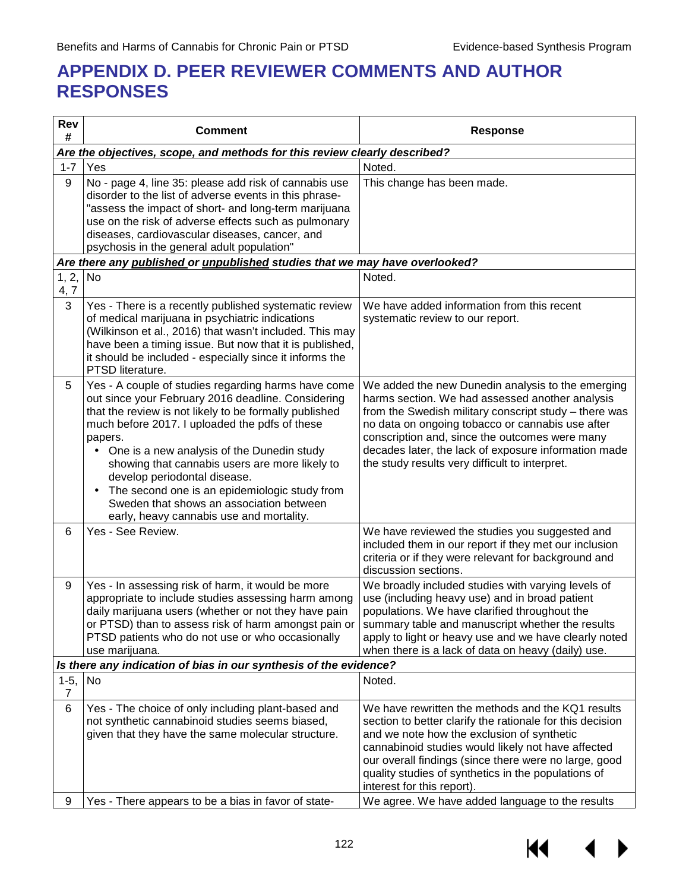# APPENDIX D. PEER REVIEWER COMMENTS AND AUTHOR RESPONSES

| Rev # | Comment | Response |
|---|---|---|
| ***Are the objectives, scope, and methods for this review clearly described?*** | | |
| 1-7 | Yes | Noted. |
| 9 | No - page 4, line 35: please add risk of cannabis use disorder to the list of adverse events in this phrase- "assess the impact of short- and long-term marijuana use on the risk of adverse effects such as pulmonary diseases, cardiovascular diseases, cancer, and psychosis in the general adult population" | This change has been made. |
| ***Are there any <u>published</u> or <u>unpublished</u> studies that we may have overlooked?*** | | |
| 1, 2, 4, 7 | No | Noted. |
| 3 | Yes - There is a recently published systematic review of medical marijuana in psychiatric indications (Wilkinson et al., 2016) that wasn't included. This may have been a timing issue. But now that it is published, it should be included - especially since it informs the PTSD literature. | We have added information from this recent systematic review to our report. |
| 5 | Yes - A couple of studies regarding harms have come out since your February 2016 deadline. Considering that the review is not likely to be formally published much before 2017. I uploaded the pdfs of these papers.<br>• One is a new analysis of the Dunedin study showing that cannabis users are more likely to develop periodontal disease.<br>• The second one is an epidemiologic study from Sweden that shows an association between early, heavy cannabis use and mortality. | We added the new Dunedin analysis to the emerging harms section. We had assessed another analysis from the Swedish military conscript study – there was no data on ongoing tobacco or cannabis use after conscription and, since the outcomes were many decades later, the lack of exposure information made the study results very difficult to interpret. |
| 6 | Yes - See Review. | We have reviewed the studies you suggested and included them in our report if they met our inclusion criteria or if they were relevant for background and discussion sections. |
| 9 | Yes - In assessing risk of harm, it would be more appropriate to include studies assessing harm among daily marijuana users (whether or not they have pain or PTSD) than to assess risk of harm amongst pain or PTSD patients who do not use or who occasionally use marijuana. | We broadly included studies with varying levels of use (including heavy use) and in broad patient populations. We have clarified throughout the summary table and manuscript whether the results apply to light or heavy use and we have clearly noted when there is a lack of data on heavy (daily) use. |
| ***Is there any indication of bias in our synthesis of the evidence?*** | | |
| 1-5, 7 | No | Noted. |
| 6 | Yes - The choice of only including plant-based and not synthetic cannabinoid studies seems biased, given that they have the same molecular structure. | We have rewritten the methods and the KQ1 results section to better clarify the rationale for this decision and we note how the exclusion of synthetic cannabinoid studies would likely not have affected our overall findings (since there were no large, good quality studies of synthetics in the populations of interest for this report). |
| 9 | Yes - There appears to be a bias in favor of state- | We agree. We have added language to the results |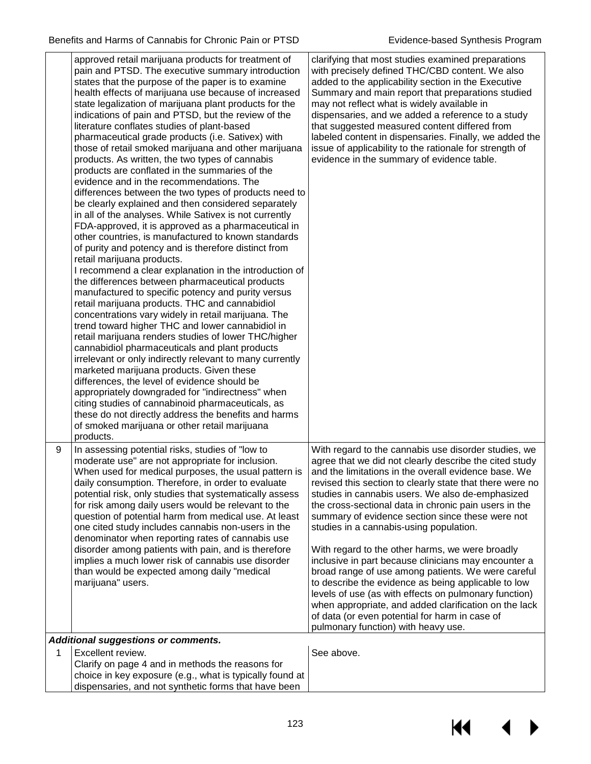| | | |
|---|---|---|
| | approved retail marijuana products for treatment of pain and PTSD. The executive summary introduction states that the purpose of the paper is to examine health effects of marijuana use because of increased state legalization of marijuana plant products for the indications of pain and PTSD, but the review of the literature conflates studies of plant-based pharmaceutical grade products (i.e. Sativex) with those of retail smoked marijuana and other marijuana products. As written, the two types of cannabis products are conflated in the summaries of the evidence and in the recommendations. The differences between the two types of products need to be clearly explained and then considered separately in all of the analyses. While Sativex is not currently FDA-approved, it is approved as a pharmaceutical in other countries, is manufactured to known standards of purity and potency and is therefore distinct from retail marijuana products.<br>I recommend a clear explanation in the introduction of the differences between pharmaceutical products manufactured to specific potency and purity versus retail marijuana products. THC and cannabidiol concentrations vary widely in retail marijuana. The trend toward higher THC and lower cannabidiol in retail marijuana renders studies of lower THC/higher cannabidiol pharmaceuticals and plant products irrelevant or only indirectly relevant to many currently marketed marijuana products. Given these differences, the level of evidence should be appropriately downgraded for "indirectness" when citing studies of cannabinoid pharmaceuticals, as these do not directly address the benefits and harms of smoked marijuana or other retail marijuana products. | clarifying that most studies examined preparations with precisely defined THC/CBD content. We also added to the applicability section in the Executive Summary and main report that preparations studied may not reflect what is widely available in dispensaries, and we added a reference to a study that suggested measured content differed from labeled content in dispensaries. Finally, we added the issue of applicability to the rationale for strength of evidence in the summary of evidence table. |
| 9 | In assessing potential risks, studies of "low to moderate use" are not appropriate for inclusion. When used for medical purposes, the usual pattern is daily consumption. Therefore, in order to evaluate potential risk, only studies that systematically assess for risk among daily users would be relevant to the question of potential harm from medical use. At least one cited study includes cannabis non-users in the denominator when reporting rates of cannabis use disorder among patients with pain, and is therefore implies a much lower risk of cannabis use disorder than would be expected among daily "medical marijuana" users. | With regard to the cannabis use disorder studies, we agree that we did not clearly describe the cited study and the limitations in the overall evidence base. We revised this section to clearly state that there were no studies in cannabis users. We also de-emphasized the cross-sectional data in chronic pain users in the summary of evidence section since these were not studies in a cannabis-using population.<br><br>With regard to the other harms, we were broadly inclusive in part because clinicians may encounter a broad range of use among patients. We were careful to describe the evidence as being applicable to low levels of use (as with effects on pulmonary function) when appropriate, and added clarification on the lack of data (or even potential for harm in case of pulmonary function) with heavy use. |
| ***Additional suggestions or comments.*** | | |
| 1 | Excellent review.<br>Clarify on page 4 and in methods the reasons for choice in key exposure (e.g., what is typically found at dispensaries, and not synthetic forms that have been | See above. |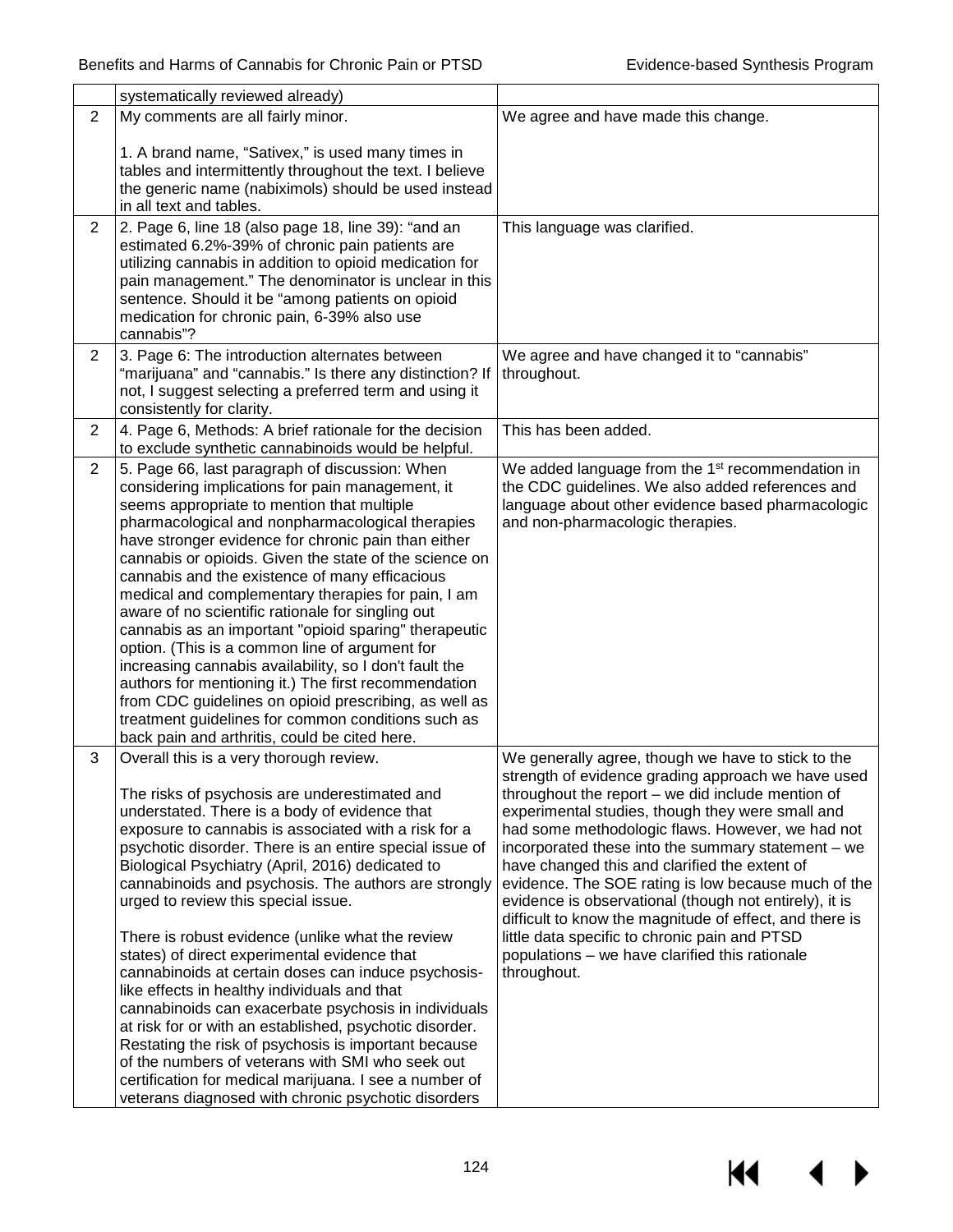| | | |
|---|---|---|
| | systematically reviewed already) | |
| 2 | My comments are all fairly minor.<br><br>1. A brand name, "Sativex," is used many times in tables and intermittently throughout the text. I believe the generic name (nabiximols) should be used instead in all text and tables. | We agree and have made this change. |
| 2 | 2. Page 6, line 18 (also page 18, line 39): "and an estimated 6.2%-39% of chronic pain patients are utilizing cannabis in addition to opioid medication for pain management." The denominator is unclear in this sentence. Should it be "among patients on opioid medication for chronic pain, 6-39% also use cannabis"? | This language was clarified. |
| 2 | 3. Page 6: The introduction alternates between "marijuana" and "cannabis." Is there any distinction? If not, I suggest selecting a preferred term and using it consistently for clarity. | We agree and have changed it to "cannabis" throughout. |
| 2 | 4. Page 6, Methods: A brief rationale for the decision to exclude synthetic cannabinoids would be helpful. | This has been added. |
| 2 | 5. Page 66, last paragraph of discussion: When considering implications for pain management, it seems appropriate to mention that multiple pharmacological and nonpharmacological therapies have stronger evidence for chronic pain than either cannabis or opioids. Given the state of the science on cannabis and the existence of many efficacious medical and complementary therapies for pain, I am aware of no scientific rationale for singling out cannabis as an important "opioid sparing" therapeutic option. (This is a common line of argument for increasing cannabis availability, so I don't fault the authors for mentioning it.) The first recommendation from CDC guidelines on opioid prescribing, as well as treatment guidelines for common conditions such as back pain and arthritis, could be cited here. | We added language from the 1st recommendation in the CDC guidelines. We also added references and language about other evidence based pharmacologic and non-pharmacologic therapies. |
| 3 | Overall this is a very thorough review.<br><br>The risks of psychosis are underestimated and understated. There is a body of evidence that exposure to cannabis is associated with a risk for a psychotic disorder. There is an entire special issue of Biological Psychiatry (April, 2016) dedicated to cannabinoids and psychosis. The authors are strongly urged to review this special issue.<br><br>There is robust evidence (unlike what the review states) of direct experimental evidence that cannabinoids at certain doses can induce psychosis-like effects in healthy individuals and that cannabinoids can exacerbate psychosis in individuals at risk for or with an established, psychotic disorder. Restating the risk of psychosis is important because of the numbers of veterans with SMI who seek out certification for medical marijuana. I see a number of veterans diagnosed with chronic psychotic disorders | We generally agree, though we have to stick to the strength of evidence grading approach we have used throughout the report – we did include mention of experimental studies, though they were small and had some methodologic flaws. However, we had not incorporated these into the summary statement – we have changed this and clarified the extent of evidence. The SOE rating is low because much of the evidence is observational (though not entirely), it is difficult to know the magnitude of effect, and there is little data specific to chronic pain and PTSD populations – we have clarified this rationale throughout. |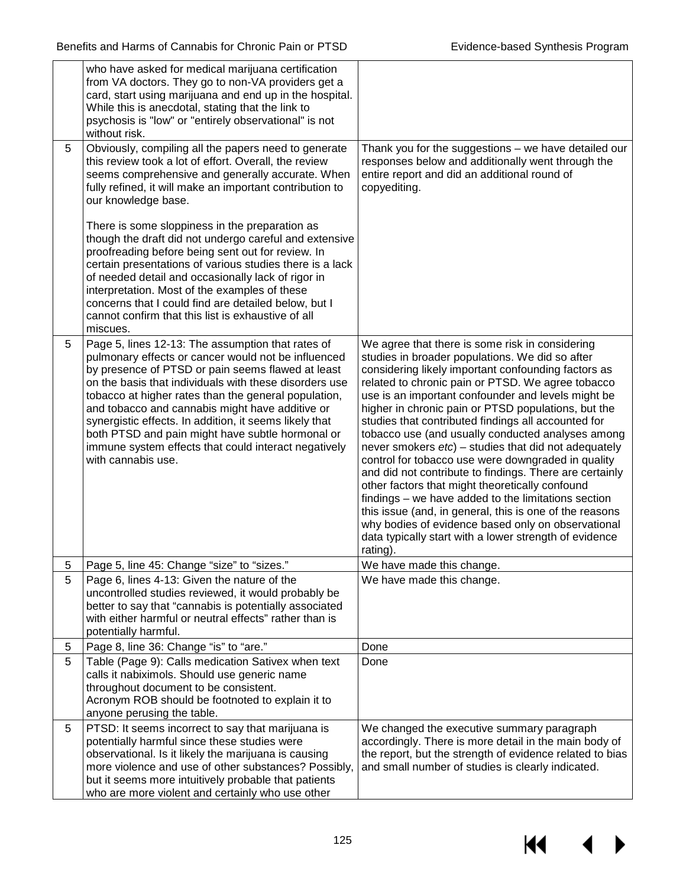| | | |
|---|---|---|
| | who have asked for medical marijuana certification from VA doctors. They go to non-VA providers get a card, start using marijuana and end up in the hospital. While this is anecdotal, stating that the link to psychosis is "low" or "entirely observational" is not without risk. | |
| 5 | Obviously, compiling all the papers need to generate this review took a lot of effort. Overall, the review seems comprehensive and generally accurate. When fully refined, it will make an important contribution to our knowledge base.<br><br>There is some sloppiness in the preparation as though the draft did not undergo careful and extensive proofreading before being sent out for review. In certain presentations of various studies there is a lack of needed detail and occasionally lack of rigor in interpretation. Most of the examples of these concerns that I could find are detailed below, but I cannot confirm that this list is exhaustive of all miscues. | Thank you for the suggestions – we have detailed our responses below and additionally went through the entire report and did an additional round of copyediting. |
| 5 | Page 5, lines 12-13: The assumption that rates of pulmonary effects or cancer would not be influenced by presence of PTSD or pain seems flawed at least on the basis that individuals with these disorders use tobacco at higher rates than the general population, and tobacco and cannabis might have additive or synergistic effects. In addition, it seems likely that both PTSD and pain might have subtle hormonal or immune system effects that could interact negatively with cannabis use. | We agree that there is some risk in considering studies in broader populations. We did so after considering likely important confounding factors as related to chronic pain or PTSD. We agree tobacco use is an important confounder and levels might be higher in chronic pain or PTSD populations, but the studies that contributed findings all accounted for tobacco use (and usually conducted analyses among never smokers *etc*) – studies that did not adequately control for tobacco use were downgraded in quality and did not contribute to findings. There are certainly other factors that might theoretically confound findings – we have added to the limitations section this issue (and, in general, this is one of the reasons why bodies of evidence based only on observational data typically start with a lower strength of evidence rating). |
| 5 | Page 5, line 45: Change "size" to "sizes." | We have made this change. |
| 5 | Page 6, lines 4-13: Given the nature of the uncontrolled studies reviewed, it would probably be better to say that "cannabis is potentially associated with either harmful or neutral effects" rather than is potentially harmful. | We have made this change. |
| 5 | Page 8, line 36: Change "is" to "are." | Done |
| 5 | Table (Page 9): Calls medication Sativex when text calls it nabiximols. Should use generic name throughout document to be consistent.<br>Acronym ROB should be footnoted to explain it to anyone perusing the table. | Done |
| 5 | PTSD: It seems incorrect to say that marijuana is potentially harmful since these studies were observational. Is it likely the marijuana is causing more violence and use of other substances? Possibly, but it seems more intuitively probable that patients who are more violent and certainly who use other | We changed the executive summary paragraph accordingly. There is more detail in the main body of the report, but the strength of evidence related to bias and small number of studies is clearly indicated. |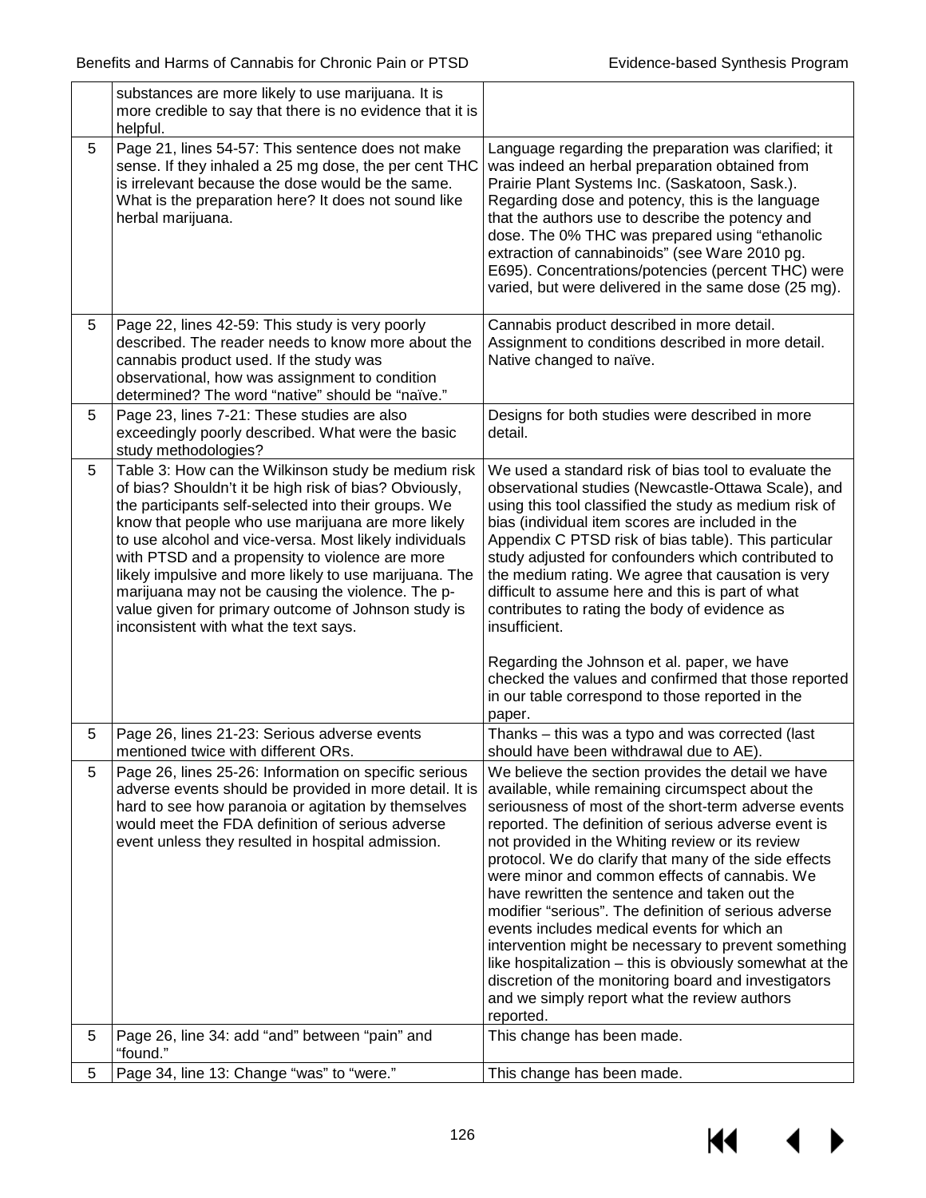| | | |
|---|---|---|
| | substances are more likely to use marijuana. It is more credible to say that there is no evidence that it is helpful. | |
| 5 | Page 21, lines 54-57: This sentence does not make sense. If they inhaled a 25 mg dose, the per cent THC is irrelevant because the dose would be the same. What is the preparation here? It does not sound like herbal marijuana. | Language regarding the preparation was clarified; it was indeed an herbal preparation obtained from Prairie Plant Systems Inc. (Saskatoon, Sask.). Regarding dose and potency, this is the language that the authors use to describe the potency and dose. The 0% THC was prepared using "ethanolic extraction of cannabinoids" (see Ware 2010 pg. E695). Concentrations/potencies (percent THC) were varied, but were delivered in the same dose (25 mg). |
| 5 | Page 22, lines 42-59: This study is very poorly described. The reader needs to know more about the cannabis product used. If the study was observational, how was assignment to condition determined? The word "native" should be "naïve." | Cannabis product described in more detail. Assignment to conditions described in more detail. Native changed to naïve. |
| 5 | Page 23, lines 7-21: These studies are also exceedingly poorly described. What were the basic study methodologies? | Designs for both studies were described in more detail. |
| 5 | Table 3: How can the Wilkinson study be medium risk of bias? Shouldn't it be high risk of bias? Obviously, the participants self-selected into their groups. We know that people who use marijuana are more likely to use alcohol and vice-versa. Most likely individuals with PTSD and a propensity to violence are more likely impulsive and more likely to use marijuana. The marijuana may not be causing the violence. The p-value given for primary outcome of Johnson study is inconsistent with what the text says. | We used a standard risk of bias tool to evaluate the observational studies (Newcastle-Ottawa Scale), and using this tool classified the study as medium risk of bias (individual item scores are included in the Appendix C PTSD risk of bias table). This particular study adjusted for confounders which contributed to the medium rating. We agree that causation is very difficult to assume here and this is part of what contributes to rating the body of evidence as insufficient.<br><br>Regarding the Johnson et al. paper, we have checked the values and confirmed that those reported in our table correspond to those reported in the paper. |
| 5 | Page 26, lines 21-23: Serious adverse events mentioned twice with different ORs. | Thanks – this was a typo and was corrected (last should have been withdrawal due to AE). |
| 5 | Page 26, lines 25-26: Information on specific serious adverse events should be provided in more detail. It is hard to see how paranoia or agitation by themselves would meet the FDA definition of serious adverse event unless they resulted in hospital admission. | We believe the section provides the detail we have available, while remaining circumspect about the seriousness of most of the short-term adverse events reported. The definition of serious adverse event is not provided in the Whiting review or its review protocol. We do clarify that many of the side effects were minor and common effects of cannabis. We have rewritten the sentence and taken out the modifier "serious". The definition of serious adverse events includes medical events for which an intervention might be necessary to prevent something like hospitalization – this is obviously somewhat at the discretion of the monitoring board and investigators and we simply report what the review authors reported. |
| 5 | Page 26, line 34: add "and" between "pain" and "found." | This change has been made. |
| 5 | Page 34, line 13: Change "was" to "were." | This change has been made. |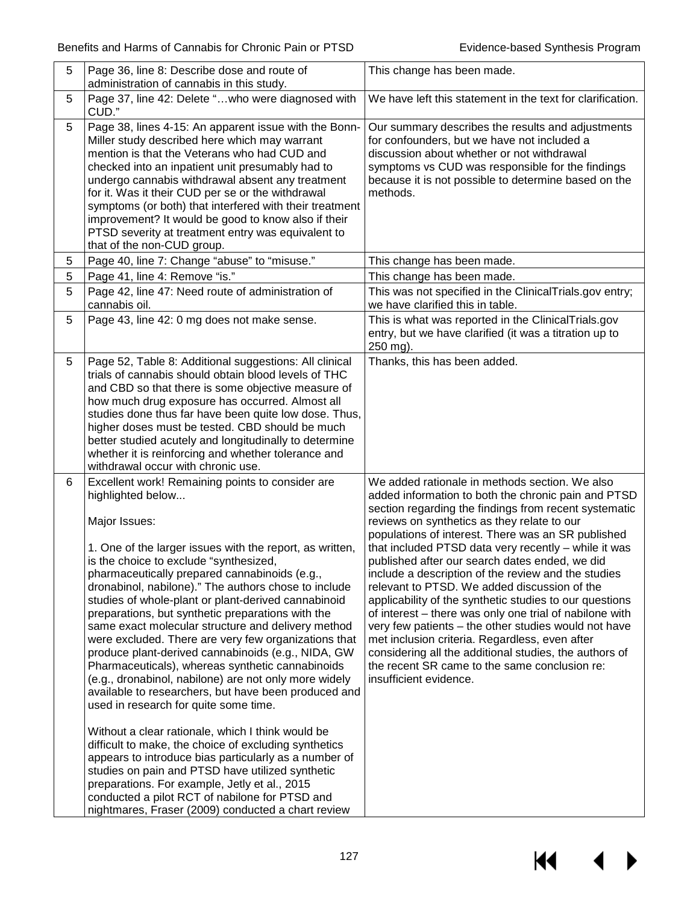| | | |
|---|---|---|
| 5 | Page 36, line 8: Describe dose and route of administration of cannabis in this study. | This change has been made. |
| 5 | Page 37, line 42: Delete "…who were diagnosed with CUD." | We have left this statement in the text for clarification. |
| 5 | Page 38, lines 4-15: An apparent issue with the Bonn-Miller study described here which may warrant mention is that the Veterans who had CUD and checked into an inpatient unit presumably had to undergo cannabis withdrawal absent any treatment for it. Was it their CUD per se or the withdrawal symptoms (or both) that interfered with their treatment improvement? It would be good to know also if their PTSD severity at treatment entry was equivalent to that of the non-CUD group. | Our summary describes the results and adjustments for confounders, but we have not included a discussion about whether or not withdrawal symptoms vs CUD was responsible for the findings because it is not possible to determine based on the methods. |
| 5 | Page 40, line 7: Change "abuse" to "misuse." | This change has been made. |
| 5 | Page 41, line 4: Remove "is." | This change has been made. |
| 5 | Page 42, line 47: Need route of administration of cannabis oil. | This was not specified in the ClinicalTrials.gov entry; we have clarified this in table. |
| 5 | Page 43, line 42: 0 mg does not make sense. | This is what was reported in the ClinicalTrials.gov entry, but we have clarified (it was a titration up to 250 mg). |
| 5 | Page 52, Table 8: Additional suggestions: All clinical trials of cannabis should obtain blood levels of THC and CBD so that there is some objective measure of how much drug exposure has occurred. Almost all studies done thus far have been quite low dose. Thus, higher doses must be tested. CBD should be much better studied acutely and longitudinally to determine whether it is reinforcing and whether tolerance and withdrawal occur with chronic use. | Thanks, this has been added. |
| 6 | Excellent work! Remaining points to consider are highlighted below...<br><br>Major Issues:<br><br>1. One of the larger issues with the report, as written, is the choice to exclude "synthesized, pharmaceutically prepared cannabinoids (e.g., dronabinol, nabilone)." The authors chose to include studies of whole-plant or plant-derived cannabinoid preparations, but synthetic preparations with the same exact molecular structure and delivery method were excluded. There are very few organizations that produce plant-derived cannabinoids (e.g., NIDA, GW Pharmaceuticals), whereas synthetic cannabinoids (e.g., dronabinol, nabilone) are not only more widely available to researchers, but have been produced and used in research for quite some time.<br><br>Without a clear rationale, which I think would be difficult to make, the choice of excluding synthetics appears to introduce bias particularly as a number of studies on pain and PTSD have utilized synthetic preparations. For example, Jetly et al., 2015 conducted a pilot RCT of nabilone for PTSD and nightmares, Fraser (2009) conducted a chart review | We added rationale in methods section. We also added information to both the chronic pain and PTSD section regarding the findings from recent systematic reviews on synthetics as they relate to our populations of interest. There was an SR published that included PTSD data very recently – while it was published after our search dates ended, we did include a description of the review and the studies relevant to PTSD. We added discussion of the applicability of the synthetic studies to our questions of interest – there was only one trial of nabilone with very few patients – the other studies would not have met inclusion criteria. Regardless, even after considering all the additional studies, the authors of the recent SR came to the same conclusion re: insufficient evidence. |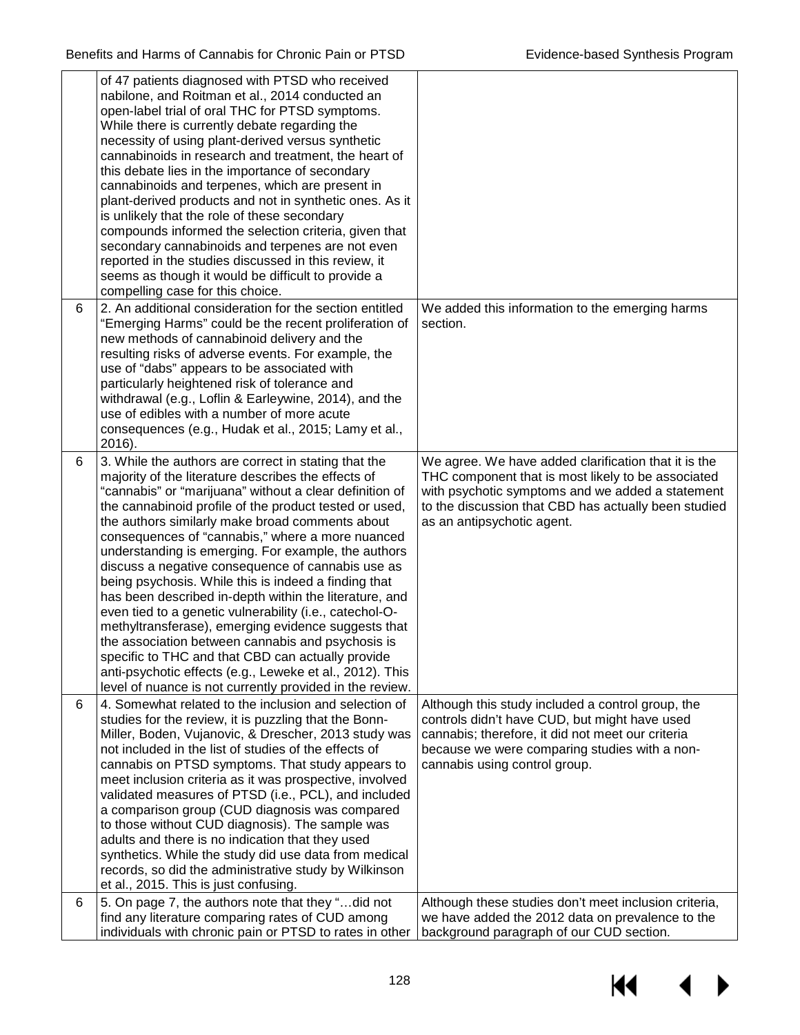| | | |
|---|---|---|
| | of 47 patients diagnosed with PTSD who received nabilone, and Roitman et al., 2014 conducted an open-label trial of oral THC for PTSD symptoms. While there is currently debate regarding the necessity of using plant-derived versus synthetic cannabinoids in research and treatment, the heart of this debate lies in the importance of secondary cannabinoids and terpenes, which are present in plant-derived products and not in synthetic ones. As it is unlikely that the role of these secondary compounds informed the selection criteria, given that secondary cannabinoids and terpenes are not even reported in the studies discussed in this review, it seems as though it would be difficult to provide a compelling case for this choice. | |
| 6 | 2. An additional consideration for the section entitled "Emerging Harms" could be the recent proliferation of new methods of cannabinoid delivery and the resulting risks of adverse events. For example, the use of "dabs" appears to be associated with particularly heightened risk of tolerance and withdrawal (e.g., Loflin & Earleywine, 2014), and the use of edibles with a number of more acute consequences (e.g., Hudak et al., 2015; Lamy et al., 2016). | We added this information to the emerging harms section. |
| 6 | 3. While the authors are correct in stating that the majority of the literature describes the effects of "cannabis" or "marijuana" without a clear definition of the cannabinoid profile of the product tested or used, the authors similarly make broad comments about consequences of "cannabis," where a more nuanced understanding is emerging. For example, the authors discuss a negative consequence of cannabis use as being psychosis. While this is indeed a finding that has been described in-depth within the literature, and even tied to a genetic vulnerability (i.e., catechol-O-methyltransferase), emerging evidence suggests that the association between cannabis and psychosis is specific to THC and that CBD can actually provide anti-psychotic effects (e.g., Leweke et al., 2012). This level of nuance is not currently provided in the review. | We agree. We have added clarification that it is the THC component that is most likely to be associated with psychotic symptoms and we added a statement to the discussion that CBD has actually been studied as an antipsychotic agent. |
| 6 | 4. Somewhat related to the inclusion and selection of studies for the review, it is puzzling that the Bonn-Miller, Boden, Vujanovic, & Drescher, 2013 study was not included in the list of studies of the effects of cannabis on PTSD symptoms. That study appears to meet inclusion criteria as it was prospective, involved validated measures of PTSD (i.e., PCL), and included a comparison group (CUD diagnosis was compared to those without CUD diagnosis). The sample was adults and there is no indication that they used synthetics. While the study did use data from medical records, so did the administrative study by Wilkinson et al., 2015. This is just confusing. | Although this study included a control group, the controls didn't have CUD, but might have used cannabis; therefore, it did not meet our criteria because we were comparing studies with a non-cannabis using control group. |
| 6 | 5. On page 7, the authors note that they "…did not find any literature comparing rates of CUD among individuals with chronic pain or PTSD to rates in other | Although these studies don't meet inclusion criteria, we have added the 2012 data on prevalence to the background paragraph of our CUD section. |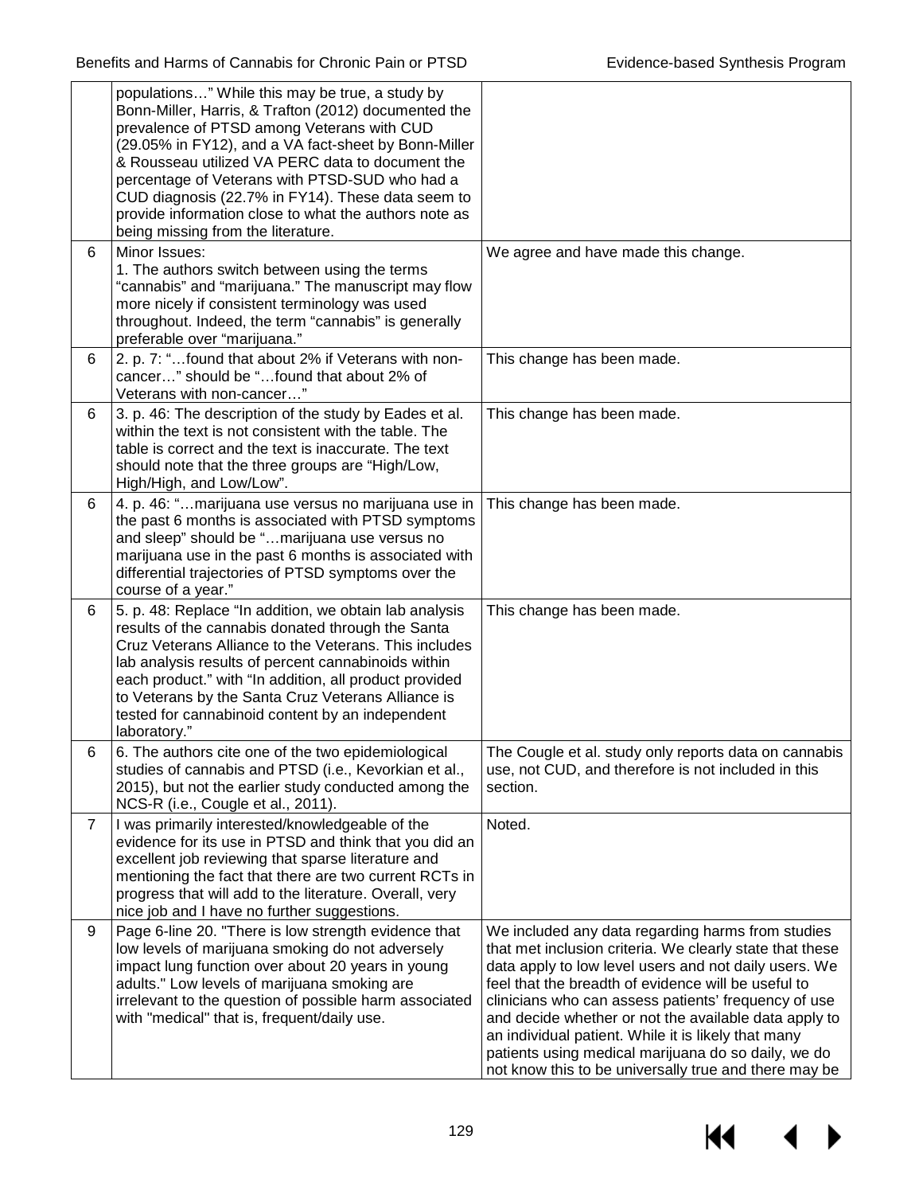| | | |
|---|---|---|
| | populations…" While this may be true, a study by Bonn-Miller, Harris, & Trafton (2012) documented the prevalence of PTSD among Veterans with CUD (29.05% in FY12), and a VA fact-sheet by Bonn-Miller & Rousseau utilized VA PERC data to document the percentage of Veterans with PTSD-SUD who had a CUD diagnosis (22.7% in FY14). These data seem to provide information close to what the authors note as being missing from the literature. | |
| 6 | Minor Issues:<br>1. The authors switch between using the terms "cannabis" and "marijuana." The manuscript may flow more nicely if consistent terminology was used throughout. Indeed, the term "cannabis" is generally preferable over "marijuana." | We agree and have made this change. |
| 6 | 2. p. 7: "…found that about 2% if Veterans with non-cancer…" should be "…found that about 2% of Veterans with non-cancer…" | This change has been made. |
| 6 | 3. p. 46: The description of the study by Eades et al. within the text is not consistent with the table. The table is correct and the text is inaccurate. The text should note that the three groups are "High/Low, High/High, and Low/Low". | This change has been made. |
| 6 | 4. p. 46: "…marijuana use versus no marijuana use in the past 6 months is associated with PTSD symptoms and sleep" should be "…marijuana use versus no marijuana use in the past 6 months is associated with differential trajectories of PTSD symptoms over the course of a year." | This change has been made. |
| 6 | 5. p. 48: Replace "In addition, we obtain lab analysis results of the cannabis donated through the Santa Cruz Veterans Alliance to the Veterans. This includes lab analysis results of percent cannabinoids within each product." with "In addition, all product provided to Veterans by the Santa Cruz Veterans Alliance is tested for cannabinoid content by an independent laboratory." | This change has been made. |
| 6 | 6. The authors cite one of the two epidemiological studies of cannabis and PTSD (i.e., Kevorkian et al., 2015), but not the earlier study conducted among the NCS-R (i.e., Cougle et al., 2011). | The Cougle et al. study only reports data on cannabis use, not CUD, and therefore is not included in this section. |
| 7 | I was primarily interested/knowledgeable of the evidence for its use in PTSD and think that you did an excellent job reviewing that sparse literature and mentioning the fact that there are two current RCTs in progress that will add to the literature. Overall, very nice job and I have no further suggestions. | Noted. |
| 9 | Page 6-line 20. "There is low strength evidence that low levels of marijuana smoking do not adversely impact lung function over about 20 years in young adults." Low levels of marijuana smoking are irrelevant to the question of possible harm associated with "medical" that is, frequent/daily use. | We included any data regarding harms from studies that met inclusion criteria. We clearly state that these data apply to low level users and not daily users. We feel that the breadth of evidence will be useful to clinicians who can assess patients' frequency of use and decide whether or not the available data apply to an individual patient. While it is likely that many patients using medical marijuana do so daily, we do not know this to be universally true and there may be |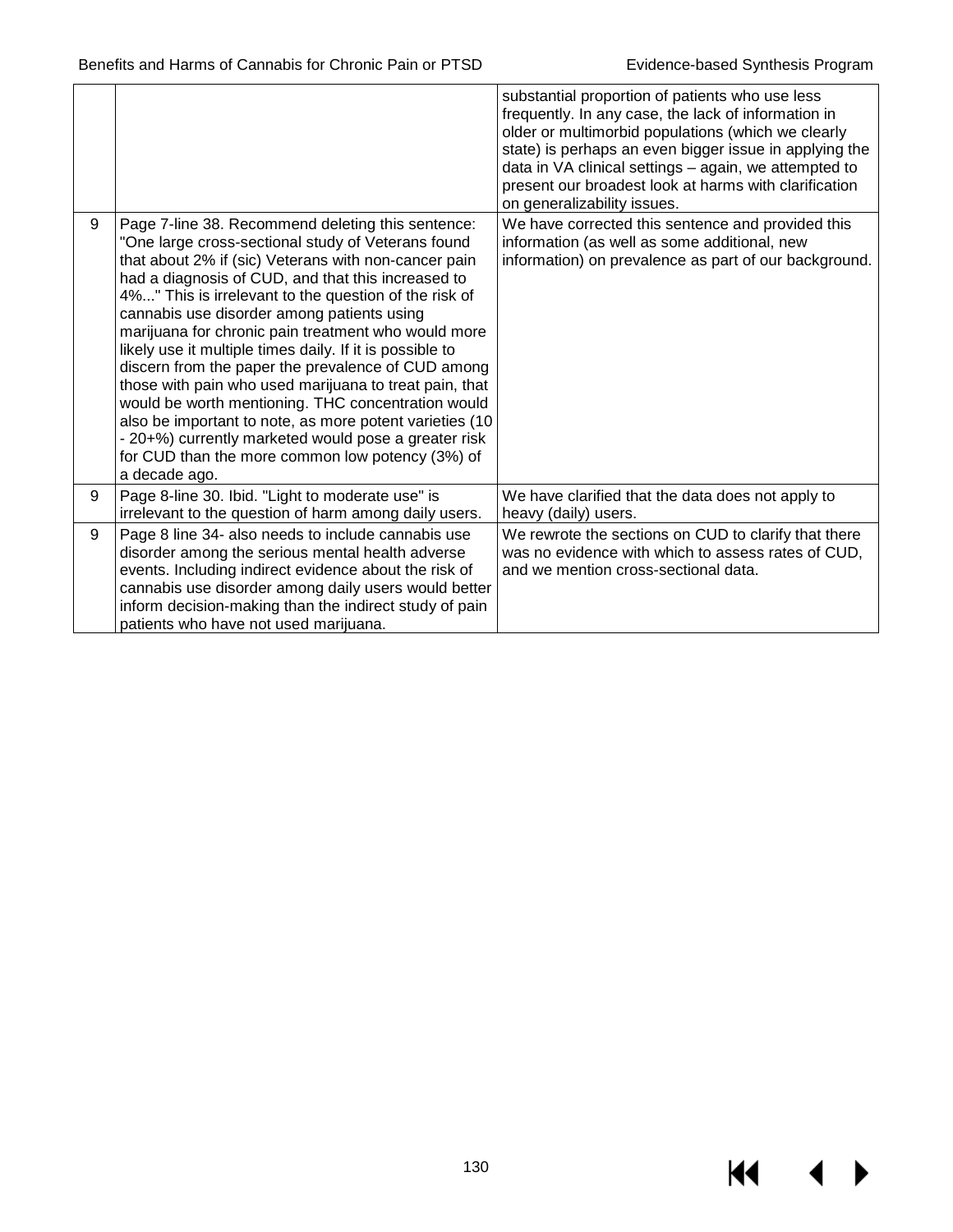| | | |
|---|---|---|
| | | substantial proportion of patients who use less frequently. In any case, the lack of information in older or multimorbid populations (which we clearly state) is perhaps an even bigger issue in applying the data in VA clinical settings – again, we attempted to present our broadest look at harms with clarification on generalizability issues. |
| 9 | Page 7-line 38. Recommend deleting this sentence: "One large cross-sectional study of Veterans found that about 2% if (sic) Veterans with non-cancer pain had a diagnosis of CUD, and that this increased to 4%..." This is irrelevant to the question of the risk of cannabis use disorder among patients using marijuana for chronic pain treatment who would more likely use it multiple times daily. If it is possible to discern from the paper the prevalence of CUD among those with pain who used marijuana to treat pain, that would be worth mentioning. THC concentration would also be important to note, as more potent varieties (10 - 20+%) currently marketed would pose a greater risk for CUD than the more common low potency (3%) of a decade ago. | We have corrected this sentence and provided this information (as well as some additional, new information) on prevalence as part of our background. |
| 9 | Page 8-line 30. Ibid. "Light to moderate use" is irrelevant to the question of harm among daily users. | We have clarified that the data does not apply to heavy (daily) users. |
| 9 | Page 8 line 34- also needs to include cannabis use disorder among the serious mental health adverse events. Including indirect evidence about the risk of cannabis use disorder among daily users would better inform decision-making than the indirect study of pain patients who have not used marijuana. | We rewrote the sections on CUD to clarify that there was no evidence with which to assess rates of CUD, and we mention cross-sectional data. |